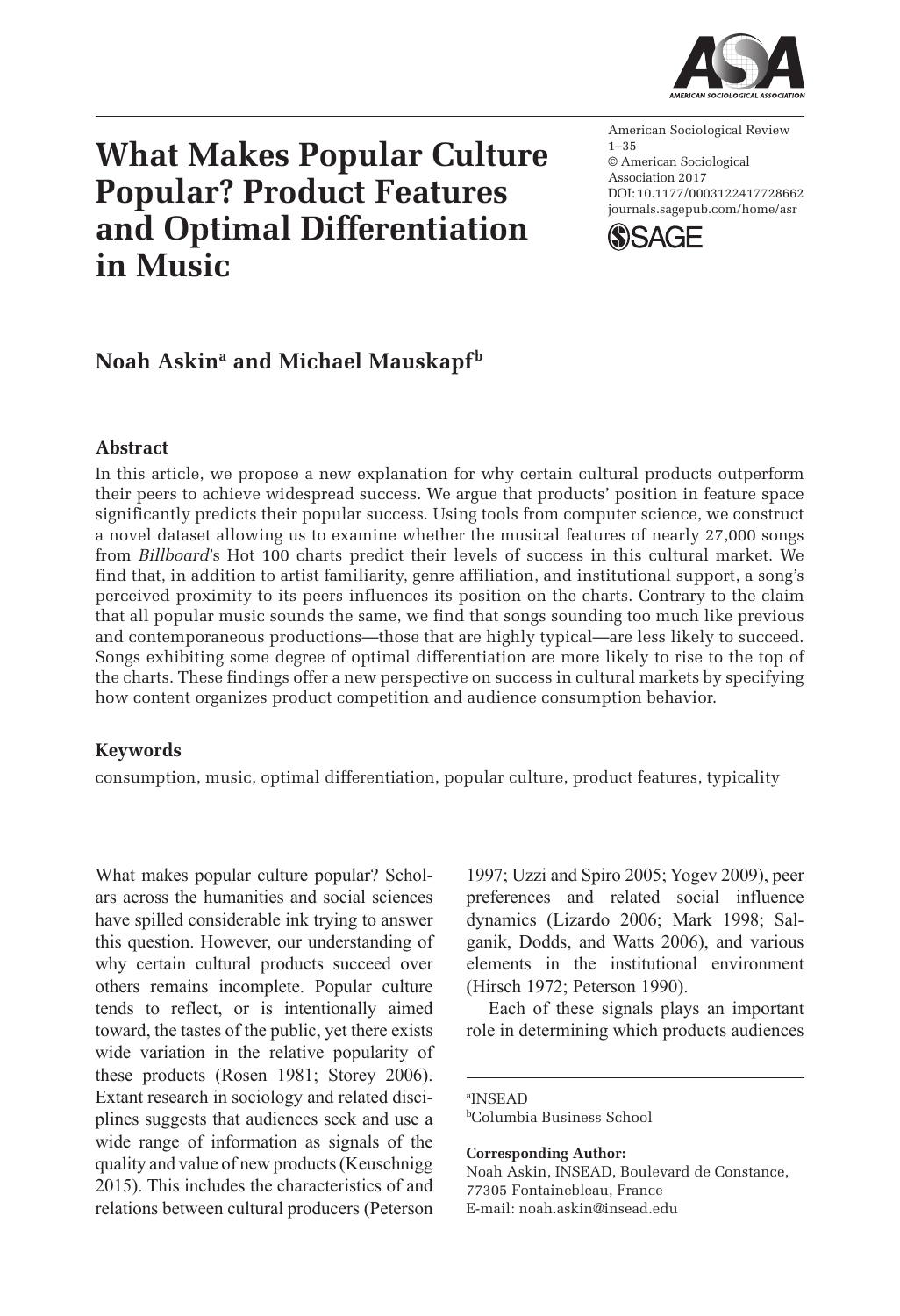# What Makes Popular Culture Popular? Product Features and Optimal Differentiation in Music

American Sociological Review
1–35
© American Sociological Association 2017
DOI: 10.1177/0003122417728662
journals.sagepub.com/home/asr

**Noah Askin[a] and Michael Mauskapf[b]**

## Abstract

In this article, we propose a new explanation for why certain cultural products outperform their peers to achieve widespread success. We argue that products' position in feature space significantly predicts their popular success. Using tools from computer science, we construct a novel dataset allowing us to examine whether the musical features of nearly 27,000 songs from *Billboard*'s Hot 100 charts predict their levels of success in this cultural market. We find that, in addition to artist familiarity, genre affiliation, and institutional support, a song's perceived proximity to its peers influences its position on the charts. Contrary to the claim that all popular music sounds the same, we find that songs sounding too much like previous and contemporaneous productions—those that are highly typical—are less likely to succeed. Songs exhibiting some degree of optimal differentiation are more likely to rise to the top of the charts. These findings offer a new perspective on success in cultural markets by specifying how content organizes product competition and audience consumption behavior.

## Keywords

consumption, music, optimal differentiation, popular culture, product features, typicality

What makes popular culture popular? Scholars across the humanities and social sciences have spilled considerable ink trying to answer this question. However, our understanding of why certain cultural products succeed over others remains incomplete. Popular culture tends to reflect, or is intentionally aimed toward, the tastes of the public, yet there exists wide variation in the relative popularity of these products (Rosen 1981; Storey 2006). Extant research in sociology and related disciplines suggests that audiences seek and use a wide range of information as signals of the quality and value of new products (Keuschnigg 2015). This includes the characteristics of and relations between cultural producers (Peterson 1997; Uzzi and Spiro 2005; Yogev 2009), peer preferences and related social influence dynamics (Lizardo 2006; Mark 1998; Salganik, Dodds, and Watts 2006), and various elements in the institutional environment (Hirsch 1972; Peterson 1990).

Each of these signals plays an important role in determining which products audiences

[a]INSEAD
[b]Columbia Business School

**Corresponding Author:**
Noah Askin, INSEAD, Boulevard de Constance, 77305 Fontainebleau, France
E-mail: noah.askin@insead.edu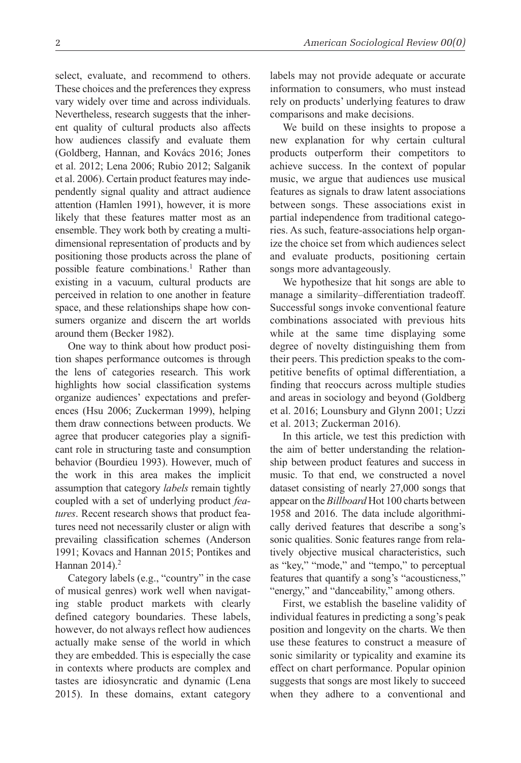select, evaluate, and recommend to others. These choices and the preferences they express vary widely over time and across individuals. Nevertheless, research suggests that the inherent quality of cultural products also affects how audiences classify and evaluate them (Goldberg, Hannan, and Kovács 2016; Jones et al. 2012; Lena 2006; Rubio 2012; Salganik et al. 2006). Certain product features may independently signal quality and attract audience attention (Hamlen 1991), however, it is more likely that these features matter most as an ensemble. They work both by creating a multidimensional representation of products and by positioning those products across the plane of possible feature combinations.[1] Rather than existing in a vacuum, cultural products are perceived in relation to one another in feature space, and these relationships shape how consumers organize and discern the art worlds around them (Becker 1982).

One way to think about how product position shapes performance outcomes is through the lens of categories research. This work highlights how social classification systems organize audiences' expectations and preferences (Hsu 2006; Zuckerman 1999), helping them draw connections between products. We agree that producer categories play a significant role in structuring taste and consumption behavior (Bourdieu 1993). However, much of the work in this area makes the implicit assumption that category *labels* remain tightly coupled with a set of underlying product *features*. Recent research shows that product features need not necessarily cluster or align with prevailing classification schemes (Anderson 1991; Kovacs and Hannan 2015; Pontikes and Hannan 2014).[2]

Category labels (e.g., "country" in the case of musical genres) work well when navigating stable product markets with clearly defined category boundaries. These labels, however, do not always reflect how audiences actually make sense of the world in which they are embedded. This is especially the case in contexts where products are complex and tastes are idiosyncratic and dynamic (Lena 2015). In these domains, extant category labels may not provide adequate or accurate information to consumers, who must instead rely on products' underlying features to draw comparisons and make decisions.

We build on these insights to propose a new explanation for why certain cultural products outperform their competitors to achieve success. In the context of popular music, we argue that audiences use musical features as signals to draw latent associations between songs. These associations exist in partial independence from traditional categories. As such, feature-associations help organize the choice set from which audiences select and evaluate products, positioning certain songs more advantageously.

We hypothesize that hit songs are able to manage a similarity–differentiation tradeoff. Successful songs invoke conventional feature combinations associated with previous hits while at the same time displaying some degree of novelty distinguishing them from their peers. This prediction speaks to the competitive benefits of optimal differentiation, a finding that reoccurs across multiple studies and areas in sociology and beyond (Goldberg et al. 2016; Lounsbury and Glynn 2001; Uzzi et al. 2013; Zuckerman 2016).

In this article, we test this prediction with the aim of better understanding the relationship between product features and success in music. To that end, we constructed a novel dataset consisting of nearly 27,000 songs that appear on the *Billboard* Hot 100 charts between 1958 and 2016. The data include algorithmically derived features that describe a song's sonic qualities. Sonic features range from relatively objective musical characteristics, such as "key," "mode," and "tempo," to perceptual features that quantify a song's "acousticness," "energy," and "danceability," among others.

First, we establish the baseline validity of individual features in predicting a song's peak position and longevity on the charts. We then use these features to construct a measure of sonic similarity or typicality and examine its effect on chart performance. Popular opinion suggests that songs are most likely to succeed when they adhere to a conventional and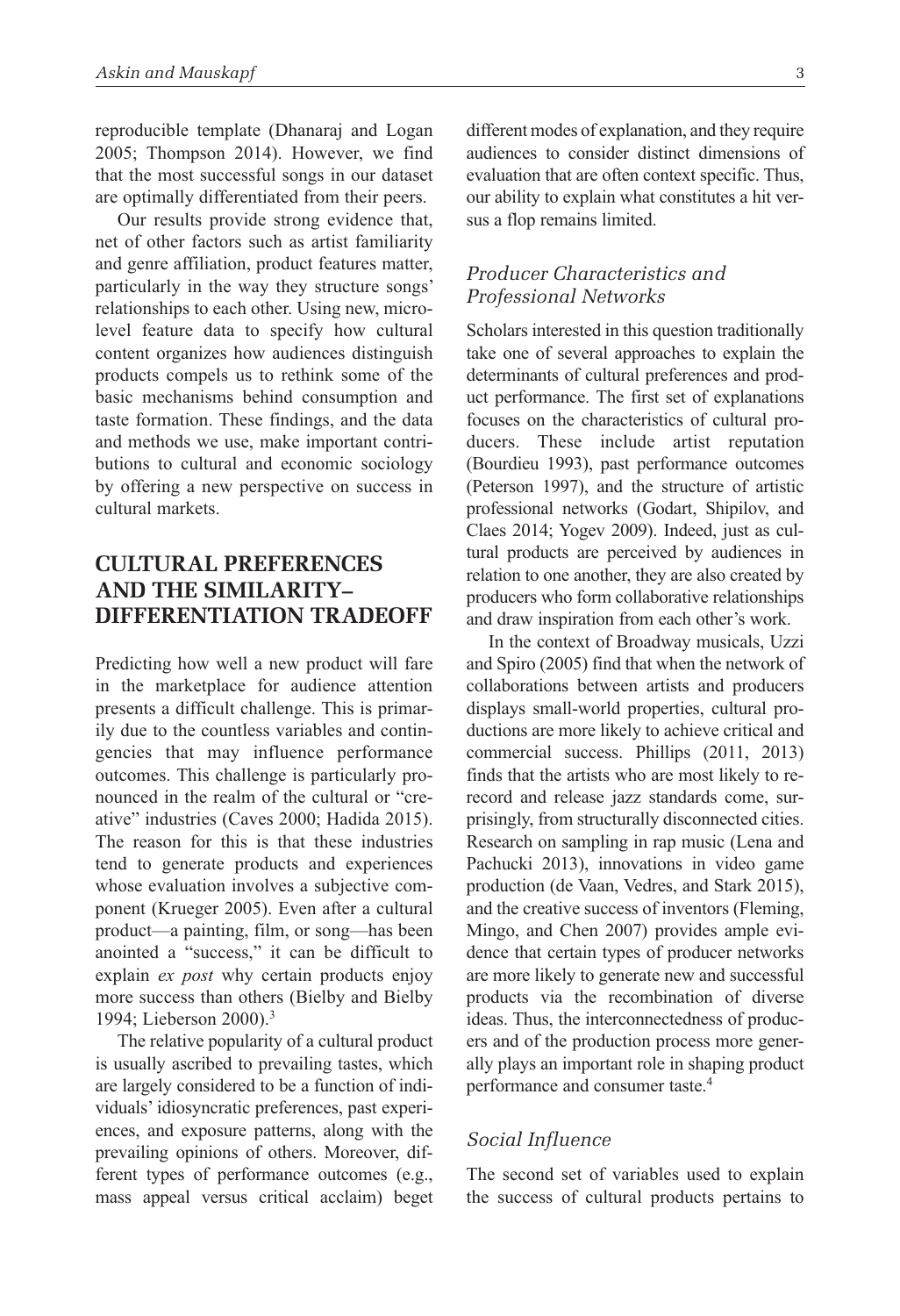reproducible template (Dhanaraj and Logan 2005; Thompson 2014). However, we find that the most successful songs in our dataset are optimally differentiated from their peers.

Our results provide strong evidence that, net of other factors such as artist familiarity and genre affiliation, product features matter, particularly in the way they structure songs' relationships to each other. Using new, micro-level feature data to specify how cultural content organizes how audiences distinguish products compels us to rethink some of the basic mechanisms behind consumption and taste formation. These findings, and the data and methods we use, make important contributions to cultural and economic sociology by offering a new perspective on success in cultural markets.

## CULTURAL PREFERENCES AND THE SIMILARITY–DIFFERENTIATION TRADEOFF

Predicting how well a new product will fare in the marketplace for audience attention presents a difficult challenge. This is primarily due to the countless variables and contingencies that may influence performance outcomes. This challenge is particularly pronounced in the realm of the cultural or "creative" industries (Caves 2000; Hadida 2015). The reason for this is that these industries tend to generate products and experiences whose evaluation involves a subjective component (Krueger 2005). Even after a cultural product—a painting, film, or song—has been anointed a "success," it can be difficult to explain *ex post* why certain products enjoy more success than others (Bielby and Bielby 1994; Lieberson 2000).[3]

The relative popularity of a cultural product is usually ascribed to prevailing tastes, which are largely considered to be a function of individuals' idiosyncratic preferences, past experiences, and exposure patterns, along with the prevailing opinions of others. Moreover, different types of performance outcomes (e.g., mass appeal versus critical acclaim) beget different modes of explanation, and they require audiences to consider distinct dimensions of evaluation that are often context specific. Thus, our ability to explain what constitutes a hit versus a flop remains limited.

### *Producer Characteristics and Professional Networks*

Scholars interested in this question traditionally take one of several approaches to explain the determinants of cultural preferences and product performance. The first set of explanations focuses on the characteristics of cultural producers. These include artist reputation (Bourdieu 1993), past performance outcomes (Peterson 1997), and the structure of artistic professional networks (Godart, Shipilov, and Claes 2014; Yogev 2009). Indeed, just as cultural products are perceived by audiences in relation to one another, they are also created by producers who form collaborative relationships and draw inspiration from each other's work.

In the context of Broadway musicals, Uzzi and Spiro (2005) find that when the network of collaborations between artists and producers displays small-world properties, cultural productions are more likely to achieve critical and commercial success. Phillips (2011, 2013) finds that the artists who are most likely to re-record and release jazz standards come, surprisingly, from structurally disconnected cities. Research on sampling in rap music (Lena and Pachucki 2013), innovations in video game production (de Vaan, Vedres, and Stark 2015), and the creative success of inventors (Fleming, Mingo, and Chen 2007) provides ample evidence that certain types of producer networks are more likely to generate new and successful products via the recombination of diverse ideas. Thus, the interconnectedness of producers and of the production process more generally plays an important role in shaping product performance and consumer taste.[4]

### *Social Influence*

The second set of variables used to explain the success of cultural products pertains to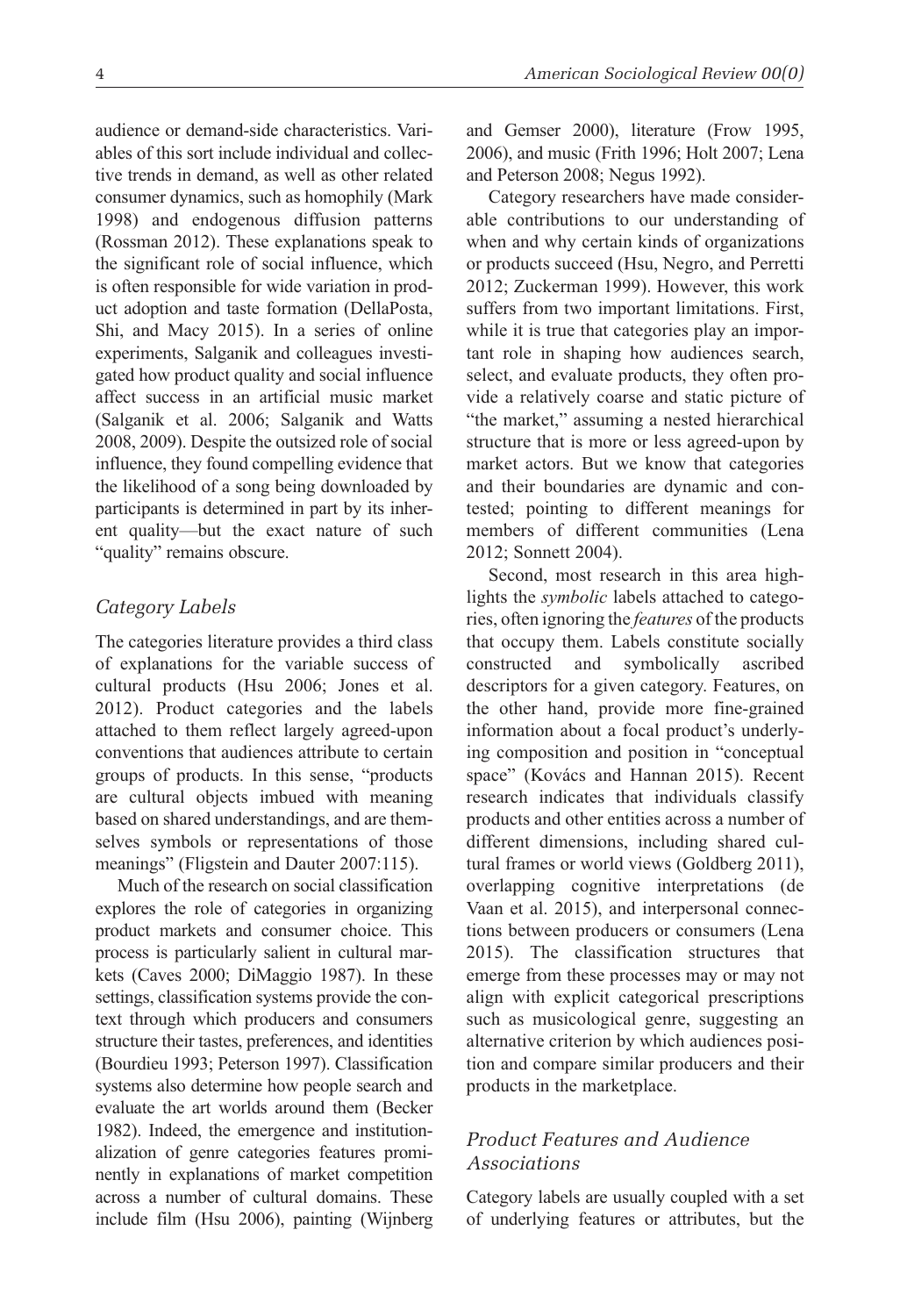audience or demand-side characteristics. Variables of this sort include individual and collective trends in demand, as well as other related consumer dynamics, such as homophily (Mark 1998) and endogenous diffusion patterns (Rossman 2012). These explanations speak to the significant role of social influence, which is often responsible for wide variation in product adoption and taste formation (DellaPosta, Shi, and Macy 2015). In a series of online experiments, Salganik and colleagues investigated how product quality and social influence affect success in an artificial music market (Salganik et al. 2006; Salganik and Watts 2008, 2009). Despite the outsized role of social influence, they found compelling evidence that the likelihood of a song being downloaded by participants is determined in part by its inherent quality—but the exact nature of such "quality" remains obscure.

### *Category Labels*

The categories literature provides a third class of explanations for the variable success of cultural products (Hsu 2006; Jones et al. 2012). Product categories and the labels attached to them reflect largely agreed-upon conventions that audiences attribute to certain groups of products. In this sense, "products are cultural objects imbued with meaning based on shared understandings, and are themselves symbols or representations of those meanings" (Fligstein and Dauter 2007:115).

Much of the research on social classification explores the role of categories in organizing product markets and consumer choice. This process is particularly salient in cultural markets (Caves 2000; DiMaggio 1987). In these settings, classification systems provide the context through which producers and consumers structure their tastes, preferences, and identities (Bourdieu 1993; Peterson 1997). Classification systems also determine how people search and evaluate the art worlds around them (Becker 1982). Indeed, the emergence and institutionalization of genre categories features prominently in explanations of market competition across a number of cultural domains. These include film (Hsu 2006), painting (Wijnberg and Gemser 2000), literature (Frow 1995, 2006), and music (Frith 1996; Holt 2007; Lena and Peterson 2008; Negus 1992).

Category researchers have made considerable contributions to our understanding of when and why certain kinds of organizations or products succeed (Hsu, Negro, and Perretti 2012; Zuckerman 1999). However, this work suffers from two important limitations. First, while it is true that categories play an important role in shaping how audiences search, select, and evaluate products, they often provide a relatively coarse and static picture of "the market," assuming a nested hierarchical structure that is more or less agreed-upon by market actors. But we know that categories and their boundaries are dynamic and contested; pointing to different meanings for members of different communities (Lena 2012; Sonnett 2004).

Second, most research in this area highlights the *symbolic* labels attached to categories, often ignoring the *features* of the products that occupy them. Labels constitute socially constructed and symbolically ascribed descriptors for a given category. Features, on the other hand, provide more fine-grained information about a focal product's underlying composition and position in "conceptual space" (Kovács and Hannan 2015). Recent research indicates that individuals classify products and other entities across a number of different dimensions, including shared cultural frames or world views (Goldberg 2011), overlapping cognitive interpretations (de Vaan et al. 2015), and interpersonal connections between producers or consumers (Lena 2015). The classification structures that emerge from these processes may or may not align with explicit categorical prescriptions such as musicological genre, suggesting an alternative criterion by which audiences position and compare similar producers and their products in the marketplace.

### *Product Features and Audience Associations*

Category labels are usually coupled with a set of underlying features or attributes, but the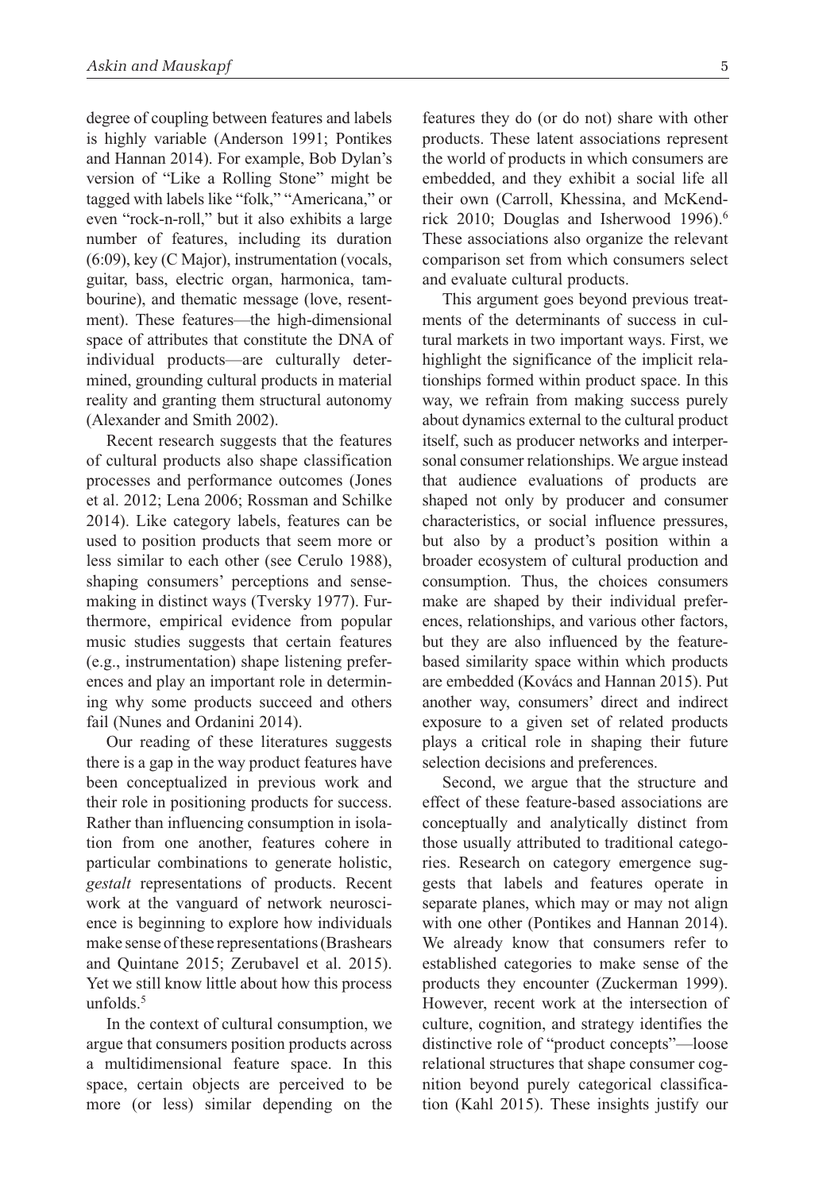degree of coupling between features and labels is highly variable (Anderson 1991; Pontikes and Hannan 2014). For example, Bob Dylan's version of "Like a Rolling Stone" might be tagged with labels like "folk," "Americana," or even "rock-n-roll," but it also exhibits a large number of features, including its duration (6:09), key (C Major), instrumentation (vocals, guitar, bass, electric organ, harmonica, tambourine), and thematic message (love, resentment). These features—the high-dimensional space of attributes that constitute the DNA of individual products—are culturally determined, grounding cultural products in material reality and granting them structural autonomy (Alexander and Smith 2002).

Recent research suggests that the features of cultural products also shape classification processes and performance outcomes (Jones et al. 2012; Lena 2006; Rossman and Schilke 2014). Like category labels, features can be used to position products that seem more or less similar to each other (see Cerulo 1988), shaping consumers' perceptions and sensemaking in distinct ways (Tversky 1977). Furthermore, empirical evidence from popular music studies suggests that certain features (e.g., instrumentation) shape listening preferences and play an important role in determining why some products succeed and others fail (Nunes and Ordanini 2014).

Our reading of these literatures suggests there is a gap in the way product features have been conceptualized in previous work and their role in positioning products for success. Rather than influencing consumption in isolation from one another, features cohere in particular combinations to generate holistic, *gestalt* representations of products. Recent work at the vanguard of network neuroscience is beginning to explore how individuals make sense of these representations (Brashears and Quintane 2015; Zerubavel et al. 2015). Yet we still know little about how this process unfolds.[5]

In the context of cultural consumption, we argue that consumers position products across a multidimensional feature space. In this space, certain objects are perceived to be more (or less) similar depending on the features they do (or do not) share with other products. These latent associations represent the world of products in which consumers are embedded, and they exhibit a social life all their own (Carroll, Khessina, and McKendrick 2010; Douglas and Isherwood 1996).[6] These associations also organize the relevant comparison set from which consumers select and evaluate cultural products.

This argument goes beyond previous treatments of the determinants of success in cultural markets in two important ways. First, we highlight the significance of the implicit relationships formed within product space. In this way, we refrain from making success purely about dynamics external to the cultural product itself, such as producer networks and interpersonal consumer relationships. We argue instead that audience evaluations of products are shaped not only by producer and consumer characteristics, or social influence pressures, but also by a product's position within a broader ecosystem of cultural production and consumption. Thus, the choices consumers make are shaped by their individual preferences, relationships, and various other factors, but they are also influenced by the feature-based similarity space within which products are embedded (Kovács and Hannan 2015). Put another way, consumers' direct and indirect exposure to a given set of related products plays a critical role in shaping their future selection decisions and preferences.

Second, we argue that the structure and effect of these feature-based associations are conceptually and analytically distinct from those usually attributed to traditional categories. Research on category emergence suggests that labels and features operate in separate planes, which may or may not align with one other (Pontikes and Hannan 2014). We already know that consumers refer to established categories to make sense of the products they encounter (Zuckerman 1999). However, recent work at the intersection of culture, cognition, and strategy identifies the distinctive role of "product concepts"—loose relational structures that shape consumer cognition beyond purely categorical classification (Kahl 2015). These insights justify our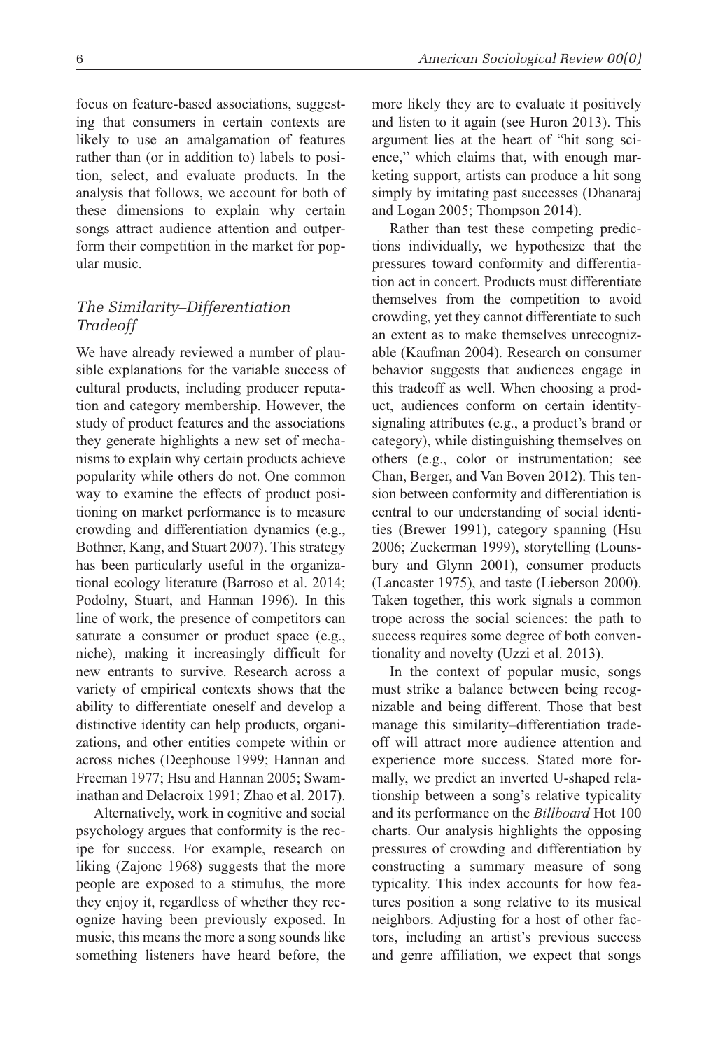focus on feature-based associations, suggesting that consumers in certain contexts are likely to use an amalgamation of features rather than (or in addition to) labels to position, select, and evaluate products. In the analysis that follows, we account for both of these dimensions to explain why certain songs attract audience attention and outperform their competition in the market for popular music.

### *The Similarity–Differentiation Tradeoff*

We have already reviewed a number of plausible explanations for the variable success of cultural products, including producer reputation and category membership. However, the study of product features and the associations they generate highlights a new set of mechanisms to explain why certain products achieve popularity while others do not. One common way to examine the effects of product positioning on market performance is to measure crowding and differentiation dynamics (e.g., Bothner, Kang, and Stuart 2007). This strategy has been particularly useful in the organizational ecology literature (Barroso et al. 2014; Podolny, Stuart, and Hannan 1996). In this line of work, the presence of competitors can saturate a consumer or product space (e.g., niche), making it increasingly difficult for new entrants to survive. Research across a variety of empirical contexts shows that the ability to differentiate oneself and develop a distinctive identity can help products, organizations, and other entities compete within or across niches (Deephouse 1999; Hannan and Freeman 1977; Hsu and Hannan 2005; Swaminathan and Delacroix 1991; Zhao et al. 2017).

Alternatively, work in cognitive and social psychology argues that conformity is the recipe for success. For example, research on liking (Zajonc 1968) suggests that the more people are exposed to a stimulus, the more they enjoy it, regardless of whether they recognize having been previously exposed. In music, this means the more a song sounds like something listeners have heard before, the more likely they are to evaluate it positively and listen to it again (see Huron 2013). This argument lies at the heart of "hit song science," which claims that, with enough marketing support, artists can produce a hit song simply by imitating past successes (Dhanaraj and Logan 2005; Thompson 2014).

Rather than test these competing predictions individually, we hypothesize that the pressures toward conformity and differentiation act in concert. Products must differentiate themselves from the competition to avoid crowding, yet they cannot differentiate to such an extent as to make themselves unrecognizable (Kaufman 2004). Research on consumer behavior suggests that audiences engage in this tradeoff as well. When choosing a product, audiences conform on certain identity-signaling attributes (e.g., a product's brand or category), while distinguishing themselves on others (e.g., color or instrumentation; see Chan, Berger, and Van Boven 2012). This tension between conformity and differentiation is central to our understanding of social identities (Brewer 1991), category spanning (Hsu 2006; Zuckerman 1999), storytelling (Lounsbury and Glynn 2001), consumer products (Lancaster 1975), and taste (Lieberson 2000). Taken together, this work signals a common trope across the social sciences: the path to success requires some degree of both conventionality and novelty (Uzzi et al. 2013).

In the context of popular music, songs must strike a balance between being recognizable and being different. Those that best manage this similarity–differentiation tradeoff will attract more audience attention and experience more success. Stated more formally, we predict an inverted U-shaped relationship between a song's relative typicality and its performance on the *Billboard* Hot 100 charts. Our analysis highlights the opposing pressures of crowding and differentiation by constructing a summary measure of song typicality. This index accounts for how features position a song relative to its musical neighbors. Adjusting for a host of other factors, including an artist's previous success and genre affiliation, we expect that songs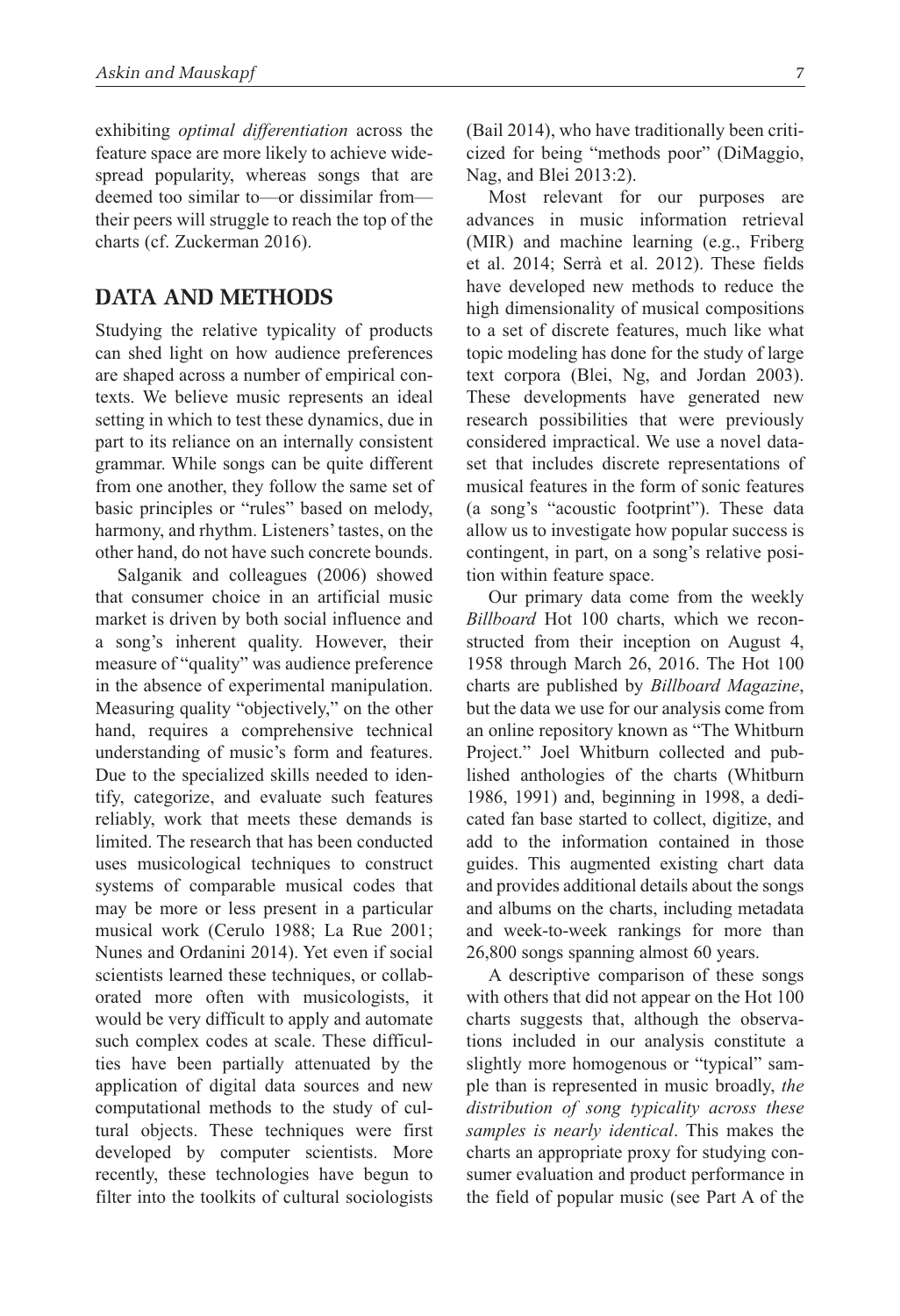exhibiting *optimal differentiation* across the feature space are more likely to achieve widespread popularity, whereas songs that are deemed too similar to—or dissimilar from—their peers will struggle to reach the top of the charts (cf. Zuckerman 2016).

## DATA AND METHODS

Studying the relative typicality of products can shed light on how audience preferences are shaped across a number of empirical contexts. We believe music represents an ideal setting in which to test these dynamics, due in part to its reliance on an internally consistent grammar. While songs can be quite different from one another, they follow the same set of basic principles or "rules" based on melody, harmony, and rhythm. Listeners' tastes, on the other hand, do not have such concrete bounds.

Salganik and colleagues (2006) showed that consumer choice in an artificial music market is driven by both social influence and a song's inherent quality. However, their measure of "quality" was audience preference in the absence of experimental manipulation. Measuring quality "objectively," on the other hand, requires a comprehensive technical understanding of music's form and features. Due to the specialized skills needed to identify, categorize, and evaluate such features reliably, work that meets these demands is limited. The research that has been conducted uses musicological techniques to construct systems of comparable musical codes that may be more or less present in a particular musical work (Cerulo 1988; La Rue 2001; Nunes and Ordanini 2014). Yet even if social scientists learned these techniques, or collaborated more often with musicologists, it would be very difficult to apply and automate such complex codes at scale. These difficulties have been partially attenuated by the application of digital data sources and new computational methods to the study of cultural objects. These techniques were first developed by computer scientists. More recently, these technologies have begun to filter into the toolkits of cultural sociologists (Bail 2014), who have traditionally been criticized for being "methods poor" (DiMaggio, Nag, and Blei 2013:2).

Most relevant for our purposes are advances in music information retrieval (MIR) and machine learning (e.g., Friberg et al. 2014; Serrà et al. 2012). These fields have developed new methods to reduce the high dimensionality of musical compositions to a set of discrete features, much like what topic modeling has done for the study of large text corpora (Blei, Ng, and Jordan 2003). These developments have generated new research possibilities that were previously considered impractical. We use a novel dataset that includes discrete representations of musical features in the form of sonic features (a song's "acoustic footprint"). These data allow us to investigate how popular success is contingent, in part, on a song's relative position within feature space.

Our primary data come from the weekly *Billboard* Hot 100 charts, which we reconstructed from their inception on August 4, 1958 through March 26, 2016. The Hot 100 charts are published by *Billboard Magazine*, but the data we use for our analysis come from an online repository known as "The Whitburn Project." Joel Whitburn collected and published anthologies of the charts (Whitburn 1986, 1991) and, beginning in 1998, a dedicated fan base started to collect, digitize, and add to the information contained in those guides. This augmented existing chart data and provides additional details about the songs and albums on the charts, including metadata and week-to-week rankings for more than 26,800 songs spanning almost 60 years.

A descriptive comparison of these songs with others that did not appear on the Hot 100 charts suggests that, although the observations included in our analysis constitute a slightly more homogenous or "typical" sample than is represented in music broadly, *the distribution of song typicality across these samples is nearly identical*. This makes the charts an appropriate proxy for studying consumer evaluation and product performance in the field of popular music (see Part A of the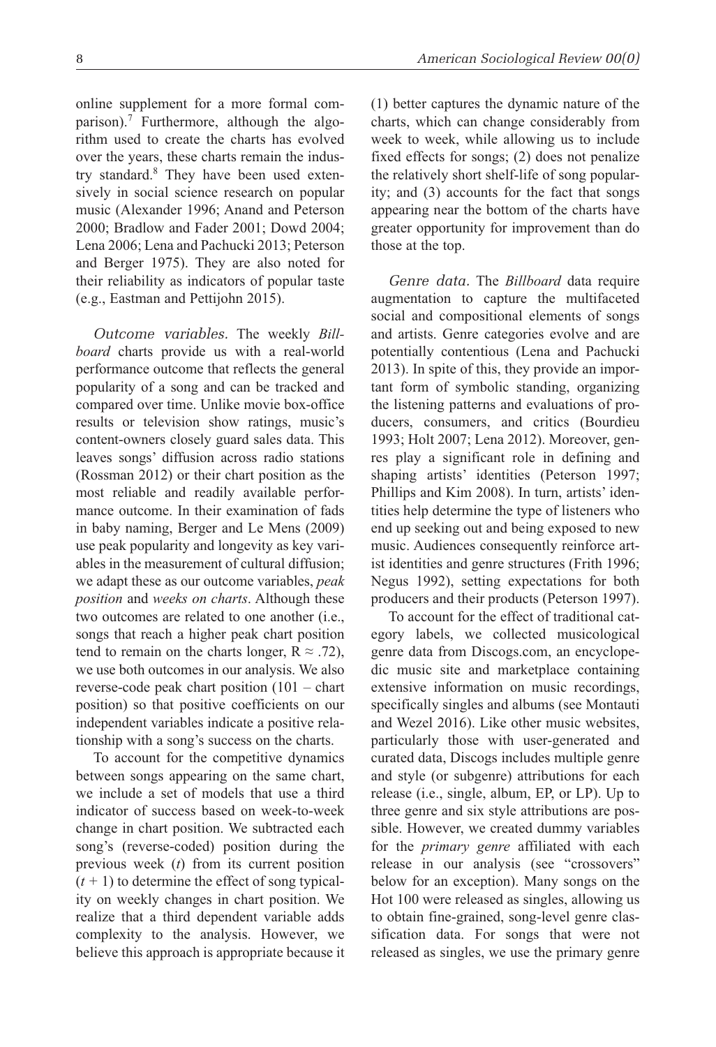online supplement for a more formal comparison).[7] Furthermore, although the algorithm used to create the charts has evolved over the years, these charts remain the industry standard.[8] They have been used extensively in social science research on popular music (Alexander 1996; Anand and Peterson 2000; Bradlow and Fader 2001; Dowd 2004; Lena 2006; Lena and Pachucki 2013; Peterson and Berger 1975). They are also noted for their reliability as indicators of popular taste (e.g., Eastman and Pettijohn 2015).

*Outcome variables.* The weekly *Billboard* charts provide us with a real-world performance outcome that reflects the general popularity of a song and can be tracked and compared over time. Unlike movie box-office results or television show ratings, music's content-owners closely guard sales data. This leaves songs' diffusion across radio stations (Rossman 2012) or their chart position as the most reliable and readily available performance outcome. In their examination of fads in baby naming, Berger and Le Mens (2009) use peak popularity and longevity as key variables in the measurement of cultural diffusion; we adapt these as our outcome variables, *peak position* and *weeks on charts*. Although these two outcomes are related to one another (i.e., songs that reach a higher peak chart position tend to remain on the charts longer, $R \approx .72$), we use both outcomes in our analysis. We also reverse-code peak chart position (101 – chart position) so that positive coefficients on our independent variables indicate a positive relationship with a song's success on the charts.

To account for the competitive dynamics between songs appearing on the same chart, we include a set of models that use a third indicator of success based on week-to-week change in chart position. We subtracted each song's (reverse-coded) position during the previous week ($t$) from its current position ($t + 1$) to determine the effect of song typicality on weekly changes in chart position. We realize that a third dependent variable adds complexity to the analysis. However, we believe this approach is appropriate because it (1) better captures the dynamic nature of the charts, which can change considerably from week to week, while allowing us to include fixed effects for songs; (2) does not penalize the relatively short shelf-life of song popularity; and (3) accounts for the fact that songs appearing near the bottom of the charts have greater opportunity for improvement than do those at the top.

*Genre data.* The *Billboard* data require augmentation to capture the multifaceted social and compositional elements of songs and artists. Genre categories evolve and are potentially contentious (Lena and Pachucki 2013). In spite of this, they provide an important form of symbolic standing, organizing the listening patterns and evaluations of producers, consumers, and critics (Bourdieu 1993; Holt 2007; Lena 2012). Moreover, genres play a significant role in defining and shaping artists' identities (Peterson 1997; Phillips and Kim 2008). In turn, artists' identities help determine the type of listeners who end up seeking out and being exposed to new music. Audiences consequently reinforce artist identities and genre structures (Frith 1996; Negus 1992), setting expectations for both producers and their products (Peterson 1997).

To account for the effect of traditional category labels, we collected musicological genre data from Discogs.com, an encyclopedic music site and marketplace containing extensive information on music recordings, specifically singles and albums (see Montauti and Wezel 2016). Like other music websites, particularly those with user-generated and curated data, Discogs includes multiple genre and style (or subgenre) attributions for each release (i.e., single, album, EP, or LP). Up to three genre and six style attributions are possible. However, we created dummy variables for the *primary genre* affiliated with each release in our analysis (see "crossovers" below for an exception). Many songs on the Hot 100 were released as singles, allowing us to obtain fine-grained, song-level genre classification data. For songs that were not released as singles, we use the primary genre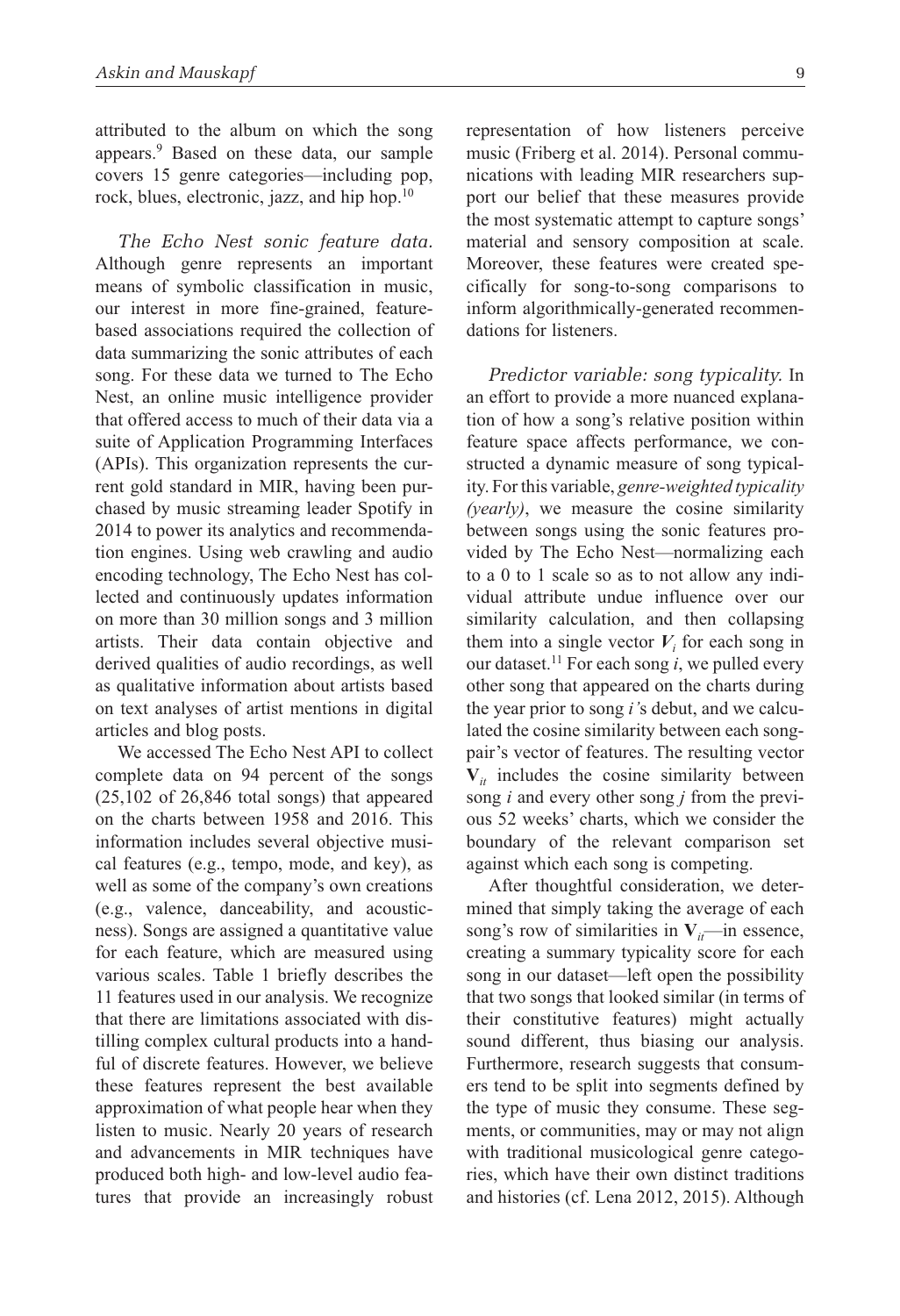attributed to the album on which the song appears.[9] Based on these data, our sample covers 15 genre categories—including pop, rock, blues, electronic, jazz, and hip hop.[10]

*The Echo Nest sonic feature data.* Although genre represents an important means of symbolic classification in music, our interest in more fine-grained, feature-based associations required the collection of data summarizing the sonic attributes of each song. For these data we turned to The Echo Nest, an online music intelligence provider that offered access to much of their data via a suite of Application Programming Interfaces (APIs). This organization represents the current gold standard in MIR, having been purchased by music streaming leader Spotify in 2014 to power its analytics and recommendation engines. Using web crawling and audio encoding technology, The Echo Nest has collected and continuously updates information on more than 30 million songs and 3 million artists. Their data contain objective and derived qualities of audio recordings, as well as qualitative information about artists based on text analyses of artist mentions in digital articles and blog posts.

We accessed The Echo Nest API to collect complete data on 94 percent of the songs (25,102 of 26,846 total songs) that appeared on the charts between 1958 and 2016. This information includes several objective musical features (e.g., tempo, mode, and key), as well as some of the company's own creations (e.g., valence, danceability, and acousticness). Songs are assigned a quantitative value for each feature, which are measured using various scales. Table 1 briefly describes the 11 features used in our analysis. We recognize that there are limitations associated with distilling complex cultural products into a handful of discrete features. However, we believe these features represent the best available approximation of what people hear when they listen to music. Nearly 20 years of research and advancements in MIR techniques have produced both high- and low-level audio features that provide an increasingly robust representation of how listeners perceive music (Friberg et al. 2014). Personal communications with leading MIR researchers support our belief that these measures provide the most systematic attempt to capture songs' material and sensory composition at scale. Moreover, these features were created specifically for song-to-song comparisons to inform algorithmically-generated recommendations for listeners.

*Predictor variable: song typicality.* In an effort to provide a more nuanced explanation of how a song's relative position within feature space affects performance, we constructed a dynamic measure of song typicality. For this variable, *genre-weighted typicality (yearly)*, we measure the cosine similarity between songs using the sonic features provided by The Echo Nest—normalizing each to a 0 to 1 scale so as to not allow any individual attribute undue influence over our similarity calculation, and then collapsing them into a single vector $V_i$ for each song in our dataset.[11] For each song *i*, we pulled every other song that appeared on the charts during the year prior to song *i*'s debut, and we calculated the cosine similarity between each song-pair's vector of features. The resulting vector $\mathbf{V}_{it}$ includes the cosine similarity between song *i* and every other song *j* from the previous 52 weeks' charts, which we consider the boundary of the relevant comparison set against which each song is competing.

After thoughtful consideration, we determined that simply taking the average of each song's row of similarities in $\mathbf{V}_{it}$—in essence, creating a summary typicality score for each song in our dataset—left open the possibility that two songs that looked similar (in terms of their constitutive features) might actually sound different, thus biasing our analysis. Furthermore, research suggests that consumers tend to be split into segments defined by the type of music they consume. These segments, or communities, may or may not align with traditional musicological genre categories, which have their own distinct traditions and histories (cf. Lena 2012, 2015). Although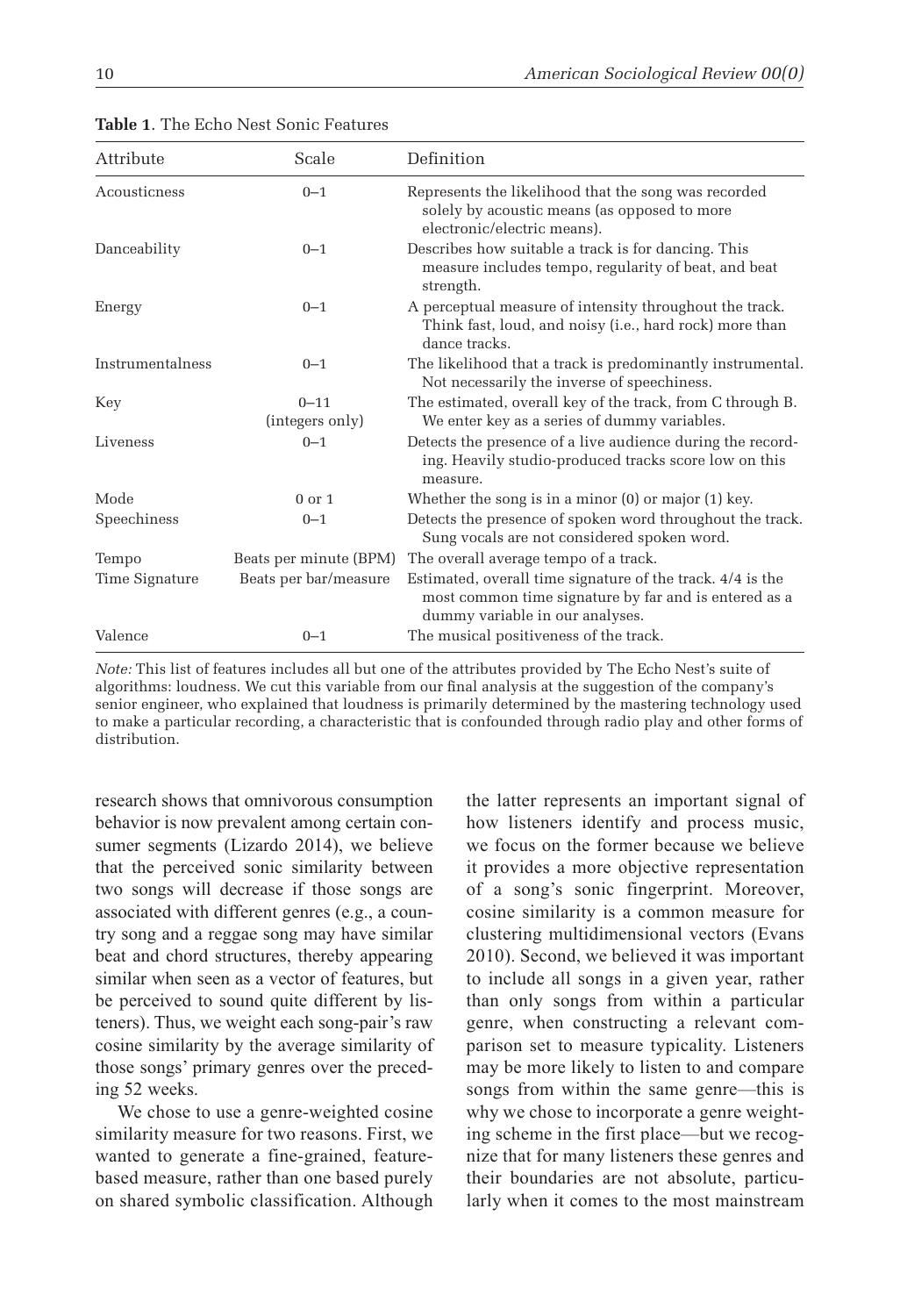**Table 1**. The Echo Nest Sonic Features

| Attribute | Scale | Definition |
|---|---|---|
| Acousticness | 0–1 | Represents the likelihood that the song was recorded solely by acoustic means (as opposed to more electronic/electric means). |
| Danceability | 0–1 | Describes how suitable a track is for dancing. This measure includes tempo, regularity of beat, and beat strength. |
| Energy | 0–1 | A perceptual measure of intensity throughout the track. Think fast, loud, and noisy (i.e., hard rock) more than dance tracks. |
| Instrumentalness | 0–1 | The likelihood that a track is predominantly instrumental. Not necessarily the inverse of speechiness. |
| Key | 0–11 (integers only) | The estimated, overall key of the track, from C through B. We enter key as a series of dummy variables. |
| Liveness | 0–1 | Detects the presence of a live audience during the recording. Heavily studio-produced tracks score low on this measure. |
| Mode | 0 or 1 | Whether the song is in a minor (0) or major (1) key. |
| Speechiness | 0–1 | Detects the presence of spoken word throughout the track. Sung vocals are not considered spoken word. |
| Tempo | Beats per minute (BPM) | The overall average tempo of a track. |
| Time Signature | Beats per bar/measure | Estimated, overall time signature of the track. 4/4 is the most common time signature by far and is entered as a dummy variable in our analyses. |
| Valence | 0–1 | The musical positiveness of the track. |

*Note:* This list of features includes all but one of the attributes provided by The Echo Nest's suite of algorithms: loudness. We cut this variable from our final analysis at the suggestion of the company's senior engineer, who explained that loudness is primarily determined by the mastering technology used to make a particular recording, a characteristic that is confounded through radio play and other forms of distribution.

research shows that omnivorous consumption behavior is now prevalent among certain consumer segments (Lizardo 2014), we believe that the perceived sonic similarity between two songs will decrease if those songs are associated with different genres (e.g., a country song and a reggae song may have similar beat and chord structures, thereby appearing similar when seen as a vector of features, but be perceived to sound quite different by listeners). Thus, we weight each song-pair's raw cosine similarity by the average similarity of those songs' primary genres over the preceding 52 weeks.

We chose to use a genre-weighted cosine similarity measure for two reasons. First, we wanted to generate a fine-grained, feature-based measure, rather than one based purely on shared symbolic classification. Although the latter represents an important signal of how listeners identify and process music, we focus on the former because we believe it provides a more objective representation of a song's sonic fingerprint. Moreover, cosine similarity is a common measure for clustering multidimensional vectors (Evans 2010). Second, we believed it was important to include all songs in a given year, rather than only songs from within a particular genre, when constructing a relevant comparison set to measure typicality. Listeners may be more likely to listen to and compare songs from within the same genre—this is why we chose to incorporate a genre weighting scheme in the first place—but we recognize that for many listeners these genres and their boundaries are not absolute, particularly when it comes to the most mainstream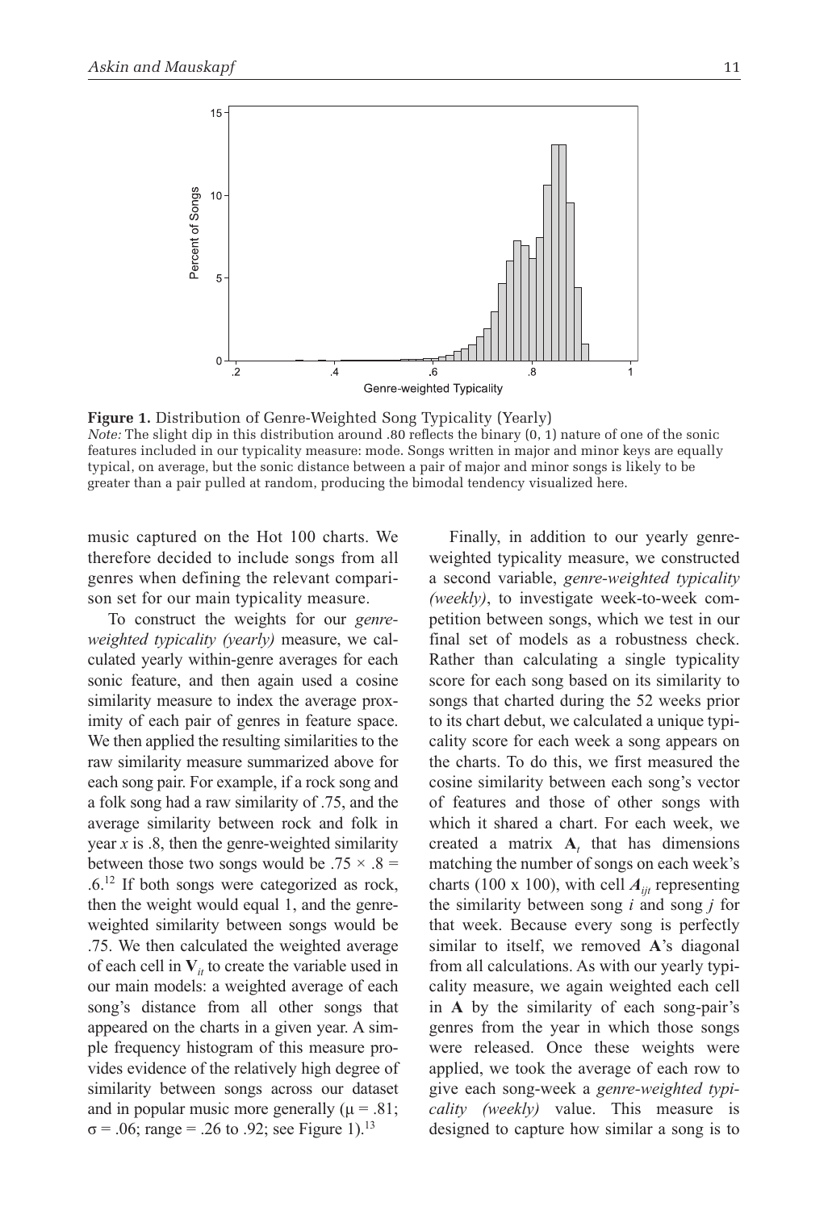**Figure 1.** Distribution of Genre-Weighted Song Typicality (Yearly)
*Note:* The slight dip in this distribution around .80 reflects the binary (0, 1) nature of one of the sonic features included in our typicality measure: mode. Songs written in major and minor keys are equally typical, on average, but the sonic distance between a pair of major and minor songs is likely to be greater than a pair pulled at random, producing the bimodal tendency visualized here.

music captured on the Hot 100 charts. We therefore decided to include songs from all genres when defining the relevant comparison set for our main typicality measure.

To construct the weights for our *genre-weighted typicality (yearly)* measure, we calculated yearly within-genre averages for each sonic feature, and then again used a cosine similarity measure to index the average proximity of each pair of genres in feature space. We then applied the resulting similarities to the raw similarity measure summarized above for each song pair. For example, if a rock song and a folk song had a raw similarity of .75, and the average similarity between rock and folk in year *x* is .8, then the genre-weighted similarity between those two songs would be .75 × .8 = .6.[12] If both songs were categorized as rock, then the weight would equal 1, and the genre-weighted similarity between songs would be .75. We then calculated the weighted average of each cell in $\mathbf{V}_{it}$ to create the variable used in our main models: a weighted average of each song's distance from all other songs that appeared on the charts in a given year. A simple frequency histogram of this measure provides evidence of the relatively high degree of similarity between songs across our dataset and in popular music more generally ($\mu = .81$; $\sigma = .06$; range = .26 to .92; see Figure 1).[13]

Finally, in addition to our yearly genre-weighted typicality measure, we constructed a second variable, *genre-weighted typicality (weekly)*, to investigate week-to-week competition between songs, which we test in our final set of models as a robustness check. Rather than calculating a single typicality score for each song based on its similarity to songs that charted during the 52 weeks prior to its chart debut, we calculated a unique typicality score for each week a song appears on the charts. To do this, we first measured the cosine similarity between each song's vector of features and those of other songs with which it shared a chart. For each week, we created a matrix $\mathbf{A}_t$ that has dimensions matching the number of songs on each week's charts (100 x 100), with cell $A_{ijt}$ representing the similarity between song *i* and song *j* for that week. Because every song is perfectly similar to itself, we removed $\mathbf{A}$'s diagonal from all calculations. As with our yearly typicality measure, we again weighted each cell in $\mathbf{A}$ by the similarity of each song-pair's genres from the year in which those songs were released. Once these weights were applied, we took the average of each row to give each song-week a *genre-weighted typicality (weekly)* value. This measure is designed to capture how similar a song is to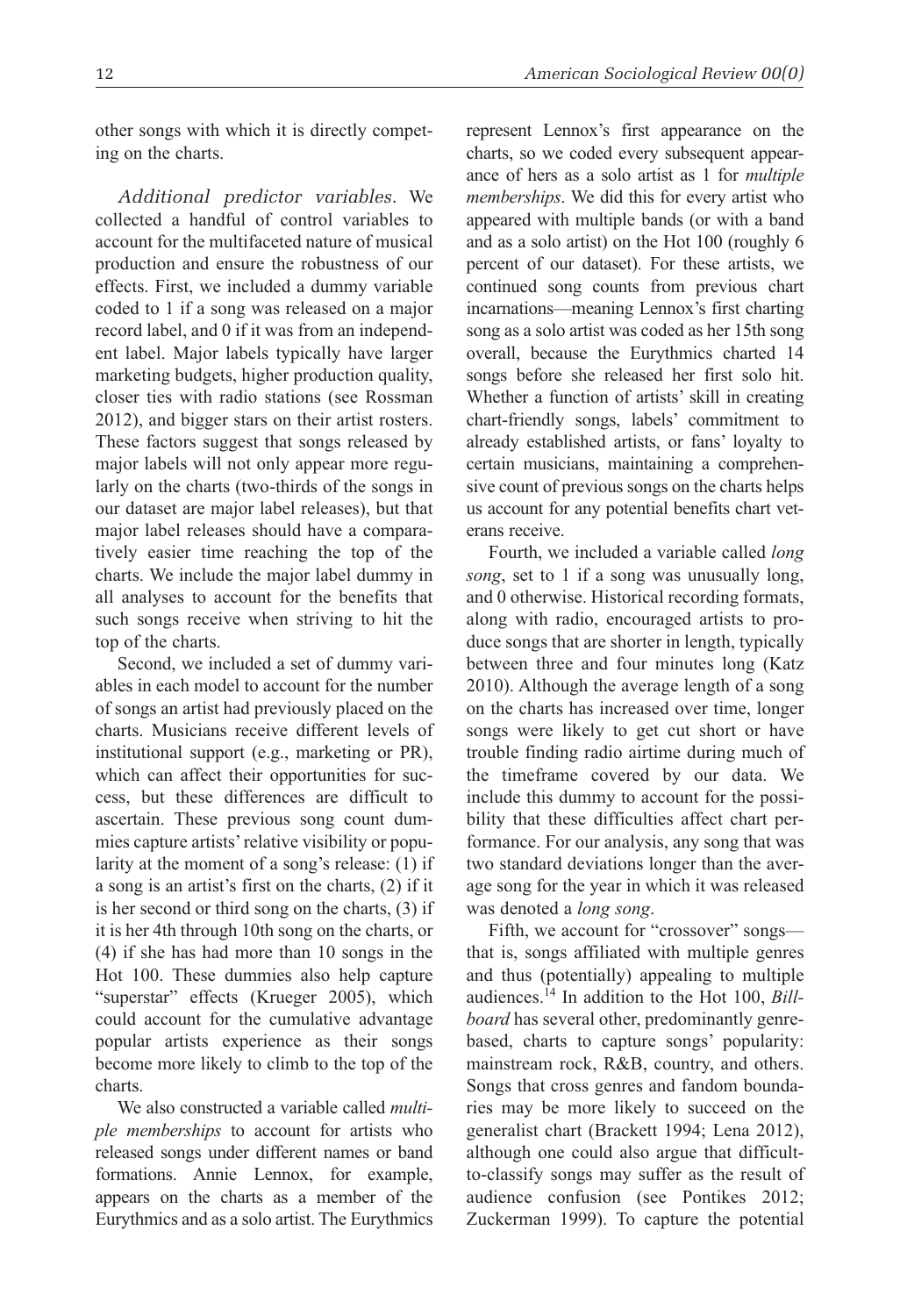other songs with which it is directly competing on the charts.

*Additional predictor variables*. We collected a handful of control variables to account for the multifaceted nature of musical production and ensure the robustness of our effects. First, we included a dummy variable coded to 1 if a song was released on a major record label, and 0 if it was from an independent label. Major labels typically have larger marketing budgets, higher production quality, closer ties with radio stations (see Rossman 2012), and bigger stars on their artist rosters. These factors suggest that songs released by major labels will not only appear more regularly on the charts (two-thirds of the songs in our dataset are major label releases), but that major label releases should have a comparatively easier time reaching the top of the charts. We include the major label dummy in all analyses to account for the benefits that such songs receive when striving to hit the top of the charts.

Second, we included a set of dummy variables in each model to account for the number of songs an artist had previously placed on the charts. Musicians receive different levels of institutional support (e.g., marketing or PR), which can affect their opportunities for success, but these differences are difficult to ascertain. These previous song count dummies capture artists' relative visibility or popularity at the moment of a song's release: (1) if a song is an artist's first on the charts, (2) if it is her second or third song on the charts, (3) if it is her 4th through 10th song on the charts, or (4) if she has had more than 10 songs in the Hot 100. These dummies also help capture "superstar" effects (Krueger 2005), which could account for the cumulative advantage popular artists experience as their songs become more likely to climb to the top of the charts.

We also constructed a variable called *multiple memberships* to account for artists who released songs under different names or band formations. Annie Lennox, for example, appears on the charts as a member of the Eurythmics and as a solo artist. The Eurythmics represent Lennox's first appearance on the charts, so we coded every subsequent appearance of hers as a solo artist as 1 for *multiple memberships*. We did this for every artist who appeared with multiple bands (or with a band and as a solo artist) on the Hot 100 (roughly 6 percent of our dataset). For these artists, we continued song counts from previous chart incarnations—meaning Lennox's first charting song as a solo artist was coded as her 15th song overall, because the Eurythmics charted 14 songs before she released her first solo hit. Whether a function of artists' skill in creating chart-friendly songs, labels' commitment to already established artists, or fans' loyalty to certain musicians, maintaining a comprehensive count of previous songs on the charts helps us account for any potential benefits chart veterans receive.

Fourth, we included a variable called *long song*, set to 1 if a song was unusually long, and 0 otherwise. Historical recording formats, along with radio, encouraged artists to produce songs that are shorter in length, typically between three and four minutes long (Katz 2010). Although the average length of a song on the charts has increased over time, longer songs were likely to get cut short or have trouble finding radio airtime during much of the timeframe covered by our data. We include this dummy to account for the possibility that these difficulties affect chart performance. For our analysis, any song that was two standard deviations longer than the average song for the year in which it was released was denoted a *long song*.

Fifth, we account for "crossover" songs—that is, songs affiliated with multiple genres and thus (potentially) appealing to multiple audiences.[14] In addition to the Hot 100, *Billboard* has several other, predominantly genre-based, charts to capture songs' popularity: mainstream rock, R&B, country, and others. Songs that cross genres and fandom boundaries may be more likely to succeed on the generalist chart (Brackett 1994; Lena 2012), although one could also argue that difficult-to-classify songs may suffer as the result of audience confusion (see Pontikes 2012; Zuckerman 1999). To capture the potential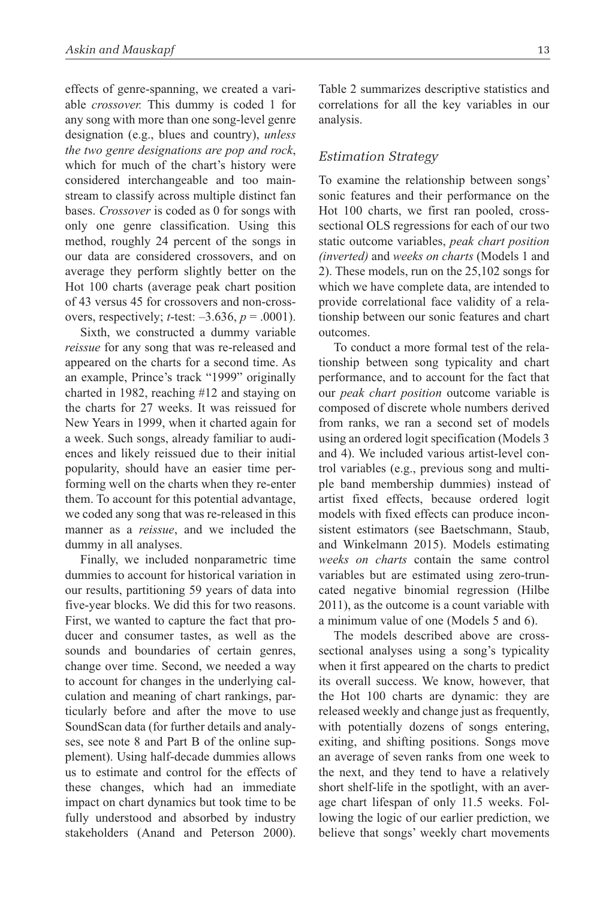effects of genre-spanning, we created a variable *crossover.* This dummy is coded 1 for any song with more than one song-level genre designation (e.g., blues and country), *unless the two genre designations are pop and rock*, which for much of the chart's history were considered interchangeable and too mainstream to classify across multiple distinct fan bases. *Crossover* is coded as 0 for songs with only one genre classification. Using this method, roughly 24 percent of the songs in our data are considered crossovers, and on average they perform slightly better on the Hot 100 charts (average peak chart position of 43 versus 45 for crossovers and non-crossovers, respectively; *t*-test: –3.636, $p = .0001$).

Sixth, we constructed a dummy variable *reissue* for any song that was re-released and appeared on the charts for a second time. As an example, Prince's track "1999" originally charted in 1982, reaching #12 and staying on the charts for 27 weeks. It was reissued for New Years in 1999, when it charted again for a week. Such songs, already familiar to audiences and likely reissued due to their initial popularity, should have an easier time performing well on the charts when they re-enter them. To account for this potential advantage, we coded any song that was re-released in this manner as a *reissue*, and we included the dummy in all analyses.

Finally, we included nonparametric time dummies to account for historical variation in our results, partitioning 59 years of data into five-year blocks. We did this for two reasons. First, we wanted to capture the fact that producer and consumer tastes, as well as the sounds and boundaries of certain genres, change over time. Second, we needed a way to account for changes in the underlying calculation and meaning of chart rankings, particularly before and after the move to use SoundScan data (for further details and analyses, see note 8 and Part B of the online supplement). Using half-decade dummies allows us to estimate and control for the effects of these changes, which had an immediate impact on chart dynamics but took time to be fully understood and absorbed by industry stakeholders (Anand and Peterson 2000). Table 2 summarizes descriptive statistics and correlations for all the key variables in our analysis.

### Estimation Strategy

To examine the relationship between songs' sonic features and their performance on the Hot 100 charts, we first ran pooled, cross-sectional OLS regressions for each of our two static outcome variables, *peak chart position (inverted)* and *weeks on charts* (Models 1 and 2). These models, run on the 25,102 songs for which we have complete data, are intended to provide correlational face validity of a relationship between our sonic features and chart outcomes.

To conduct a more formal test of the relationship between song typicality and chart performance, and to account for the fact that our *peak chart position* outcome variable is composed of discrete whole numbers derived from ranks, we ran a second set of models using an ordered logit specification (Models 3 and 4). We included various artist-level control variables (e.g., previous song and multiple band membership dummies) instead of artist fixed effects, because ordered logit models with fixed effects can produce inconsistent estimators (see Baetschmann, Staub, and Winkelmann 2015). Models estimating *weeks on charts* contain the same control variables but are estimated using zero-truncated negative binomial regression (Hilbe 2011), as the outcome is a count variable with a minimum value of one (Models 5 and 6).

The models described above are cross-sectional analyses using a song's typicality when it first appeared on the charts to predict its overall success. We know, however, that the Hot 100 charts are dynamic: they are released weekly and change just as frequently, with potentially dozens of songs entering, exiting, and shifting positions. Songs move an average of seven ranks from one week to the next, and they tend to have a relatively short shelf-life in the spotlight, with an average chart lifespan of only 11.5 weeks. Following the logic of our earlier prediction, we believe that songs' weekly chart movements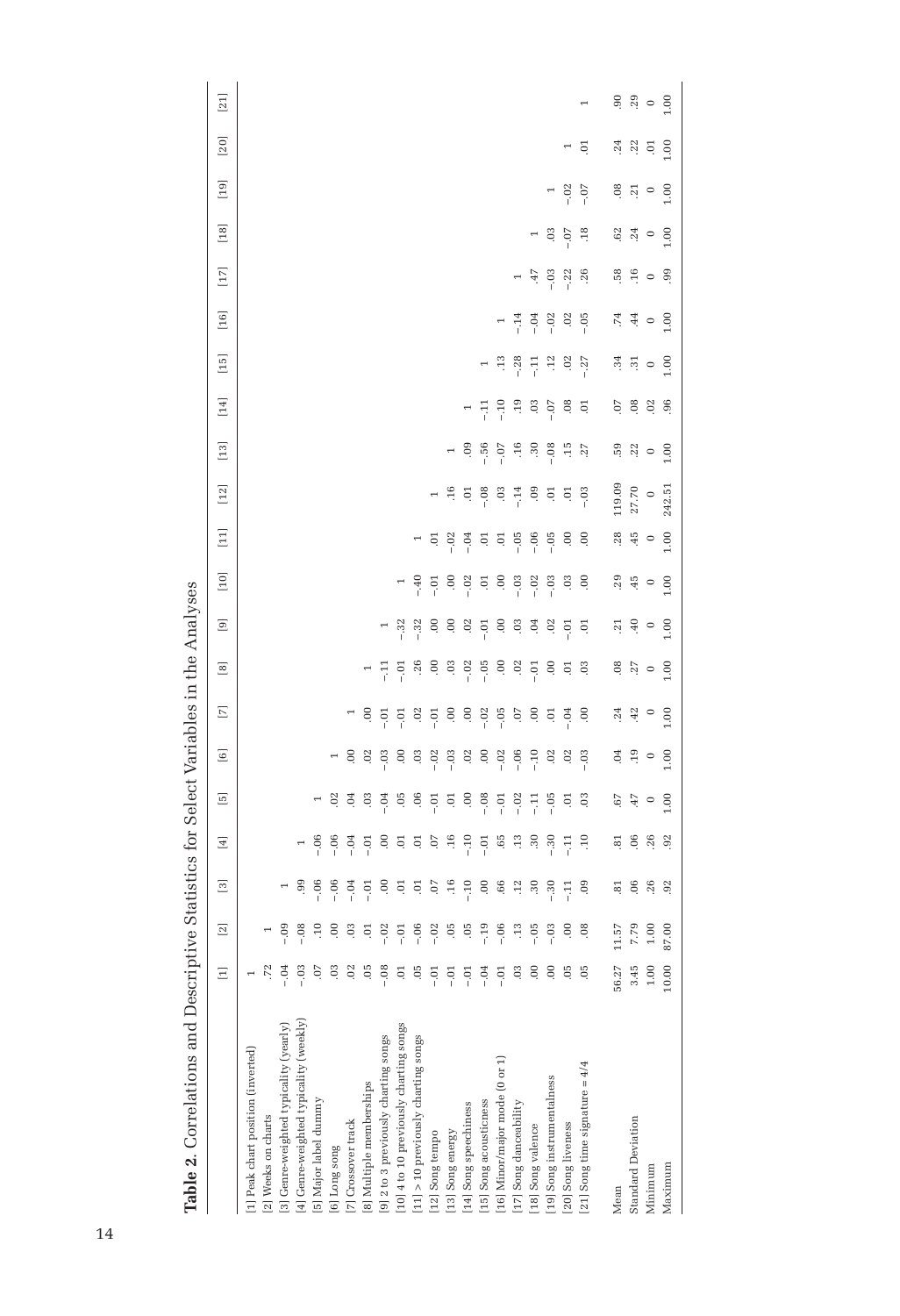**Table 2.** Correlations and Descriptive Statistics for Select Variables in the Analyses

| | [1] | [2] | [3] | [4] | [5] | [6] | [7] | [8] | [9] | [10] | [11] | [12] | [13] | [14] | [15] | [16] | [17] | [18] | [19] | [20] | [21] |
|---|---|---|---|---|---|---|---|---|---|---|---|---|---|---|---|---|---|---|---|---|---|
| [1] Peak chart position (inverted) | 1 | | | | | | | | | | | | | | | | | | | | |
| [2] Weeks on charts | .72 | 1 | | | | | | | | | | | | | | | | | | | |
| [3] Genre-weighted typicality (yearly) | −.04 | −.09 | 1 | | | | | | | | | | | | | | | | | | |
| [4] Genre-weighted typicality (weekly) | −.03 | −.08 | .99 | 1 | | | | | | | | | | | | | | | | | |
| [5] Major label dummy | .07 | .10 | −.06 | −.06 | 1 | | | | | | | | | | | | | | | | |
| [6] Long song | .03 | .00 | −.06 | −.06 | .02 | 1 | | | | | | | | | | | | | | | |
| [7] Crossover track | .02 | .03 | −.04 | −.04 | .04 | .00 | 1 | | | | | | | | | | | | | | |
| [8] Multiple memberships | .05 | .01 | −.01 | −.01 | .03 | .02 | .00 | 1 | | | | | | | | | | | | | |
| [9] 2 to 3 previously charting songs | −.08 | −.02 | .00 | .00 | −.04 | −.03 | −.01 | −.11 | 1 | | | | | | | | | | | | |
| [10] 4 to 10 previously charting songs | .01 | −.01 | .01 | .01 | .05 | .00 | −.01 | −.01 | −.32 | 1 | | | | | | | | | | | |
| [11] > 10 previously charting songs | .05 | −.06 | .01 | .01 | .06 | .03 | .02 | .26 | −.32 | −.40 | 1 | | | | | | | | | | |
| [12] Song tempo | −.01 | −.02 | .07 | .07 | −.01 | −.02 | −.01 | .00 | .00 | −.01 | .01 | 1 | | | | | | | | | |
| [13] Song energy | −.01 | .05 | .16 | .16 | .01 | −.03 | .00 | .03 | .00 | .00 | −.02 | .16 | 1 | | | | | | | | |
| [14] Song speechiness | −.01 | .05 | −.10 | −.10 | .00 | .02 | .00 | −.02 | .02 | −.02 | −.04 | .01 | .09 | 1 | | | | | | | |
| [15] Song acousticness | −.04 | −.19 | .00 | −.01 | −.08 | .00 | −.02 | −.05 | −.01 | .01 | .01 | −.08 | −.56 | −.11 | 1 | | | | | | |
| [16] Minor/major mode (0 or 1) | −.01 | −.06 | .66 | .65 | −.01 | −.02 | −.05 | .00 | .00 | .00 | .01 | .03 | −.07 | −.10 | .13 | 1 | | | | | |
| [17] Song danceability | .03 | .13 | .12 | .13 | −.02 | −.06 | .07 | .02 | .03 | −.03 | −.05 | −.14 | .16 | .19 | −.28 | −.14 | 1 | | | | |
| [18] Song valence | .00 | −.05 | .30 | .30 | −.11 | −.10 | .00 | −.01 | .04 | −.02 | −.06 | .09 | .30 | .03 | −.11 | −.04 | .47 | 1 | | | |
| [19] Song instrumentalness | .00 | −.03 | −.30 | −.30 | −.05 | .02 | .01 | .00 | .02 | −.03 | −.05 | .01 | −.08 | −.07 | .12 | −.02 | −.03 | .03 | 1 | | |
| [20] Song liveness | .05 | .00 | −.11 | −.11 | .01 | .02 | −.04 | .01 | −.01 | .03 | .00 | .01 | .15 | .08 | .02 | .02 | −.22 | −.07 | −.02 | 1 | |
| [21] Song time signature = 4/4 | .05 | .08 | .09 | .10 | .03 | −.03 | .00 | .03 | .01 | .00 | .00 | −.03 | .27 | .01 | −.27 | −.05 | .26 | .18 | −.07 | .01 | 1 |
| Mean | 56.27 | 11.57 | .81 | .81 | .67 | .04 | .24 | .08 | .21 | .29 | .28 | 119.09 | .59 | .07 | .34 | .74 | .58 | .62 | .08 | .24 | .90 |
| Standard Deviation | 3.45 | 7.79 | .06 | .06 | .47 | .19 | .42 | .27 | .40 | .45 | .45 | 27.70 | .22 | .08 | .31 | .44 | .16 | .24 | .21 | .22 | .29 |
| Minimum | 1.00 | 1.00 | .26 | .26 | 0 | 0 | 0 | 0 | 0 | 0 | 0 | 0 | 0 | .02 | 0 | 0 | 0 | 0 | 0 | .01 | 0 |
| Maximum | 10.00 | 87.00 | .92 | .92 | 1.00 | 1.00 | 1.00 | 1.00 | 1.00 | 1.00 | 1.00 | 242.51 | 1.00 | .96 | 1.00 | 1.00 | .99 | 1.00 | 1.00 | 1.00 | 1.00 |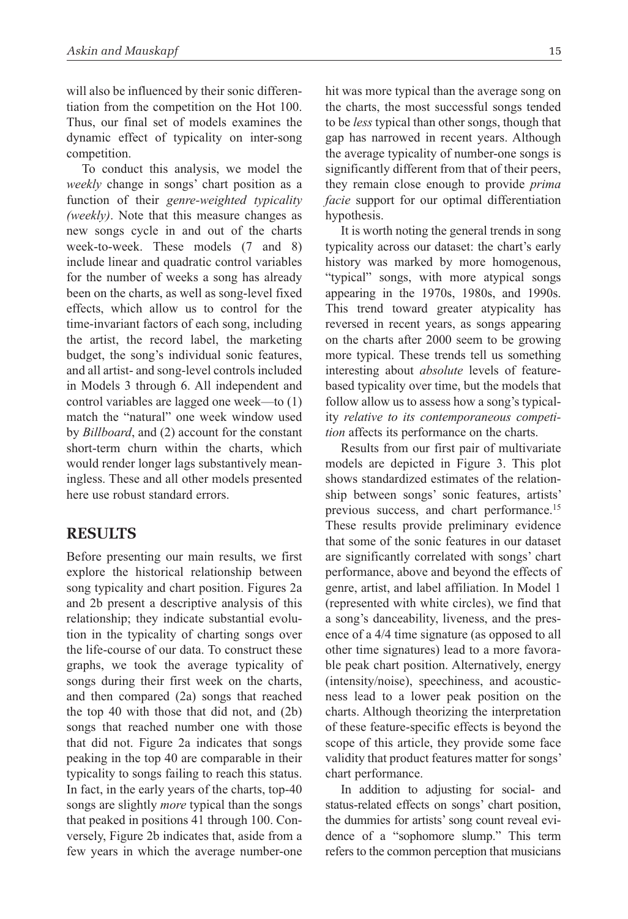will also be influenced by their sonic differentiation from the competition on the Hot 100. Thus, our final set of models examines the dynamic effect of typicality on inter-song competition.

To conduct this analysis, we model the *weekly* change in songs' chart position as a function of their *genre-weighted typicality (weekly)*. Note that this measure changes as new songs cycle in and out of the charts week-to-week. These models (7 and 8) include linear and quadratic control variables for the number of weeks a song has already been on the charts, as well as song-level fixed effects, which allow us to control for the time-invariant factors of each song, including the artist, the record label, the marketing budget, the song's individual sonic features, and all artist- and song-level controls included in Models 3 through 6. All independent and control variables are lagged one week—to (1) match the "natural" one week window used by *Billboard*, and (2) account for the constant short-term churn within the charts, which would render longer lags substantively meaningless. These and all other models presented here use robust standard errors.

## RESULTS

Before presenting our main results, we first explore the historical relationship between song typicality and chart position. Figures 2a and 2b present a descriptive analysis of this relationship; they indicate substantial evolution in the typicality of charting songs over the life-course of our data. To construct these graphs, we took the average typicality of songs during their first week on the charts, and then compared (2a) songs that reached the top 40 with those that did not, and (2b) songs that reached number one with those that did not. Figure 2a indicates that songs peaking in the top 40 are comparable in their typicality to songs failing to reach this status. In fact, in the early years of the charts, top-40 songs are slightly *more* typical than the songs that peaked in positions 41 through 100. Conversely, Figure 2b indicates that, aside from a few years in which the average number-one hit was more typical than the average song on the charts, the most successful songs tended to be *less* typical than other songs, though that gap has narrowed in recent years. Although the average typicality of number-one songs is significantly different from that of their peers, they remain close enough to provide *prima facie* support for our optimal differentiation hypothesis.

It is worth noting the general trends in song typicality across our dataset: the chart's early history was marked by more homogenous, "typical" songs, with more atypical songs appearing in the 1970s, 1980s, and 1990s. This trend toward greater atypicality has reversed in recent years, as songs appearing on the charts after 2000 seem to be growing more typical. These trends tell us something interesting about *absolute* levels of feature-based typicality over time, but the models that follow allow us to assess how a song's typicality *relative to its contemporaneous competition* affects its performance on the charts.

Results from our first pair of multivariate models are depicted in Figure 3. This plot shows standardized estimates of the relationship between songs' sonic features, artists' previous success, and chart performance.[15] These results provide preliminary evidence that some of the sonic features in our dataset are significantly correlated with songs' chart performance, above and beyond the effects of genre, artist, and label affiliation. In Model 1 (represented with white circles), we find that a song's danceability, liveness, and the presence of a 4/4 time signature (as opposed to all other time signatures) lead to a more favorable peak chart position. Alternatively, energy (intensity/noise), speechiness, and acousticness lead to a lower peak position on the charts. Although theorizing the interpretation of these feature-specific effects is beyond the scope of this article, they provide some face validity that product features matter for songs' chart performance.

In addition to adjusting for social- and status-related effects on songs' chart position, the dummies for artists' song count reveal evidence of a "sophomore slump." This term refers to the common perception that musicians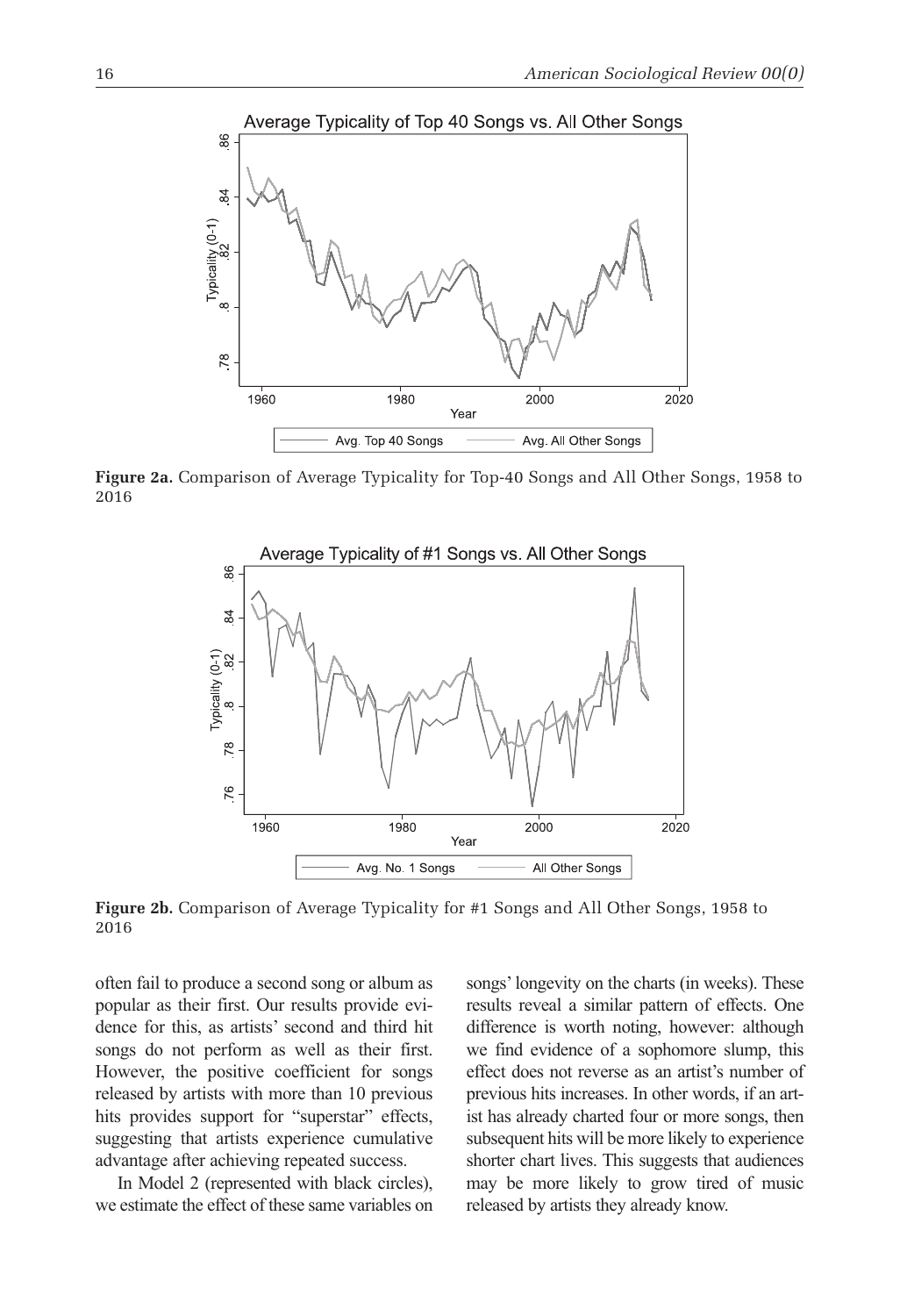**Figure 2a.** Comparison of Average Typicality for Top-40 Songs and All Other Songs, 1958 to 2016

**Figure 2b.** Comparison of Average Typicality for #1 Songs and All Other Songs, 1958 to 2016

often fail to produce a second song or album as popular as their first. Our results provide evidence for this, as artists' second and third hit songs do not perform as well as their first. However, the positive coefficient for songs released by artists with more than 10 previous hits provides support for "superstar" effects, suggesting that artists experience cumulative advantage after achieving repeated success.

In Model 2 (represented with black circles), we estimate the effect of these same variables on songs' longevity on the charts (in weeks). These results reveal a similar pattern of effects. One difference is worth noting, however: although we find evidence of a sophomore slump, this effect does not reverse as an artist's number of previous hits increases. In other words, if an artist has already charted four or more songs, then subsequent hits will be more likely to experience shorter chart lives. This suggests that audiences may be more likely to grow tired of music released by artists they already know.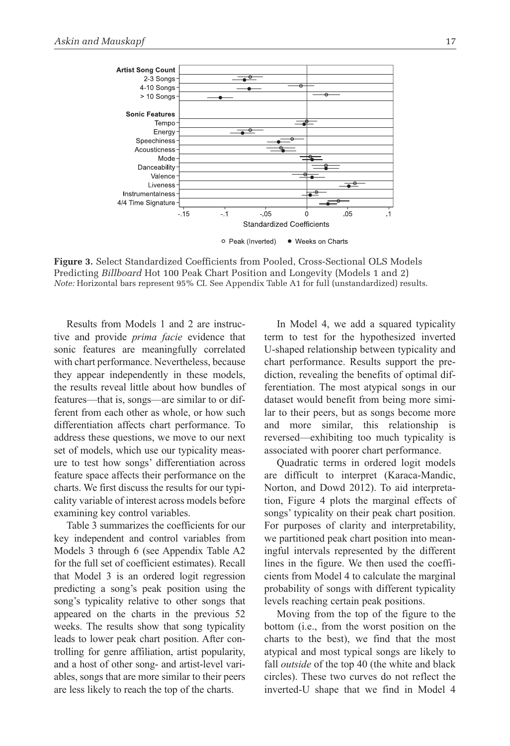**Figure 3.** Select Standardized Coefficients from Pooled, Cross-Sectional OLS Models Predicting *Billboard* Hot 100 Peak Chart Position and Longevity (Models 1 and 2)
*Note:* Horizontal bars represent 95% CI. See Appendix Table A1 for full (unstandardized) results.

Results from Models 1 and 2 are instructive and provide *prima facie* evidence that sonic features are meaningfully correlated with chart performance. Nevertheless, because they appear independently in these models, the results reveal little about how bundles of features—that is, songs—are similar to or different from each other as whole, or how such differentiation affects chart performance. To address these questions, we move to our next set of models, which use our typicality measure to test how songs' differentiation across feature space affects their performance on the charts. We first discuss the results for our typicality variable of interest across models before examining key control variables.

Table 3 summarizes the coefficients for our key independent and control variables from Models 3 through 6 (see Appendix Table A2 for the full set of coefficient estimates). Recall that Model 3 is an ordered logit regression predicting a song's peak position using the song's typicality relative to other songs that appeared on the charts in the previous 52 weeks. The results show that song typicality leads to lower peak chart position. After controlling for genre affiliation, artist popularity, and a host of other song- and artist-level variables, songs that are more similar to their peers are less likely to reach the top of the charts.

In Model 4, we add a squared typicality term to test for the hypothesized inverted U-shaped relationship between typicality and chart performance. Results support the prediction, revealing the benefits of optimal differentiation. The most atypical songs in our dataset would benefit from being more similar to their peers, but as songs become more and more similar, this relationship is reversed—exhibiting too much typicality is associated with poorer chart performance.

Quadratic terms in ordered logit models are difficult to interpret (Karaca-Mandic, Norton, and Dowd 2012). To aid interpretation, Figure 4 plots the marginal effects of songs' typicality on their peak chart position. For purposes of clarity and interpretability, we partitioned peak chart position into meaningful intervals represented by the different lines in the figure. We then used the coefficients from Model 4 to calculate the marginal probability of songs with different typicality levels reaching certain peak positions.

Moving from the top of the figure to the bottom (i.e., from the worst position on the charts to the best), we find that the most atypical and most typical songs are likely to fall *outside* of the top 40 (the white and black circles). These two curves do not reflect the inverted-U shape that we find in Model 4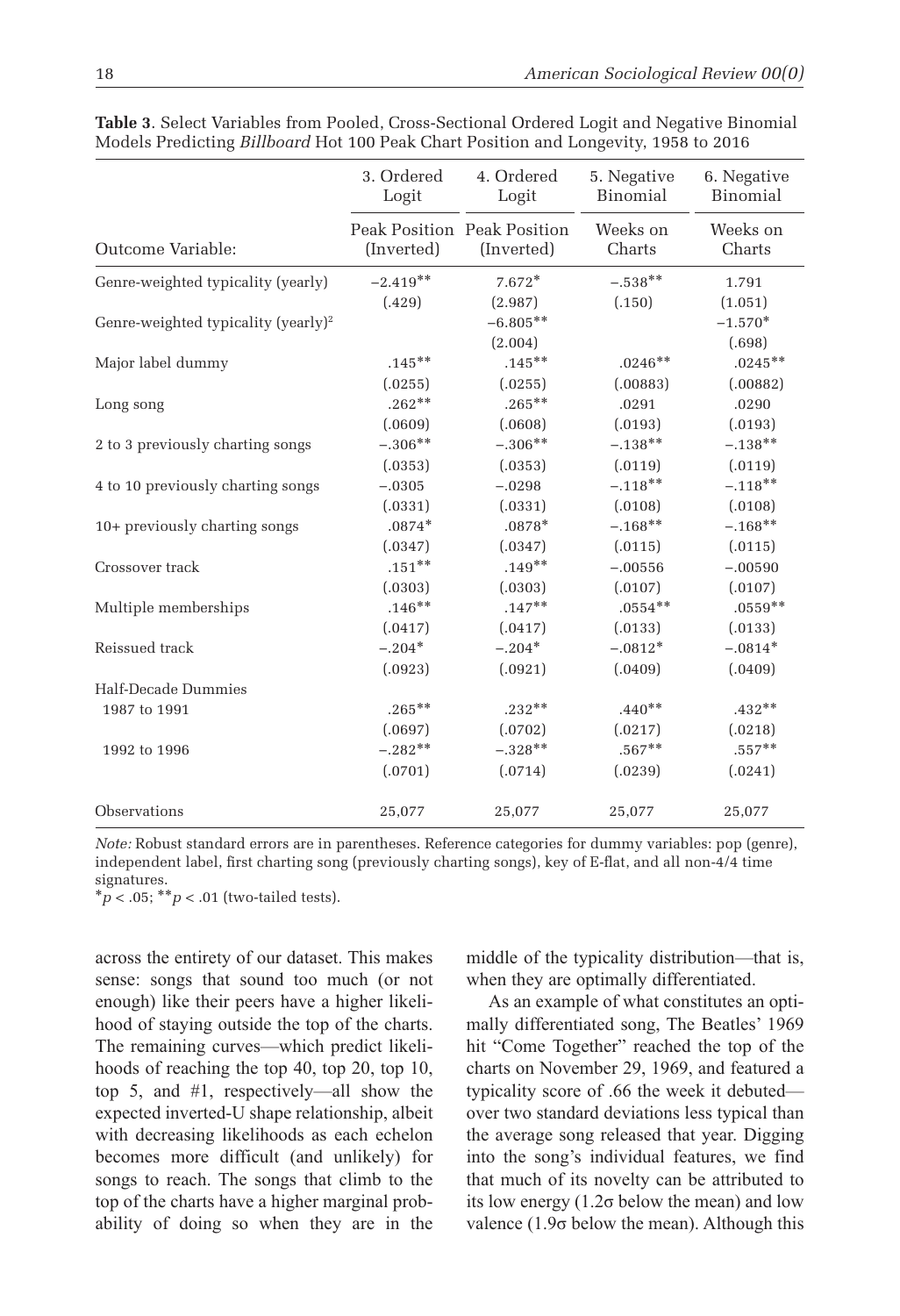**Table 3**. Select Variables from Pooled, Cross-Sectional Ordered Logit and Negative Binomial Models Predicting *Billboard* Hot 100 Peak Chart Position and Longevity, 1958 to 2016

| | 3. Ordered Logit | 4. Ordered Logit | 5. Negative Binomial | 6. Negative Binomial |
|---|---|---|---|---|
| Outcome Variable: | Peak Position (Inverted) | Peak Position (Inverted) | Weeks on Charts | Weeks on Charts |
| Genre-weighted typicality (yearly) | −2.419** | 7.672* | −.538** | 1.791 |
| | (.429) | (2.987) | (.150) | (1.051) |
| Genre-weighted typicality (yearly)$^2$ | | −6.805** | | −1.570* |
| | | (2.004) | | (.698) |
| Major label dummy | .145** | .145** | .0246** | .0245** |
| | (.0255) | (.0255) | (.00883) | (.00882) |
| Long song | .262** | .265** | .0291 | .0290 |
| | (.0609) | (.0608) | (.0193) | (.0193) |
| 2 to 3 previously charting songs | −.306** | −.306** | −.138** | −.138** |
| | (.0353) | (.0353) | (.0119) | (.0119) |
| 4 to 10 previously charting songs | −.0305 | −.0298 | −.118** | −.118** |
| | (.0331) | (.0331) | (.0108) | (.0108) |
| 10+ previously charting songs | .0874* | .0878* | −.168** | −.168** |
| | (.0347) | (.0347) | (.0115) | (.0115) |
| Crossover track | .151** | .149** | −.00556 | −.00590 |
| | (.0303) | (.0303) | (.0107) | (.0107) |
| Multiple memberships | .146** | .147** | .0554** | .0559** |
| | (.0417) | (.0417) | (.0133) | (.0133) |
| Reissued track | −.204* | −.204* | −.0812* | −.0814* |
| | (.0923) | (.0921) | (.0409) | (.0409) |
| Half-Decade Dummies | | | | |
| 1987 to 1991 | .265** | .232** | .440** | .432** |
| | (.0697) | (.0702) | (.0217) | (.0218) |
| 1992 to 1996 | −.282** | −.328** | .567** | .557** |
| | (.0701) | (.0714) | (.0239) | (.0241) |
| Observations | 25,077 | 25,077 | 25,077 | 25,077 |

*Note:* Robust standard errors are in parentheses. Reference categories for dummy variables: pop (genre), independent label, first charting song (previously charting songs), key of E-flat, and all non-4/4 time signatures.
*$p < .05$; **$p < .01$ (two-tailed tests).

across the entirety of our dataset. This makes sense: songs that sound too much (or not enough) like their peers have a higher likelihood of staying outside the top of the charts. The remaining curves—which predict likelihoods of reaching the top 40, top 20, top 10, top 5, and #1, respectively—all show the expected inverted-U shape relationship, albeit with decreasing likelihoods as each echelon becomes more difficult (and unlikely) for songs to reach. The songs that climb to the top of the charts have a higher marginal probability of doing so when they are in the middle of the typicality distribution—that is, when they are optimally differentiated.

As an example of what constitutes an optimally differentiated song, The Beatles' 1969 hit "Come Together" reached the top of the charts on November 29, 1969, and featured a typicality score of .66 the week it debuted—over two standard deviations less typical than the average song released that year. Digging into the song's individual features, we find that much of its novelty can be attributed to its low energy (1.2σ below the mean) and low valence (1.9σ below the mean). Although this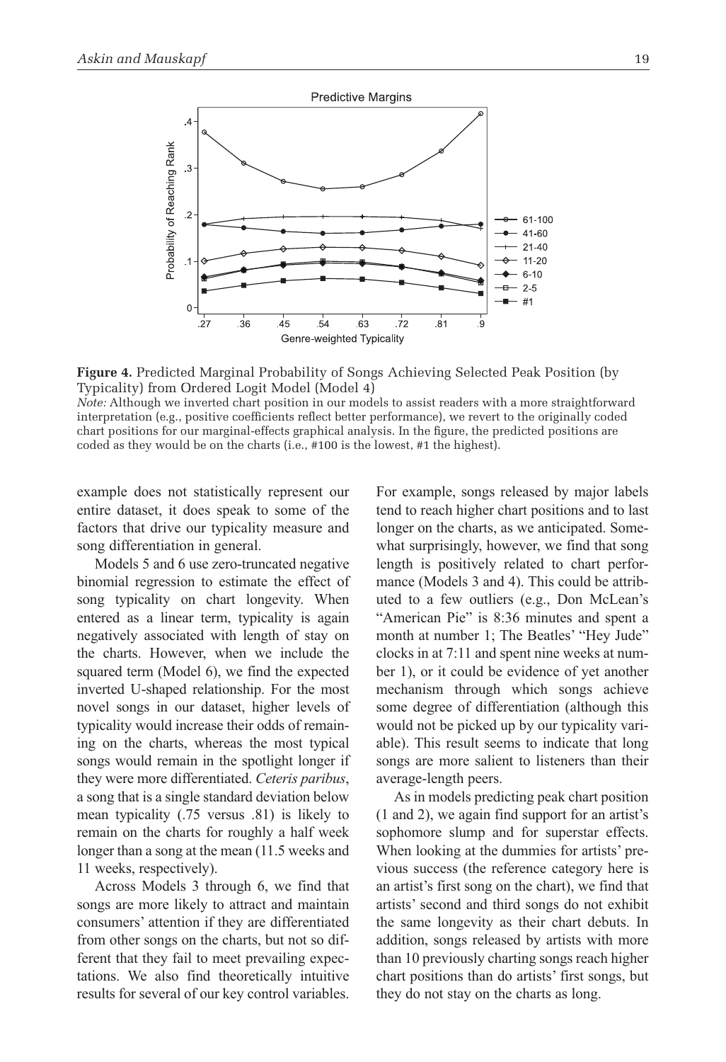**Figure 4.** Predicted Marginal Probability of Songs Achieving Selected Peak Position (by Typicality) from Ordered Logit Model (Model 4)

*Note:* Although we inverted chart position in our models to assist readers with a more straightforward interpretation (e.g., positive coefficients reflect better performance), we revert to the originally coded chart positions for our marginal-effects graphical analysis. In the figure, the predicted positions are coded as they would be on the charts (i.e., #100 is the lowest, #1 the highest).

example does not statistically represent our entire dataset, it does speak to some of the factors that drive our typicality measure and song differentiation in general.

Models 5 and 6 use zero-truncated negative binomial regression to estimate the effect of song typicality on chart longevity. When entered as a linear term, typicality is again negatively associated with length of stay on the charts. However, when we include the squared term (Model 6), we find the expected inverted U-shaped relationship. For the most novel songs in our dataset, higher levels of typicality would increase their odds of remaining on the charts, whereas the most typical songs would remain in the spotlight longer if they were more differentiated. *Ceteris paribus*, a song that is a single standard deviation below mean typicality (.75 versus .81) is likely to remain on the charts for roughly a half week longer than a song at the mean (11.5 weeks and 11 weeks, respectively).

Across Models 3 through 6, we find that songs are more likely to attract and maintain consumers' attention if they are differentiated from other songs on the charts, but not so different that they fail to meet prevailing expectations. We also find theoretically intuitive results for several of our key control variables. For example, songs released by major labels tend to reach higher chart positions and to last longer on the charts, as we anticipated. Somewhat surprisingly, however, we find that song length is positively related to chart performance (Models 3 and 4). This could be attributed to a few outliers (e.g., Don McLean's "American Pie" is 8:36 minutes and spent a month at number 1; The Beatles' "Hey Jude" clocks in at 7:11 and spent nine weeks at number 1), or it could be evidence of yet another mechanism through which songs achieve some degree of differentiation (although this would not be picked up by our typicality variable). This result seems to indicate that long songs are more salient to listeners than their average-length peers.

As in models predicting peak chart position (1 and 2), we again find support for an artist's sophomore slump and for superstar effects. When looking at the dummies for artists' previous success (the reference category here is an artist's first song on the chart), we find that artists' second and third songs do not exhibit the same longevity as their chart debuts. In addition, songs released by artists with more than 10 previously charting songs reach higher chart positions than do artists' first songs, but they do not stay on the charts as long.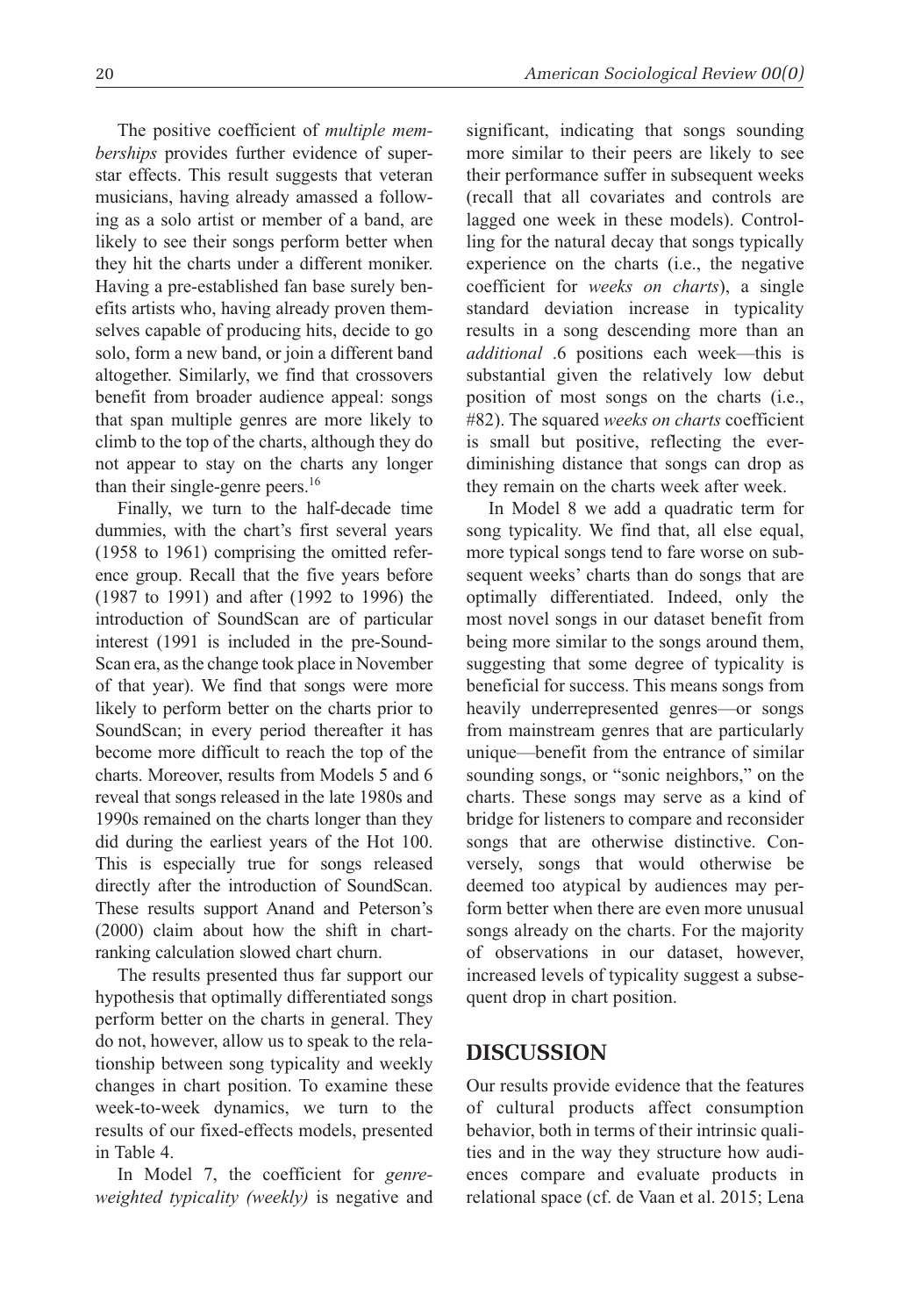The positive coefficient of *multiple memberships* provides further evidence of superstar effects. This result suggests that veteran musicians, having already amassed a following as a solo artist or member of a band, are likely to see their songs perform better when they hit the charts under a different moniker. Having a pre-established fan base surely benefits artists who, having already proven themselves capable of producing hits, decide to go solo, form a new band, or join a different band altogether. Similarly, we find that crossovers benefit from broader audience appeal: songs that span multiple genres are more likely to climb to the top of the charts, although they do not appear to stay on the charts any longer than their single-genre peers.[16]

Finally, we turn to the half-decade time dummies, with the chart's first several years (1958 to 1961) comprising the omitted reference group. Recall that the five years before (1987 to 1991) and after (1992 to 1996) the introduction of SoundScan are of particular interest (1991 is included in the pre-SoundScan era, as the change took place in November of that year). We find that songs were more likely to perform better on the charts prior to SoundScan; in every period thereafter it has become more difficult to reach the top of the charts. Moreover, results from Models 5 and 6 reveal that songs released in the late 1980s and 1990s remained on the charts longer than they did during the earliest years of the Hot 100. This is especially true for songs released directly after the introduction of SoundScan. These results support Anand and Peterson's (2000) claim about how the shift in chart-ranking calculation slowed chart churn.

The results presented thus far support our hypothesis that optimally differentiated songs perform better on the charts in general. They do not, however, allow us to speak to the relationship between song typicality and weekly changes in chart position. To examine these week-to-week dynamics, we turn to the results of our fixed-effects models, presented in Table 4.

In Model 7, the coefficient for *genre-weighted typicality (weekly)* is negative and significant, indicating that songs sounding more similar to their peers are likely to see their performance suffer in subsequent weeks (recall that all covariates and controls are lagged one week in these models). Controlling for the natural decay that songs typically experience on the charts (i.e., the negative coefficient for *weeks on charts*), a single standard deviation increase in typicality results in a song descending more than an *additional* .6 positions each week—this is substantial given the relatively low debut position of most songs on the charts (i.e., #82). The squared *weeks on charts* coefficient is small but positive, reflecting the ever-diminishing distance that songs can drop as they remain on the charts week after week.

In Model 8 we add a quadratic term for song typicality. We find that, all else equal, more typical songs tend to fare worse on subsequent weeks' charts than do songs that are optimally differentiated. Indeed, only the most novel songs in our dataset benefit from being more similar to the songs around them, suggesting that some degree of typicality is beneficial for success. This means songs from heavily underrepresented genres—or songs from mainstream genres that are particularly unique—benefit from the entrance of similar sounding songs, or "sonic neighbors," on the charts. These songs may serve as a kind of bridge for listeners to compare and reconsider songs that are otherwise distinctive. Conversely, songs that would otherwise be deemed too atypical by audiences may perform better when there are even more unusual songs already on the charts. For the majority of observations in our dataset, however, increased levels of typicality suggest a subsequent drop in chart position.

## DISCUSSION

Our results provide evidence that the features of cultural products affect consumption behavior, both in terms of their intrinsic qualities and in the way they structure how audiences compare and evaluate products in relational space (cf. de Vaan et al. 2015; Lena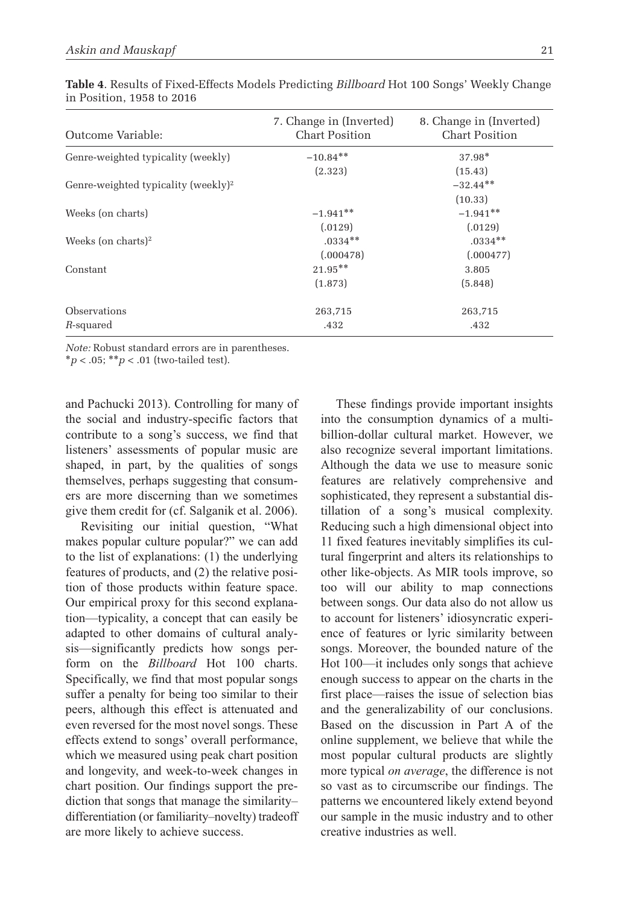**Table 4**. Results of Fixed-Effects Models Predicting *Billboard* Hot 100 Songs' Weekly Change in Position, 1958 to 2016

| Outcome Variable: | 7. Change in (Inverted) Chart Position | 8. Change in (Inverted) Chart Position |
|---|---|---|
| Genre-weighted typicality (weekly) | −10.84** | 37.98* |
| | (2.323) | (15.43) |
| Genre-weighted typicality (weekly)$^2$ | | −32.44** |
| | | (10.33) |
| Weeks (on charts) | −1.941** | −1.941** |
| | (.0129) | (.0129) |
| Weeks (on charts)$^2$ | .0334** | .0334** |
| | (.000478) | (.000477) |
| Constant | 21.95** | 3.805 |
| | (1.873) | (5.848) |
| Observations | 263,715 | 263,715 |
| *R*-squared | .432 | .432 |

*Note:* Robust standard errors are in parentheses.
$^*p < .05$; $^{**}p < .01$ (two-tailed test).

and Pachucki 2013). Controlling for many of the social and industry-specific factors that contribute to a song's success, we find that listeners' assessments of popular music are shaped, in part, by the qualities of songs themselves, perhaps suggesting that consumers are more discerning than we sometimes give them credit for (cf. Salganik et al. 2006).

Revisiting our initial question, "What makes popular culture popular?" we can add to the list of explanations: (1) the underlying features of products, and (2) the relative position of those products within feature space. Our empirical proxy for this second explanation—typicality, a concept that can easily be adapted to other domains of cultural analysis—significantly predicts how songs perform on the *Billboard* Hot 100 charts. Specifically, we find that most popular songs suffer a penalty for being too similar to their peers, although this effect is attenuated and even reversed for the most novel songs. These effects extend to songs' overall performance, which we measured using peak chart position and longevity, and week-to-week changes in chart position. Our findings support the prediction that songs that manage the similarity–differentiation (or familiarity–novelty) tradeoff are more likely to achieve success.

These findings provide important insights into the consumption dynamics of a multi-billion-dollar cultural market. However, we also recognize several important limitations. Although the data we use to measure sonic features are relatively comprehensive and sophisticated, they represent a substantial distillation of a song's musical complexity. Reducing such a high dimensional object into 11 fixed features inevitably simplifies its cultural fingerprint and alters its relationships to other like-objects. As MIR tools improve, so too will our ability to map connections between songs. Our data also do not allow us to account for listeners' idiosyncratic experience of features or lyric similarity between songs. Moreover, the bounded nature of the Hot 100—it includes only songs that achieve enough success to appear on the charts in the first place—raises the issue of selection bias and the generalizability of our conclusions. Based on the discussion in Part A of the online supplement, we believe that while the most popular cultural products are slightly more typical *on average*, the difference is not so vast as to circumscribe our findings. The patterns we encountered likely extend beyond our sample in the music industry and to other creative industries as well.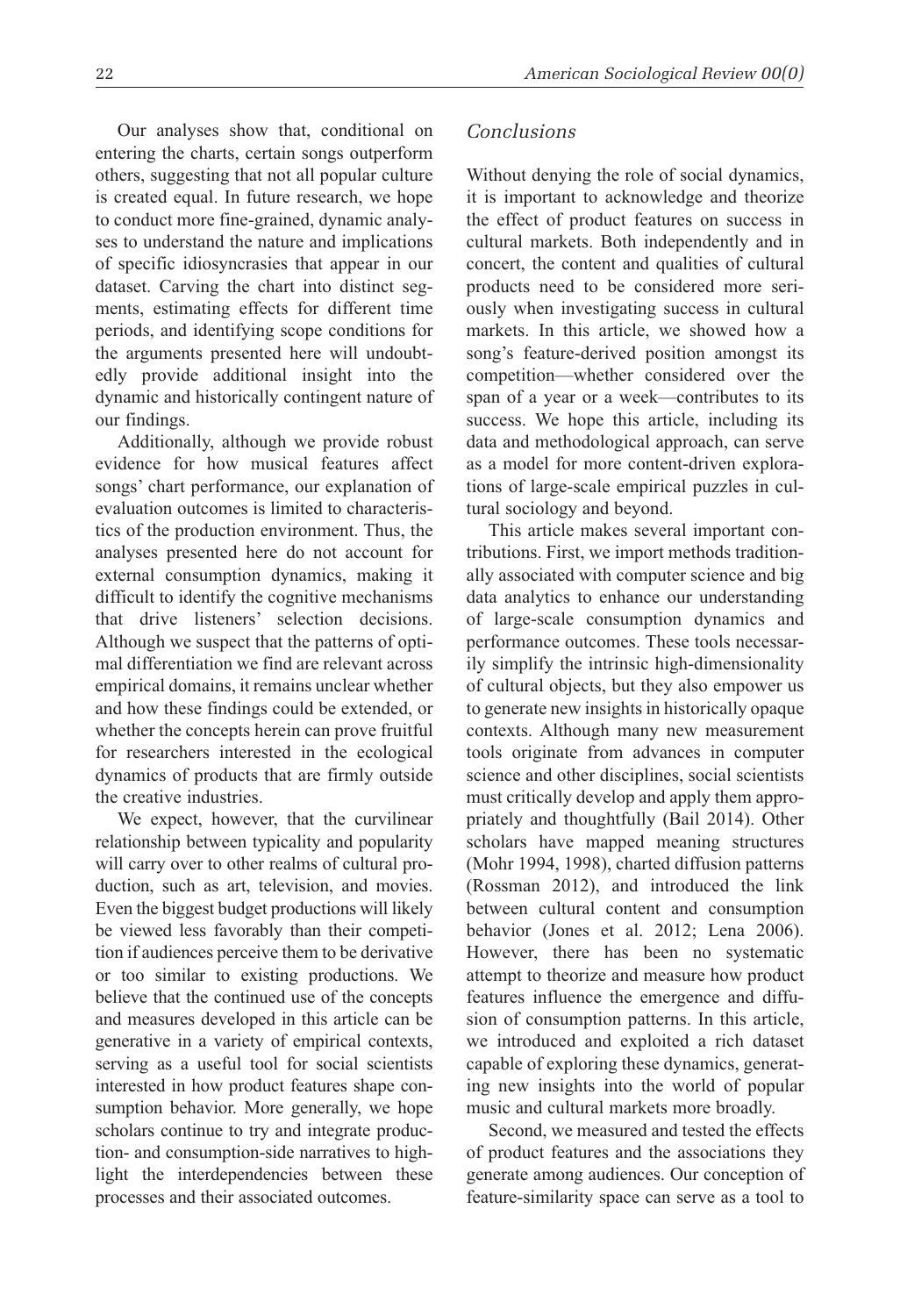Our analyses show that, conditional on entering the charts, certain songs outperform others, suggesting that not all popular culture is created equal. In future research, we hope to conduct more fine-grained, dynamic analyses to understand the nature and implications of specific idiosyncrasies that appear in our dataset. Carving the chart into distinct segments, estimating effects for different time periods, and identifying scope conditions for the arguments presented here will undoubtedly provide additional insight into the dynamic and historically contingent nature of our findings.

Additionally, although we provide robust evidence for how musical features affect songs' chart performance, our explanation of evaluation outcomes is limited to characteristics of the production environment. Thus, the analyses presented here do not account for external consumption dynamics, making it difficult to identify the cognitive mechanisms that drive listeners' selection decisions. Although we suspect that the patterns of optimal differentiation we find are relevant across empirical domains, it remains unclear whether and how these findings could be extended, or whether the concepts herein can prove fruitful for researchers interested in the ecological dynamics of products that are firmly outside the creative industries.

We expect, however, that the curvilinear relationship between typicality and popularity will carry over to other realms of cultural production, such as art, television, and movies. Even the biggest budget productions will likely be viewed less favorably than their competition if audiences perceive them to be derivative or too similar to existing productions. We believe that the continued use of the concepts and measures developed in this article can be generative in a variety of empirical contexts, serving as a useful tool for social scientists interested in how product features shape consumption behavior. More generally, we hope scholars continue to try and integrate production- and consumption-side narratives to highlight the interdependencies between these processes and their associated outcomes.

## *Conclusions*

Without denying the role of social dynamics, it is important to acknowledge and theorize the effect of product features on success in cultural markets. Both independently and in concert, the content and qualities of cultural products need to be considered more seriously when investigating success in cultural markets. In this article, we showed how a song's feature-derived position amongst its competition—whether considered over the span of a year or a week—contributes to its success. We hope this article, including its data and methodological approach, can serve as a model for more content-driven explorations of large-scale empirical puzzles in cultural sociology and beyond.

This article makes several important contributions. First, we import methods traditionally associated with computer science and big data analytics to enhance our understanding of large-scale consumption dynamics and performance outcomes. These tools necessarily simplify the intrinsic high-dimensionality of cultural objects, but they also empower us to generate new insights in historically opaque contexts. Although many new measurement tools originate from advances in computer science and other disciplines, social scientists must critically develop and apply them appropriately and thoughtfully (Bail 2014). Other scholars have mapped meaning structures (Mohr 1994, 1998), charted diffusion patterns (Rossman 2012), and introduced the link between cultural content and consumption behavior (Jones et al. 2012; Lena 2006). However, there has been no systematic attempt to theorize and measure how product features influence the emergence and diffusion of consumption patterns. In this article, we introduced and exploited a rich dataset capable of exploring these dynamics, generating new insights into the world of popular music and cultural markets more broadly.

Second, we measured and tested the effects of product features and the associations they generate among audiences. Our conception of feature-similarity space can serve as a tool to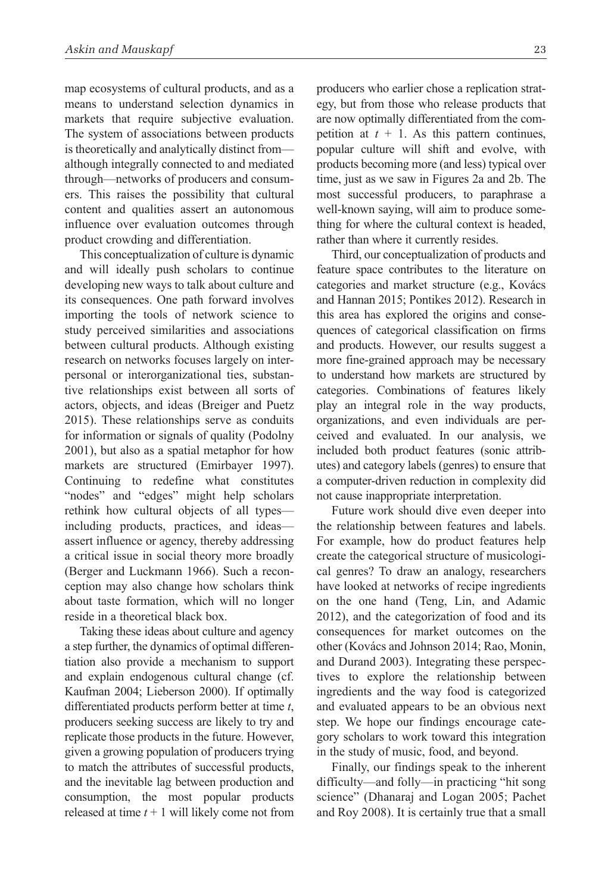map ecosystems of cultural products, and as a means to understand selection dynamics in markets that require subjective evaluation. The system of associations between products is theoretically and analytically distinct from—although integrally connected to and mediated through—networks of producers and consumers. This raises the possibility that cultural content and qualities assert an autonomous influence over evaluation outcomes through product crowding and differentiation.

This conceptualization of culture is dynamic and will ideally push scholars to continue developing new ways to talk about culture and its consequences. One path forward involves importing the tools of network science to study perceived similarities and associations between cultural products. Although existing research on networks focuses largely on interpersonal or interorganizational ties, substantive relationships exist between all sorts of actors, objects, and ideas (Breiger and Puetz 2015). These relationships serve as conduits for information or signals of quality (Podolny 2001), but also as a spatial metaphor for how markets are structured (Emirbayer 1997). Continuing to redefine what constitutes "nodes" and "edges" might help scholars rethink how cultural objects of all types—including products, practices, and ideas—assert influence or agency, thereby addressing a critical issue in social theory more broadly (Berger and Luckmann 1966). Such a reconception may also change how scholars think about taste formation, which will no longer reside in a theoretical black box.

Taking these ideas about culture and agency a step further, the dynamics of optimal differentiation also provide a mechanism to support and explain endogenous cultural change (cf. Kaufman 2004; Lieberson 2000). If optimally differentiated products perform better at time $t$, producers seeking success are likely to try and replicate those products in the future. However, given a growing population of producers trying to match the attributes of successful products, and the inevitable lag between production and consumption, the most popular products released at time $t + 1$ will likely come not from producers who earlier chose a replication strategy, but from those who release products that are now optimally differentiated from the competition at $t + 1$. As this pattern continues, popular culture will shift and evolve, with products becoming more (and less) typical over time, just as we saw in Figures 2a and 2b. The most successful producers, to paraphrase a well-known saying, will aim to produce something for where the cultural context is headed, rather than where it currently resides.

Third, our conceptualization of products and feature space contributes to the literature on categories and market structure (e.g., Kovács and Hannan 2015; Pontikes 2012). Research in this area has explored the origins and consequences of categorical classification on firms and products. However, our results suggest a more fine-grained approach may be necessary to understand how markets are structured by categories. Combinations of features likely play an integral role in the way products, organizations, and even individuals are perceived and evaluated. In our analysis, we included both product features (sonic attributes) and category labels (genres) to ensure that a computer-driven reduction in complexity did not cause inappropriate interpretation.

Future work should dive even deeper into the relationship between features and labels. For example, how do product features help create the categorical structure of musicological genres? To draw an analogy, researchers have looked at networks of recipe ingredients on the one hand (Teng, Lin, and Adamic 2012), and the categorization of food and its consequences for market outcomes on the other (Kovács and Johnson 2014; Rao, Monin, and Durand 2003). Integrating these perspectives to explore the relationship between ingredients and the way food is categorized and evaluated appears to be an obvious next step. We hope our findings encourage category scholars to work toward this integration in the study of music, food, and beyond.

Finally, our findings speak to the inherent difficulty—and folly—in practicing "hit song science" (Dhanaraj and Logan 2005; Pachet and Roy 2008). It is certainly true that a small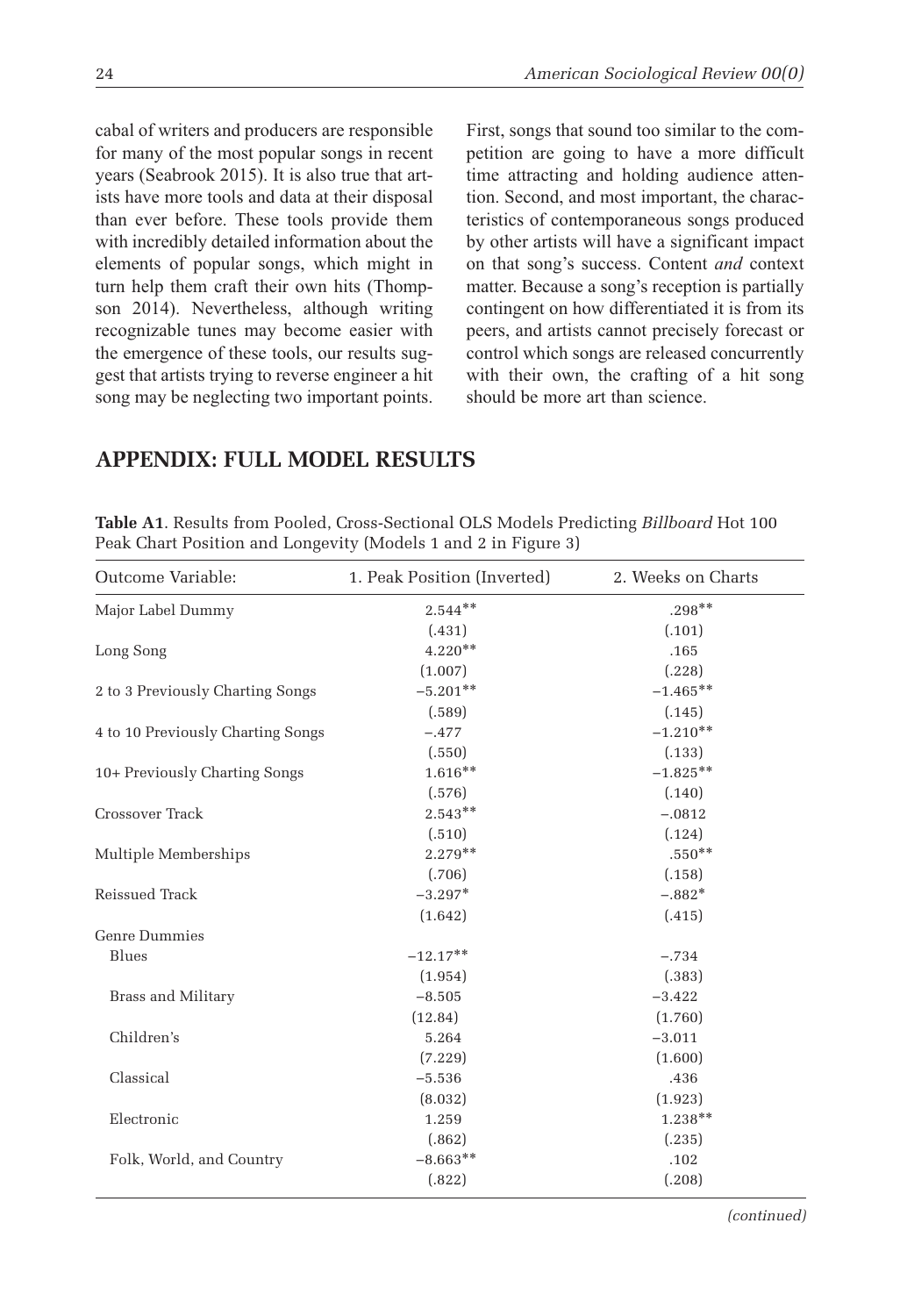cabal of writers and producers are responsible for many of the most popular songs in recent years (Seabrook 2015). It is also true that artists have more tools and data at their disposal than ever before. These tools provide them with incredibly detailed information about the elements of popular songs, which might in turn help them craft their own hits (Thompson 2014). Nevertheless, although writing recognizable tunes may become easier with the emergence of these tools, our results suggest that artists trying to reverse engineer a hit song may be neglecting two important points. First, songs that sound too similar to the competition are going to have a more difficult time attracting and holding audience attention. Second, and most important, the characteristics of contemporaneous songs produced by other artists will have a significant impact on that song's success. Content *and* context matter. Because a song's reception is partially contingent on how differentiated it is from its peers, and artists cannot precisely forecast or control which songs are released concurrently with their own, the crafting of a hit song should be more art than science.

## APPENDIX: FULL MODEL RESULTS

**Table A1**. Results from Pooled, Cross-Sectional OLS Models Predicting *Billboard* Hot 100 Peak Chart Position and Longevity (Models 1 and 2 in Figure 3)

| Outcome Variable: | 1. Peak Position (Inverted) | 2. Weeks on Charts |
|---|---|---|
| Major Label Dummy | 2.544** | .298** |
| | (.431) | (.101) |
| Long Song | 4.220** | .165 |
| | (1.007) | (.228) |
| 2 to 3 Previously Charting Songs | −5.201** | −1.465** |
| | (.589) | (.145) |
| 4 to 10 Previously Charting Songs | −.477 | −1.210** |
| | (.550) | (.133) |
| 10+ Previously Charting Songs | 1.616** | −1.825** |
| | (.576) | (.140) |
| Crossover Track | 2.543** | −.0812 |
| | (.510) | (.124) |
| Multiple Memberships | 2.279** | .550** |
| | (.706) | (.158) |
| Reissued Track | −3.297* | −.882* |
| | (1.642) | (.415) |
| Genre Dummies | | |
| Blues | −12.17** | −.734 |
| | (1.954) | (.383) |
| Brass and Military | −8.505 | −3.422 |
| | (12.84) | (1.760) |
| Children's | 5.264 | −3.011 |
| | (7.229) | (1.600) |
| Classical | −5.536 | .436 |
| | (8.032) | (1.923) |
| Electronic | 1.259 | 1.238** |
| | (.862) | (.235) |
| Folk, World, and Country | −8.663** | .102 |
| | (.822) | (.208) |

*(continued)*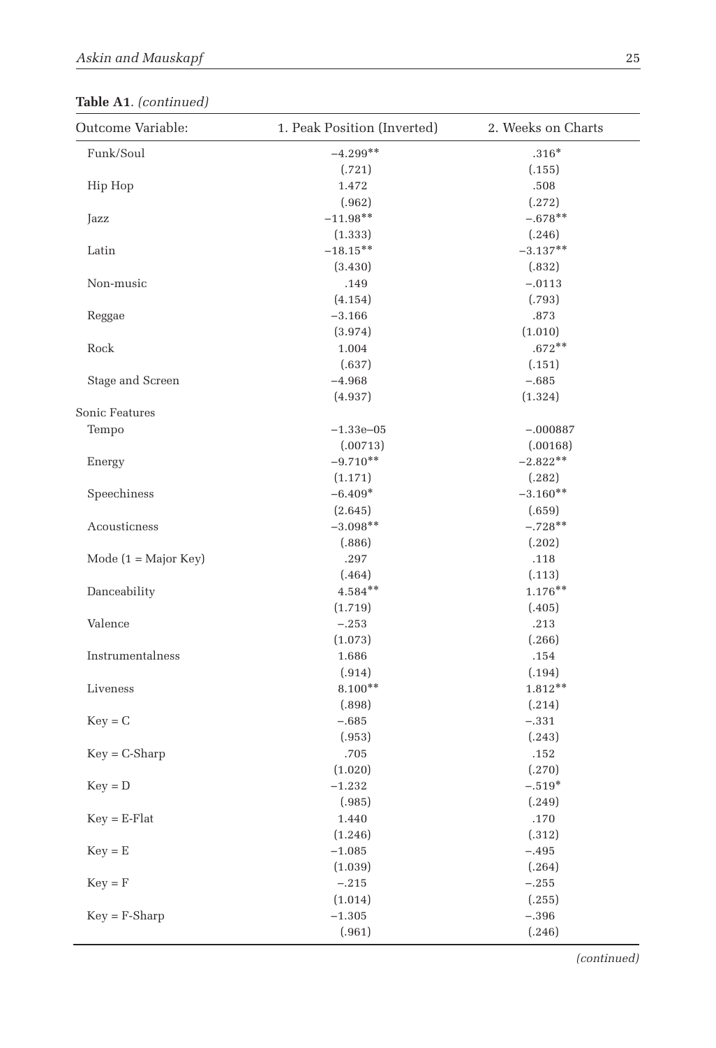**Table A1**. *(continued)*

| Outcome Variable: | 1. Peak Position (Inverted) | 2. Weeks on Charts |
|---|---|---|
| Funk/Soul | −4.299** | .316* |
| | (.721) | (.155) |
| Hip Hop | 1.472 | .508 |
| | (.962) | (.272) |
| Jazz | −11.98** | −.678** |
| | (1.333) | (.246) |
| Latin | −18.15** | −3.137** |
| | (3.430) | (.832) |
| Non-music | .149 | −.0113 |
| | (4.154) | (.793) |
| Reggae | −3.166 | .873 |
| | (3.974) | (1.010) |
| Rock | 1.004 | .672** |
| | (.637) | (.151) |
| Stage and Screen | −4.968 | −.685 |
| | (4.937) | (1.324) |
| Sonic Features | | |
| Tempo | −1.33e−05 | −.000887 |
| | (.00713) | (.00168) |
| Energy | −9.710** | −2.822** |
| | (1.171) | (.282) |
| Speechiness | −6.409* | −3.160** |
| | (2.645) | (.659) |
| Acousticness | −3.098** | −.728** |
| | (.886) | (.202) |
| Mode (1 = Major Key) | .297 | .118 |
| | (.464) | (.113) |
| Danceability | 4.584** | 1.176** |
| | (1.719) | (.405) |
| Valence | −.253 | .213 |
| | (1.073) | (.266) |
| Instrumentalness | 1.686 | .154 |
| | (.914) | (.194) |
| Liveness | 8.100** | 1.812** |
| | (.898) | (.214) |
| Key = C | −.685 | −.331 |
| | (.953) | (.243) |
| Key = C-Sharp | .705 | .152 |
| | (1.020) | (.270) |
| Key = D | −1.232 | −.519* |
| | (.985) | (.249) |
| Key = E-Flat | 1.440 | .170 |
| | (1.246) | (.312) |
| Key = E | −1.085 | −.495 |
| | (1.039) | (.264) |
| Key = F | −.215 | −.255 |
| | (1.014) | (.255) |
| Key = F-Sharp | −1.305 | −.396 |
| | (.961) | (.246) |

*(continued)*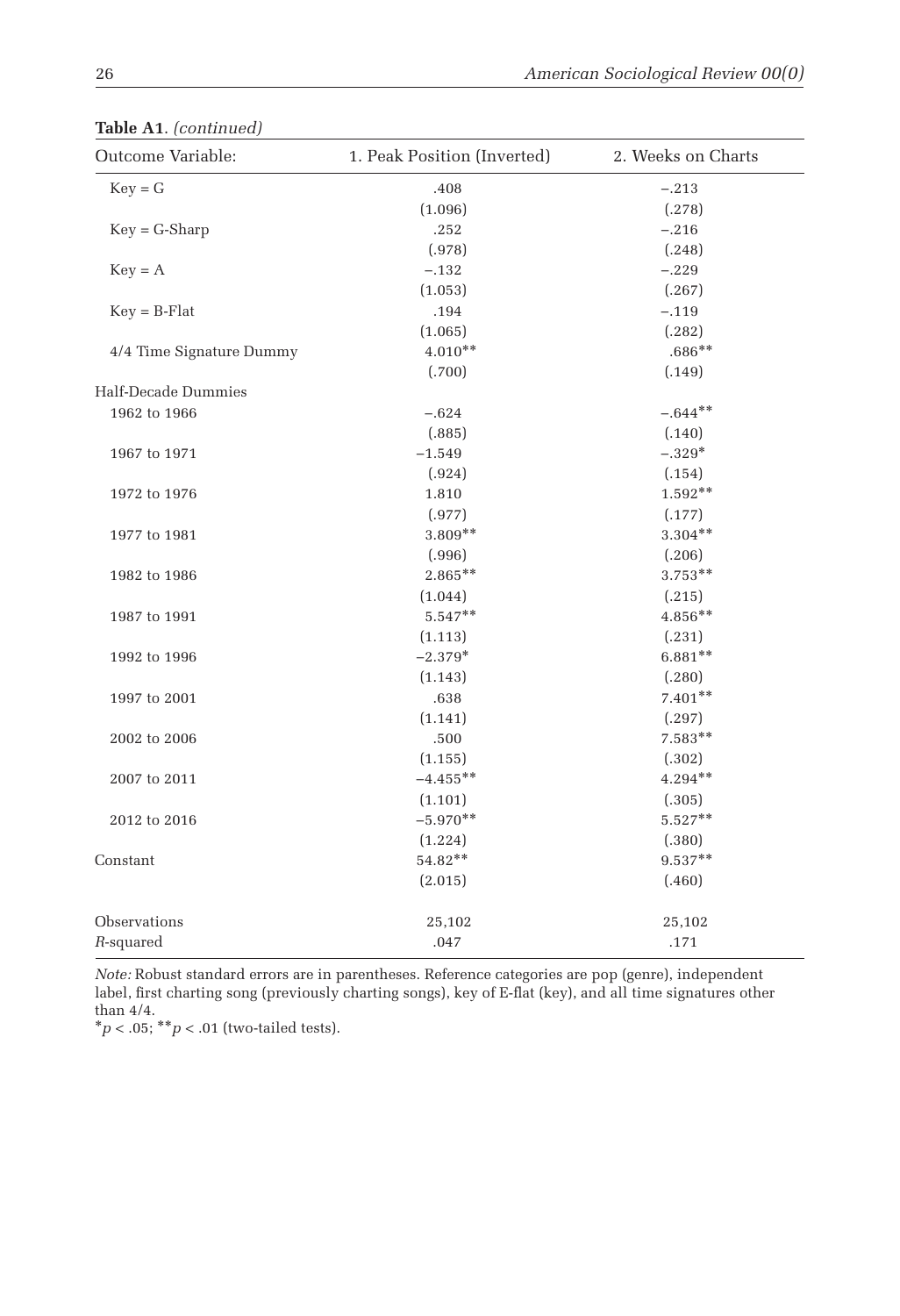**Table A1.** *(continued)*

| Outcome Variable: | 1. Peak Position (Inverted) | 2. Weeks on Charts |
|---|---|---|
| Key = G | .408 | −.213 |
| | (1.096) | (.278) |
| Key = G-Sharp | .252 | −.216 |
| | (.978) | (.248) |
| Key = A | −.132 | −.229 |
| | (1.053) | (.267) |
| Key = B-Flat | .194 | −.119 |
| | (1.065) | (.282) |
| 4/4 Time Signature Dummy | 4.010** | .686** |
| | (.700) | (.149) |
| Half-Decade Dummies | | |
| 1962 to 1966 | −.624 | −.644** |
| | (.885) | (.140) |
| 1967 to 1971 | −1.549 | −.329* |
| | (.924) | (.154) |
| 1972 to 1976 | 1.810 | 1.592** |
| | (.977) | (.177) |
| 1977 to 1981 | 3.809** | 3.304** |
| | (.996) | (.206) |
| 1982 to 1986 | 2.865** | 3.753** |
| | (1.044) | (.215) |
| 1987 to 1991 | 5.547** | 4.856** |
| | (1.113) | (.231) |
| 1992 to 1996 | −2.379* | 6.881** |
| | (1.143) | (.280) |
| 1997 to 2001 | .638 | 7.401** |
| | (1.141) | (.297) |
| 2002 to 2006 | .500 | 7.583** |
| | (1.155) | (.302) |
| 2007 to 2011 | −4.455** | 4.294** |
| | (1.101) | (.305) |
| 2012 to 2016 | −5.970** | 5.527** |
| | (1.224) | (.380) |
| Constant | 54.82** | 9.537** |
| | (2.015) | (.460) |
| Observations | 25,102 | 25,102 |
| *R*-squared | .047 | .171 |

*Note:* Robust standard errors are in parentheses. Reference categories are pop (genre), independent label, first charting song (previously charting songs), key of E-flat (key), and all time signatures other than 4/4.

*$p < .05$; **$p < .01$ (two-tailed tests).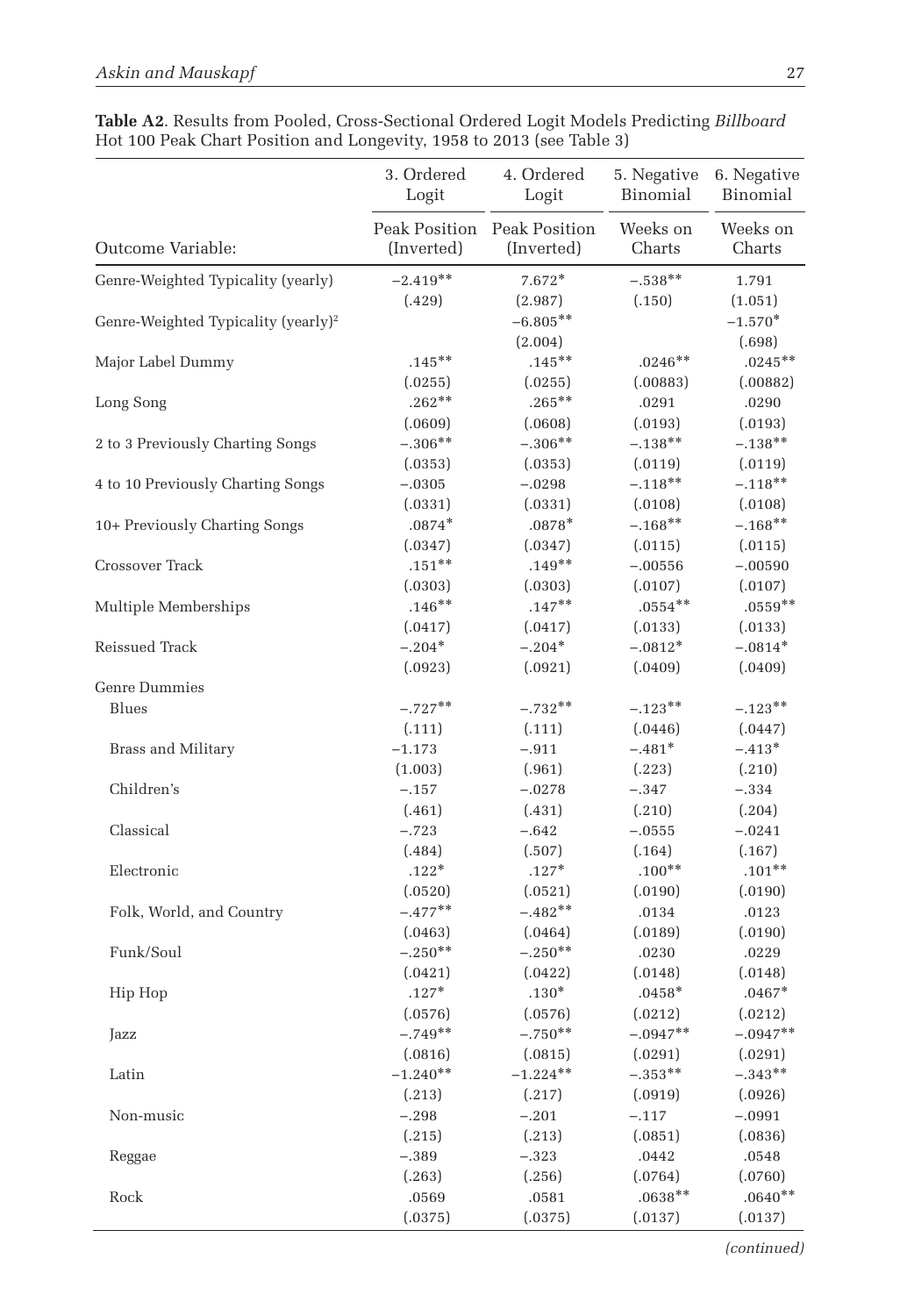**Table A2**. Results from Pooled, Cross-Sectional Ordered Logit Models Predicting *Billboard* Hot 100 Peak Chart Position and Longevity, 1958 to 2013 (see Table 3)

| | 3. Ordered Logit | 4. Ordered Logit | 5. Negative Binomial | 6. Negative Binomial |
|---|---|---|---|---|
| Outcome Variable: | Peak Position (Inverted) | Peak Position (Inverted) | Weeks on Charts | Weeks on Charts |
| Genre-Weighted Typicality (yearly) | −2.419** | 7.672* | −.538** | 1.791 |
| | (.429) | (2.987) | (.150) | (1.051) |
| Genre-Weighted Typicality (yearly)$^2$ | | −6.805** | | −1.570* |
| | | (2.004) | | (.698) |
| Major Label Dummy | .145** | .145** | .0246** | .0245** |
| | (.0255) | (.0255) | (.00883) | (.00882) |
| Long Song | .262** | .265** | .0291 | .0290 |
| | (.0609) | (.0608) | (.0193) | (.0193) |
| 2 to 3 Previously Charting Songs | −.306** | −.306** | −.138** | −.138** |
| | (.0353) | (.0353) | (.0119) | (.0119) |
| 4 to 10 Previously Charting Songs | −.0305 | −.0298 | −.118** | −.118** |
| | (.0331) | (.0331) | (.0108) | (.0108) |
| 10+ Previously Charting Songs | .0874* | .0878* | −.168** | −.168** |
| | (.0347) | (.0347) | (.0115) | (.0115) |
| Crossover Track | .151** | .149** | −.00556 | −.00590 |
| | (.0303) | (.0303) | (.0107) | (.0107) |
| Multiple Memberships | .146** | .147** | .0554** | .0559** |
| | (.0417) | (.0417) | (.0133) | (.0133) |
| Reissued Track | −.204* | −.204* | −.0812* | −.0814* |
| | (.0923) | (.0921) | (.0409) | (.0409) |
| Genre Dummies | | | | |
| Blues | −.727** | −.732** | −.123** | −.123** |
| | (.111) | (.111) | (.0446) | (.0447) |
| Brass and Military | −1.173 | −.911 | −.481* | −.413* |
| | (1.003) | (.961) | (.223) | (.210) |
| Children's | −.157 | −.0278 | −.347 | −.334 |
| | (.461) | (.431) | (.210) | (.204) |
| Classical | −.723 | −.642 | −.0555 | −.0241 |
| | (.484) | (.507) | (.164) | (.167) |
| Electronic | .122* | .127* | .100** | .101** |
| | (.0520) | (.0521) | (.0190) | (.0190) |
| Folk, World, and Country | −.477** | −.482** | .0134 | .0123 |
| | (.0463) | (.0464) | (.0189) | (.0190) |
| Funk/Soul | −.250** | −.250** | .0230 | .0229 |
| | (.0421) | (.0422) | (.0148) | (.0148) |
| Hip Hop | .127* | .130* | .0458* | .0467* |
| | (.0576) | (.0576) | (.0212) | (.0212) |
| Jazz | −.749** | −.750** | −.0947** | −.0947** |
| | (.0816) | (.0815) | (.0291) | (.0291) |
| Latin | −1.240** | −1.224** | −.353** | −.343** |
| | (.213) | (.217) | (.0919) | (.0926) |
| Non-music | −.298 | −.201 | −.117 | −.0991 |
| | (.215) | (.213) | (.0851) | (.0836) |
| Reggae | −.389 | −.323 | .0442 | .0548 |
| | (.263) | (.256) | (.0764) | (.0760) |
| Rock | .0569 | .0581 | .0638** | .0640** |
| | (.0375) | (.0375) | (.0137) | (.0137) |

*(continued)*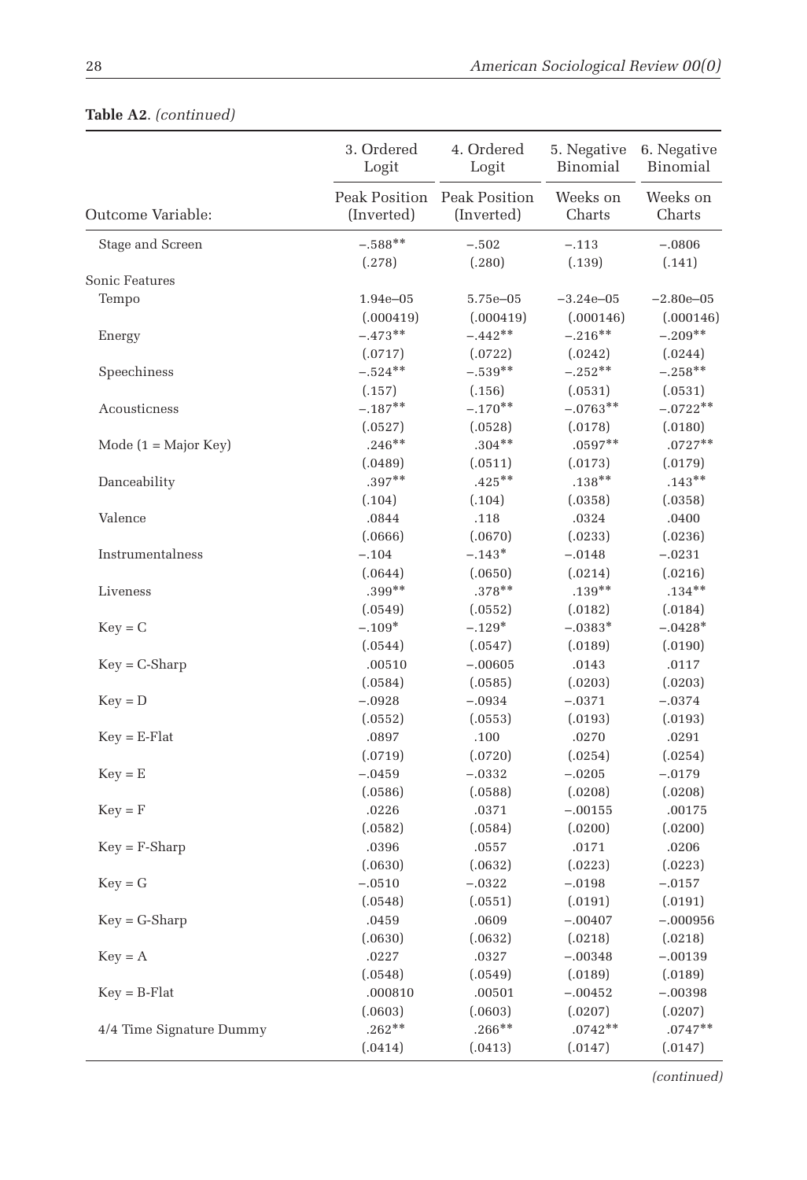**Table A2.** *(continued)*

| | 3. Ordered Logit | 4. Ordered Logit | 5. Negative Binomial | 6. Negative Binomial |
|---|---|---|---|---|
| Outcome Variable: | Peak Position (Inverted) | Peak Position (Inverted) | Weeks on Charts | Weeks on Charts |
| Stage and Screen | −.588** | −.502 | −.113 | −.0806 |
| | (.278) | (.280) | (.139) | (.141) |
| Sonic Features | | | | |
| Tempo | 1.94e–05 | 5.75e–05 | −3.24e–05 | −2.80e–05 |
| | (.000419) | (.000419) | (.000146) | (.000146) |
| Energy | −.473** | −.442** | −.216** | −.209** |
| | (.0717) | (.0722) | (.0242) | (.0244) |
| Speechiness | −.524** | −.539** | −.252** | −.258** |
| | (.157) | (.156) | (.0531) | (.0531) |
| Acousticness | −.187** | −.170** | −.0763** | −.0722** |
| | (.0527) | (.0528) | (.0178) | (.0180) |
| Mode (1 = Major Key) | .246** | .304** | .0597** | .0727** |
| | (.0489) | (.0511) | (.0173) | (.0179) |
| Danceability | .397** | .425** | .138** | .143** |
| | (.104) | (.104) | (.0358) | (.0358) |
| Valence | .0844 | .118 | .0324 | .0400 |
| | (.0666) | (.0670) | (.0233) | (.0236) |
| Instrumentalness | −.104 | −.143* | −.0148 | −.0231 |
| | (.0644) | (.0650) | (.0214) | (.0216) |
| Liveness | .399** | .378** | .139** | .134** |
| | (.0549) | (.0552) | (.0182) | (.0184) |
| Key = C | −.109* | −.129* | −.0383* | −.0428* |
| | (.0544) | (.0547) | (.0189) | (.0190) |
| Key = C-Sharp | .00510 | −.00605 | .0143 | .0117 |
| | (.0584) | (.0585) | (.0203) | (.0203) |
| Key = D | −.0928 | −.0934 | −.0371 | −.0374 |
| | (.0552) | (.0553) | (.0193) | (.0193) |
| Key = E-Flat | .0897 | .100 | .0270 | .0291 |
| | (.0719) | (.0720) | (.0254) | (.0254) |
| Key = E | −.0459 | −.0332 | −.0205 | −.0179 |
| | (.0586) | (.0588) | (.0208) | (.0208) |
| Key = F | .0226 | .0371 | −.00155 | .00175 |
| | (.0582) | (.0584) | (.0200) | (.0200) |
| Key = F-Sharp | .0396 | .0557 | .0171 | .0206 |
| | (.0630) | (.0632) | (.0223) | (.0223) |
| Key = G | −.0510 | −.0322 | −.0198 | −.0157 |
| | (.0548) | (.0551) | (.0191) | (.0191) |
| Key = G-Sharp | .0459 | .0609 | −.00407 | −.000956 |
| | (.0630) | (.0632) | (.0218) | (.0218) |
| Key = A | .0227 | .0327 | −.00348 | −.00139 |
| | (.0548) | (.0549) | (.0189) | (.0189) |
| Key = B-Flat | .000810 | .00501 | −.00452 | −.00398 |
| | (.0603) | (.0603) | (.0207) | (.0207) |
| 4/4 Time Signature Dummy | .262** | .266** | .0742** | .0747** |
| | (.0414) | (.0413) | (.0147) | (.0147) |

*(continued)*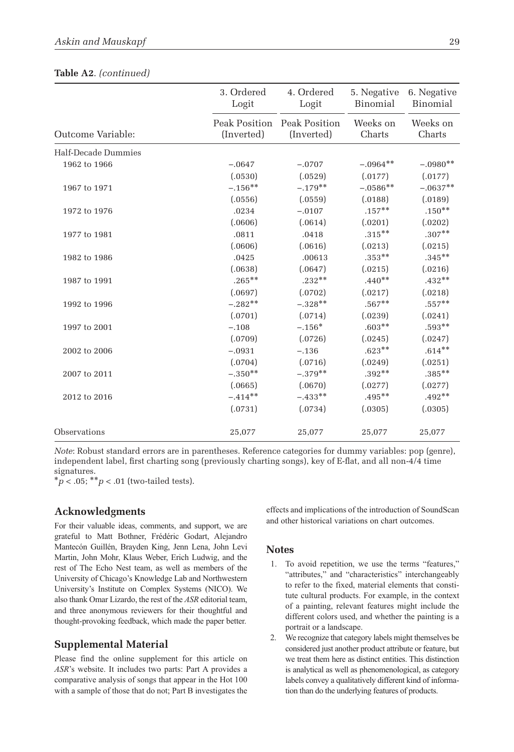**Table A2**. *(continued)*

| | 3. Ordered Logit | 4. Ordered Logit | 5. Negative Binomial | 6. Negative Binomial |
|---|---|---|---|---|
| Outcome Variable: | Peak Position (Inverted) | Peak Position (Inverted) | Weeks on Charts | Weeks on Charts |
| Half-Decade Dummies | | | | |
| 1962 to 1966 | −.0647 | −.0707 | −.0964** | −.0980** |
| | (.0530) | (.0529) | (.0177) | (.0177) |
| 1967 to 1971 | −.156** | −.179** | −.0586** | −.0637** |
| | (.0556) | (.0559) | (.0188) | (.0189) |
| 1972 to 1976 | .0234 | −.0107 | .157** | .150** |
| | (.0606) | (.0614) | (.0201) | (.0202) |
| 1977 to 1981 | .0811 | .0418 | .315** | .307** |
| | (.0606) | (.0616) | (.0213) | (.0215) |
| 1982 to 1986 | .0425 | .00613 | .353** | .345** |
| | (.0638) | (.0647) | (.0215) | (.0216) |
| 1987 to 1991 | .265** | .232** | .440** | .432** |
| | (.0697) | (.0702) | (.0217) | (.0218) |
| 1992 to 1996 | −.282** | −.328** | .567** | .557** |
| | (.0701) | (.0714) | (.0239) | (.0241) |
| 1997 to 2001 | −.108 | −.156* | .603** | .593** |
| | (.0709) | (.0726) | (.0245) | (.0247) |
| 2002 to 2006 | −.0931 | −.136 | .623** | .614** |
| | (.0704) | (.0716) | (.0249) | (.0251) |
| 2007 to 2011 | −.350** | −.379** | .392** | .385** |
| | (.0665) | (.0670) | (.0277) | (.0277) |
| 2012 to 2016 | −.414** | −.433** | .495** | .492** |
| | (.0731) | (.0734) | (.0305) | (.0305) |
| Observations | 25,077 | 25,077 | 25,077 | 25,077 |

*Note*: Robust standard errors are in parentheses. Reference categories for dummy variables: pop (genre), independent label, first charting song (previously charting songs), key of E-flat, and all non-4/4 time signatures.

*$p < .05$; **$p < .01$ (two-tailed tests).

## Acknowledgments

For their valuable ideas, comments, and support, we are grateful to Matt Bothner, Frédéric Godart, Alejandro Mantecón Guillén, Brayden King, Jenn Lena, John Levi Martin, John Mohr, Klaus Weber, Erich Ludwig, and the rest of The Echo Nest team, as well as members of the University of Chicago's Knowledge Lab and Northwestern University's Institute on Complex Systems (NICO). We also thank Omar Lizardo, the rest of the *ASR* editorial team, and three anonymous reviewers for their thoughtful and thought-provoking feedback, which made the paper better.

## Supplemental Material

Please find the online supplement for this article on *ASR*'s website. It includes two parts: Part A provides a comparative analysis of songs that appear in the Hot 100 with a sample of those that do not; Part B investigates the effects and implications of the introduction of SoundScan and other historical variations on chart outcomes.

## Notes

1. To avoid repetition, we use the terms "features," "attributes," and "characteristics" interchangeably to refer to the fixed, material elements that constitute cultural products. For example, in the context of a painting, relevant features might include the different colors used, and whether the painting is a portrait or a landscape.
2. We recognize that category labels might themselves be considered just another product attribute or feature, but we treat them here as distinct entities. This distinction is analytical as well as phenomenological, as category labels convey a qualitatively different kind of information than do the underlying features of products.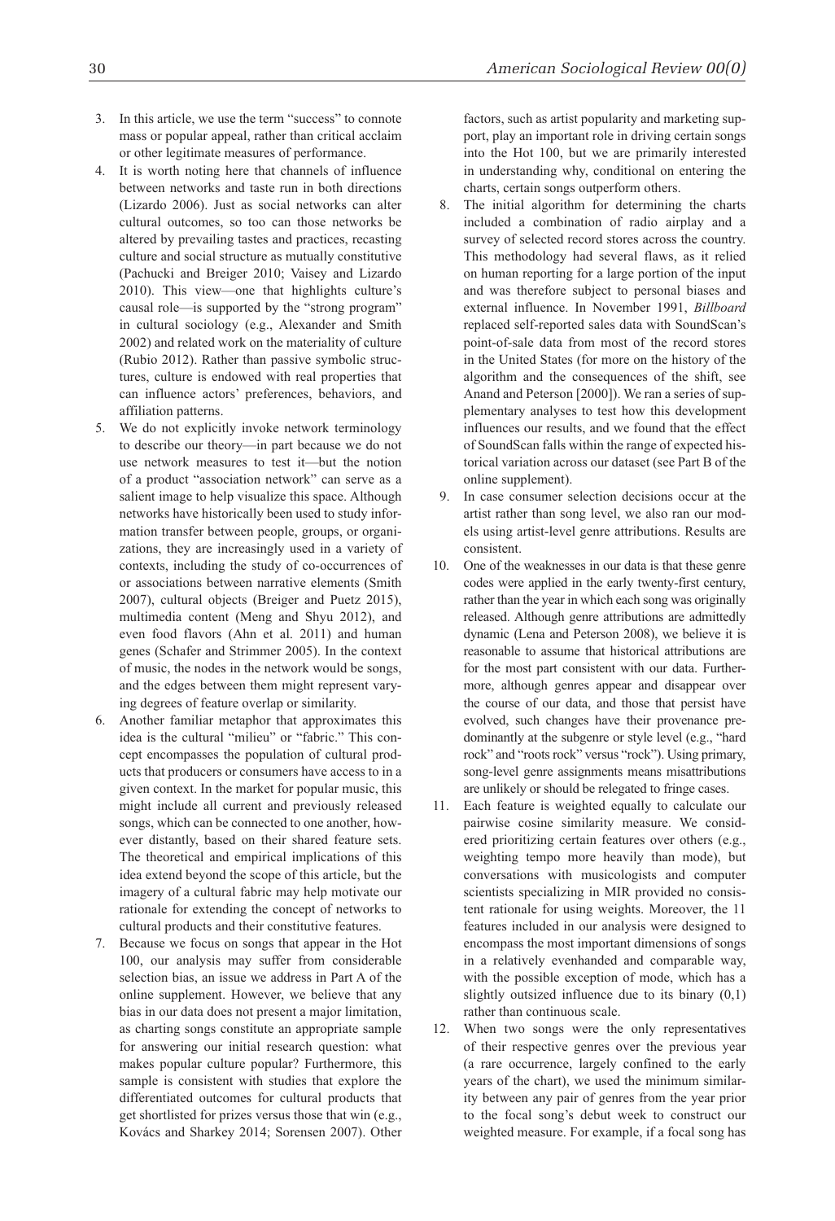3. In this article, we use the term "success" to connote mass or popular appeal, rather than critical acclaim or other legitimate measures of performance.
4. It is worth noting here that channels of influence between networks and taste run in both directions (Lizardo 2006). Just as social networks can alter cultural outcomes, so too can those networks be altered by prevailing tastes and practices, recasting culture and social structure as mutually constitutive (Pachucki and Breiger 2010; Vaisey and Lizardo 2010). This view—one that highlights culture's causal role—is supported by the "strong program" in cultural sociology (e.g., Alexander and Smith 2002) and related work on the materiality of culture (Rubio 2012). Rather than passive symbolic structures, culture is endowed with real properties that can influence actors' preferences, behaviors, and affiliation patterns.
5. We do not explicitly invoke network terminology to describe our theory—in part because we do not use network measures to test it—but the notion of a product "association network" can serve as a salient image to help visualize this space. Although networks have historically been used to study information transfer between people, groups, or organizations, they are increasingly used in a variety of contexts, including the study of co-occurrences of or associations between narrative elements (Smith 2007), cultural objects (Breiger and Puetz 2015), multimedia content (Meng and Shyu 2012), and even food flavors (Ahn et al. 2011) and human genes (Schafer and Strimmer 2005). In the context of music, the nodes in the network would be songs, and the edges between them might represent varying degrees of feature overlap or similarity.
6. Another familiar metaphor that approximates this idea is the cultural "milieu" or "fabric." This concept encompasses the population of cultural products that producers or consumers have access to in a given context. In the market for popular music, this might include all current and previously released songs, which can be connected to one another, however distantly, based on their shared feature sets. The theoretical and empirical implications of this idea extend beyond the scope of this article, but the imagery of a cultural fabric may help motivate our rationale for extending the concept of networks to cultural products and their constitutive features.
7. Because we focus on songs that appear in the Hot 100, our analysis may suffer from considerable selection bias, an issue we address in Part A of the online supplement. However, we believe that any bias in our data does not present a major limitation, as charting songs constitute an appropriate sample for answering our initial research question: what makes popular culture popular? Furthermore, this sample is consistent with studies that explore the differentiated outcomes for cultural products that get shortlisted for prizes versus those that win (e.g., Kovács and Sharkey 2014; Sorensen 2007). Other factors, such as artist popularity and marketing support, play an important role in driving certain songs into the Hot 100, but we are primarily interested in understanding why, conditional on entering the charts, certain songs outperform others.
8. The initial algorithm for determining the charts included a combination of radio airplay and a survey of selected record stores across the country. This methodology had several flaws, as it relied on human reporting for a large portion of the input and was therefore subject to personal biases and external influence. In November 1991, *Billboard* replaced self-reported sales data with SoundScan's point-of-sale data from most of the record stores in the United States (for more on the history of the algorithm and the consequences of the shift, see Anand and Peterson [2000]). We ran a series of supplementary analyses to test how this development influences our results, and we found that the effect of SoundScan falls within the range of expected historical variation across our dataset (see Part B of the online supplement).
9. In case consumer selection decisions occur at the artist rather than song level, we also ran our models using artist-level genre attributions. Results are consistent.
10. One of the weaknesses in our data is that these genre codes were applied in the early twenty-first century, rather than the year in which each song was originally released. Although genre attributions are admittedly dynamic (Lena and Peterson 2008), we believe it is reasonable to assume that historical attributions are for the most part consistent with our data. Furthermore, although genres appear and disappear over the course of our data, and those that persist have evolved, such changes have their provenance predominantly at the subgenre or style level (e.g., "hard rock" and "roots rock" versus "rock"). Using primary, song-level genre assignments means misattributions are unlikely or should be relegated to fringe cases.
11. Each feature is weighted equally to calculate our pairwise cosine similarity measure. We considered prioritizing certain features over others (e.g., weighting tempo more heavily than mode), but conversations with musicologists and computer scientists specializing in MIR provided no consistent rationale for using weights. Moreover, the 11 features included in our analysis were designed to encompass the most important dimensions of songs in a relatively evenhanded and comparable way, with the possible exception of mode, which has a slightly outsized influence due to its binary (0,1) rather than continuous scale.
12. When two songs were the only representatives of their respective genres over the previous year (a rare occurrence, largely confined to the early years of the chart), we used the minimum similarity between any pair of genres from the year prior to the focal song's debut week to construct our weighted measure. For example, if a focal song has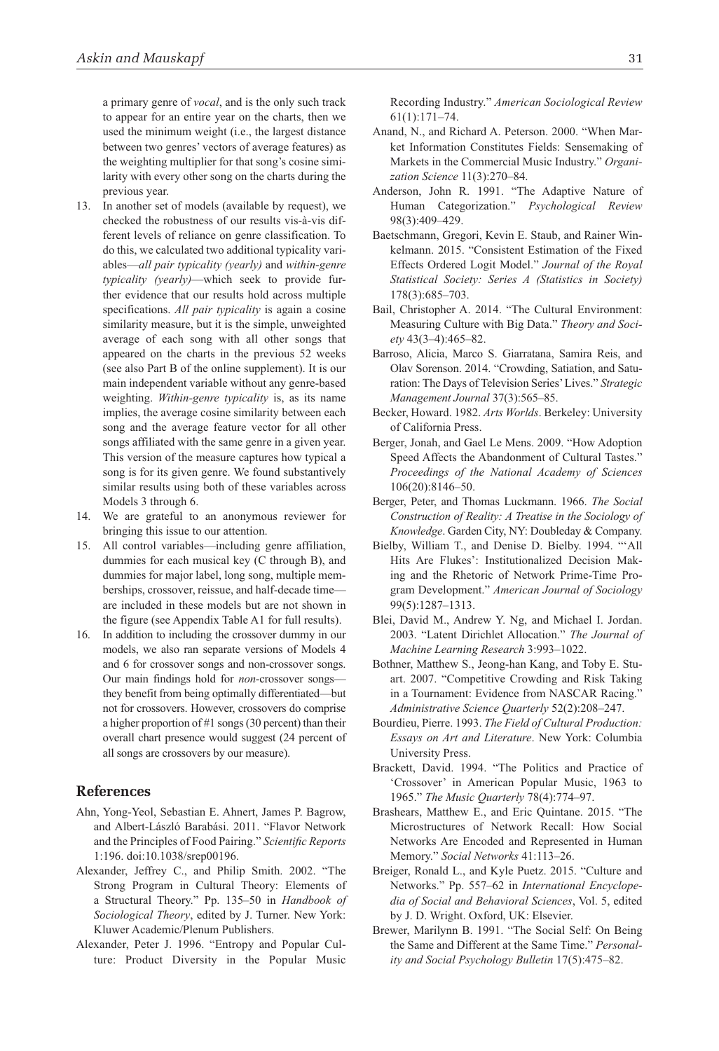a primary genre of *vocal*, and is the only such track to appear for an entire year on the charts, then we used the minimum weight (i.e., the largest distance between two genres' vectors of average features) as the weighting multiplier for that song's cosine similarity with every other song on the charts during the previous year.

13. In another set of models (available by request), we checked the robustness of our results vis-à-vis different levels of reliance on genre classification. To do this, we calculated two additional typicality variables—*all pair typicality (yearly)* and *within-genre typicality (yearly)*—which seek to provide further evidence that our results hold across multiple specifications. *All pair typicality* is again a cosine similarity measure, but it is the simple, unweighted average of each song with all other songs that appeared on the charts in the previous 52 weeks (see also Part B of the online supplement). It is our main independent variable without any genre-based weighting. *Within-genre typicality* is, as its name implies, the average cosine similarity between each song and the average feature vector for all other songs affiliated with the same genre in a given year. This version of the measure captures how typical a song is for its given genre. We found substantively similar results using both of these variables across Models 3 through 6.
14. We are grateful to an anonymous reviewer for bringing this issue to our attention.
15. All control variables—including genre affiliation, dummies for each musical key (C through B), and dummies for major label, long song, multiple memberships, crossover, reissue, and half-decade time—are included in these models but are not shown in the figure (see Appendix Table A1 for full results).
16. In addition to including the crossover dummy in our models, we also ran separate versions of Models 4 and 6 for crossover songs and non-crossover songs. Our main findings hold for *non*-crossover songs—they benefit from being optimally differentiated—but not for crossovers. However, crossovers do comprise a higher proportion of #1 songs (30 percent) than their overall chart presence would suggest (24 percent of all songs are crossovers by our measure).

## References

Ahn, Yong-Yeol, Sebastian E. Ahnert, James P. Bagrow, and Albert-László Barabási. 2011. "Flavor Network and the Principles of Food Pairing." *Scientific Reports* 1:196. doi:10.1038/srep00196.

Alexander, Jeffrey C., and Philip Smith. 2002. "The Strong Program in Cultural Theory: Elements of a Structural Theory." Pp. 135–50 in *Handbook of Sociological Theory*, edited by J. Turner. New York: Kluwer Academic/Plenum Publishers.

Alexander, Peter J. 1996. "Entropy and Popular Culture: Product Diversity in the Popular Music Recording Industry." *American Sociological Review* 61(1):171–74.

Anand, N., and Richard A. Peterson. 2000. "When Market Information Constitutes Fields: Sensemaking of Markets in the Commercial Music Industry." *Organization Science* 11(3):270–84.

Anderson, John R. 1991. "The Adaptive Nature of Human Categorization." *Psychological Review* 98(3):409–429.

Baetschmann, Gregori, Kevin E. Staub, and Rainer Winkelmann. 2015. "Consistent Estimation of the Fixed Effects Ordered Logit Model." *Journal of the Royal Statistical Society: Series A (Statistics in Society)* 178(3):685–703.

Bail, Christopher A. 2014. "The Cultural Environment: Measuring Culture with Big Data." *Theory and Society* 43(3–4):465–82.

Barroso, Alicia, Marco S. Giarratana, Samira Reis, and Olav Sorenson. 2014. "Crowding, Satiation, and Saturation: The Days of Television Series' Lives." *Strategic Management Journal* 37(3):565–85.

Becker, Howard. 1982. *Arts Worlds*. Berkeley: University of California Press.

Berger, Jonah, and Gael Le Mens. 2009. "How Adoption Speed Affects the Abandonment of Cultural Tastes." *Proceedings of the National Academy of Sciences* 106(20):8146–50.

Berger, Peter, and Thomas Luckmann. 1966. *The Social Construction of Reality: A Treatise in the Sociology of Knowledge*. Garden City, NY: Doubleday & Company.

Bielby, William T., and Denise D. Bielby. 1994. "'All Hits Are Flukes': Institutionalized Decision Making and the Rhetoric of Network Prime-Time Program Development." *American Journal of Sociology* 99(5):1287–1313.

Blei, David M., Andrew Y. Ng, and Michael I. Jordan. 2003. "Latent Dirichlet Allocation." *The Journal of Machine Learning Research* 3:993–1022.

Bothner, Matthew S., Jeong-han Kang, and Toby E. Stuart. 2007. "Competitive Crowding and Risk Taking in a Tournament: Evidence from NASCAR Racing." *Administrative Science Quarterly* 52(2):208–247.

Bourdieu, Pierre. 1993. *The Field of Cultural Production: Essays on Art and Literature*. New York: Columbia University Press.

Brackett, David. 1994. "The Politics and Practice of 'Crossover' in American Popular Music, 1963 to 1965." *The Music Quarterly* 78(4):774–97.

Brashears, Matthew E., and Eric Quintane. 2015. "The Microstructures of Network Recall: How Social Networks Are Encoded and Represented in Human Memory." *Social Networks* 41:113–26.

Breiger, Ronald L., and Kyle Puetz. 2015. "Culture and Networks." Pp. 557–62 in *International Encyclopedia of Social and Behavioral Sciences*, Vol. 5, edited by J. D. Wright. Oxford, UK: Elsevier.

Brewer, Marilynn B. 1991. "The Social Self: On Being the Same and Different at the Same Time." *Personality and Social Psychology Bulletin* 17(5):475–82.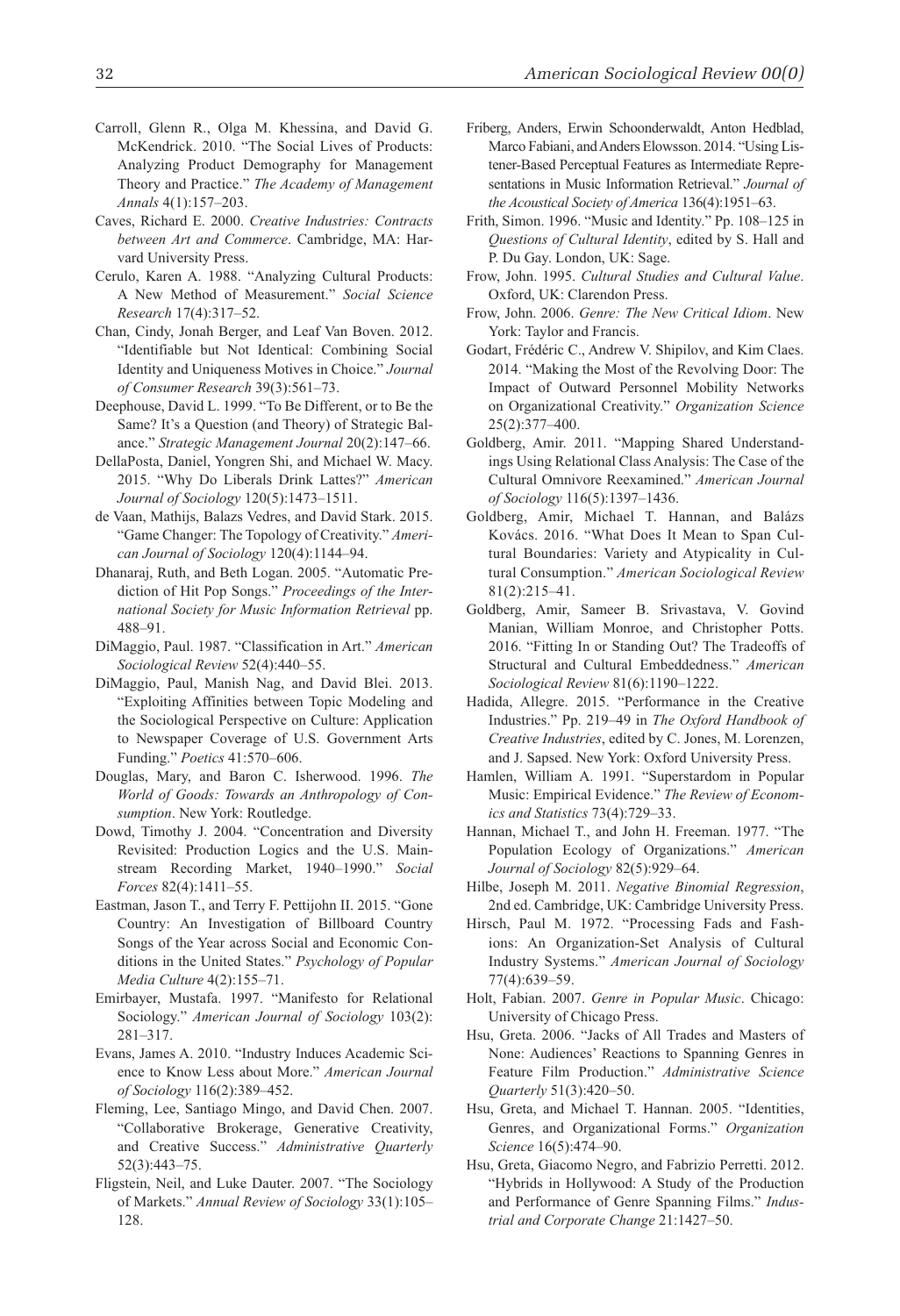Carroll, Glenn R., Olga M. Khessina, and David G. McKendrick. 2010. "The Social Lives of Products: Analyzing Product Demography for Management Theory and Practice." *The Academy of Management Annals* 4(1):157–203.

Caves, Richard E. 2000. *Creative Industries: Contracts between Art and Commerce*. Cambridge, MA: Harvard University Press.

Cerulo, Karen A. 1988. "Analyzing Cultural Products: A New Method of Measurement." *Social Science Research* 17(4):317–52.

Chan, Cindy, Jonah Berger, and Leaf Van Boven. 2012. "Identifiable but Not Identical: Combining Social Identity and Uniqueness Motives in Choice." *Journal of Consumer Research* 39(3):561–73.

Deephouse, David L. 1999. "To Be Different, or to Be the Same? It's a Question (and Theory) of Strategic Balance." *Strategic Management Journal* 20(2):147–66.

DellaPosta, Daniel, Yongren Shi, and Michael W. Macy. 2015. "Why Do Liberals Drink Lattes?" *American Journal of Sociology* 120(5):1473–1511.

de Vaan, Mathijs, Balazs Vedres, and David Stark. 2015. "Game Changer: The Topology of Creativity." *American Journal of Sociology* 120(4):1144–94.

Dhanaraj, Ruth, and Beth Logan. 2005. "Automatic Prediction of Hit Pop Songs." *Proceedings of the International Society for Music Information Retrieval* pp. 488–91.

DiMaggio, Paul. 1987. "Classification in Art." *American Sociological Review* 52(4):440–55.

DiMaggio, Paul, Manish Nag, and David Blei. 2013. "Exploiting Affinities between Topic Modeling and the Sociological Perspective on Culture: Application to Newspaper Coverage of U.S. Government Arts Funding." *Poetics* 41:570–606.

Douglas, Mary, and Baron C. Isherwood. 1996. *The World of Goods: Towards an Anthropology of Consumption*. New York: Routledge.

Dowd, Timothy J. 2004. "Concentration and Diversity Revisited: Production Logics and the U.S. Mainstream Recording Market, 1940–1990." *Social Forces* 82(4):1411–55.

Eastman, Jason T., and Terry F. Pettijohn II. 2015. "Gone Country: An Investigation of Billboard Country Songs of the Year across Social and Economic Conditions in the United States." *Psychology of Popular Media Culture* 4(2):155–71.

Emirbayer, Mustafa. 1997. "Manifesto for Relational Sociology." *American Journal of Sociology* 103(2): 281–317.

Evans, James A. 2010. "Industry Induces Academic Science to Know Less about More." *American Journal of Sociology* 116(2):389–452.

Fleming, Lee, Santiago Mingo, and David Chen. 2007. "Collaborative Brokerage, Generative Creativity, and Creative Success." *Administrative Quarterly* 52(3):443–75.

Fligstein, Neil, and Luke Dauter. 2007. "The Sociology of Markets." *Annual Review of Sociology* 33(1):105–128.

Friberg, Anders, Erwin Schoonderwaldt, Anton Hedblad, Marco Fabiani, and Anders Elowsson. 2014. "Using Listener-Based Perceptual Features as Intermediate Representations in Music Information Retrieval." *Journal of the Acoustical Society of America* 136(4):1951–63.

Frith, Simon. 1996. "Music and Identity." Pp. 108–125 in *Questions of Cultural Identity*, edited by S. Hall and P. Du Gay. London, UK: Sage.

Frow, John. 1995. *Cultural Studies and Cultural Value*. Oxford, UK: Clarendon Press.

Frow, John. 2006. *Genre: The New Critical Idiom*. New York: Taylor and Francis.

Godart, Frédéric C., Andrew V. Shipilov, and Kim Claes. 2014. "Making the Most of the Revolving Door: The Impact of Outward Personnel Mobility Networks on Organizational Creativity." *Organization Science* 25(2):377–400.

Goldberg, Amir. 2011. "Mapping Shared Understandings Using Relational Class Analysis: The Case of the Cultural Omnivore Reexamined." *American Journal of Sociology* 116(5):1397–1436.

Goldberg, Amir, Michael T. Hannan, and Balázs Kovács. 2016. "What Does It Mean to Span Cultural Boundaries: Variety and Atypicality in Cultural Consumption." *American Sociological Review* 81(2):215–41.

Goldberg, Amir, Sameer B. Srivastava, V. Govind Manian, William Monroe, and Christopher Potts. 2016. "Fitting In or Standing Out? The Tradeoffs of Structural and Cultural Embeddedness." *American Sociological Review* 81(6):1190–1222.

Hadida, Allegre. 2015. "Performance in the Creative Industries." Pp. 219–49 in *The Oxford Handbook of Creative Industries*, edited by C. Jones, M. Lorenzen, and J. Sapsed. New York: Oxford University Press.

Hamlen, William A. 1991. "Superstardom in Popular Music: Empirical Evidence." *The Review of Economics and Statistics* 73(4):729–33.

Hannan, Michael T., and John H. Freeman. 1977. "The Population Ecology of Organizations." *American Journal of Sociology* 82(5):929–64.

Hilbe, Joseph M. 2011. *Negative Binomial Regression*, 2nd ed. Cambridge, UK: Cambridge University Press.

Hirsch, Paul M. 1972. "Processing Fads and Fashions: An Organization-Set Analysis of Cultural Industry Systems." *American Journal of Sociology* 77(4):639–59.

Holt, Fabian. 2007. *Genre in Popular Music*. Chicago: University of Chicago Press.

Hsu, Greta. 2006. "Jacks of All Trades and Masters of None: Audiences' Reactions to Spanning Genres in Feature Film Production." *Administrative Science Quarterly* 51(3):420–50.

Hsu, Greta, and Michael T. Hannan. 2005. "Identities, Genres, and Organizational Forms." *Organization Science* 16(5):474–90.

Hsu, Greta, Giacomo Negro, and Fabrizio Perretti. 2012. "Hybrids in Hollywood: A Study of the Production and Performance of Genre Spanning Films." *Industrial and Corporate Change* 21:1427–50.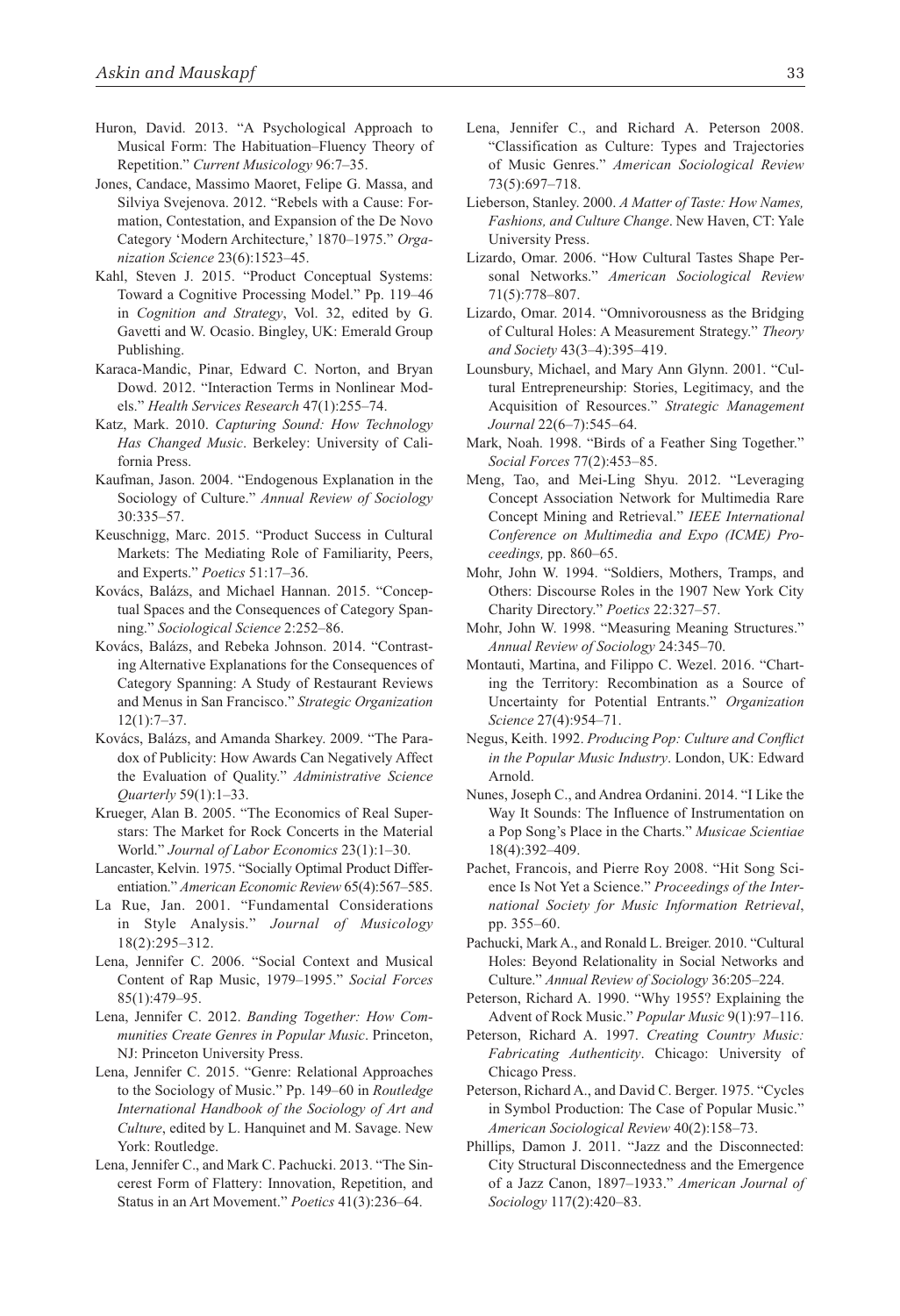Huron, David. 2013. "A Psychological Approach to Musical Form: The Habituation–Fluency Theory of Repetition." *Current Musicology* 96:7–35.

Jones, Candace, Massimo Maoret, Felipe G. Massa, and Silviya Svejenova. 2012. "Rebels with a Cause: Formation, Contestation, and Expansion of the De Novo Category 'Modern Architecture,' 1870–1975." *Organization Science* 23(6):1523–45.

Kahl, Steven J. 2015. "Product Conceptual Systems: Toward a Cognitive Processing Model." Pp. 119–46 in *Cognition and Strategy*, Vol. 32, edited by G. Gavetti and W. Ocasio. Bingley, UK: Emerald Group Publishing.

Karaca-Mandic, Pinar, Edward C. Norton, and Bryan Dowd. 2012. "Interaction Terms in Nonlinear Models." *Health Services Research* 47(1):255–74.

Katz, Mark. 2010. *Capturing Sound: How Technology Has Changed Music*. Berkeley: University of California Press.

Kaufman, Jason. 2004. "Endogenous Explanation in the Sociology of Culture." *Annual Review of Sociology* 30:335–57.

Keuschnigg, Marc. 2015. "Product Success in Cultural Markets: The Mediating Role of Familiarity, Peers, and Experts." *Poetics* 51:17–36.

Kovács, Balázs, and Michael Hannan. 2015. "Conceptual Spaces and the Consequences of Category Spanning." *Sociological Science* 2:252–86.

Kovács, Balázs, and Rebeka Johnson. 2014. "Contrasting Alternative Explanations for the Consequences of Category Spanning: A Study of Restaurant Reviews and Menus in San Francisco." *Strategic Organization* 12(1):7–37.

Kovács, Balázs, and Amanda Sharkey. 2009. "The Paradox of Publicity: How Awards Can Negatively Affect the Evaluation of Quality." *Administrative Science Quarterly* 59(1):1–33.

Krueger, Alan B. 2005. "The Economics of Real Superstars: The Market for Rock Concerts in the Material World." *Journal of Labor Economics* 23(1):1–30.

Lancaster, Kelvin. 1975. "Socially Optimal Product Differentiation." *American Economic Review* 65(4):567–585.

La Rue, Jan. 2001. "Fundamental Considerations in Style Analysis." *Journal of Musicology* 18(2):295–312.

Lena, Jennifer C. 2006. "Social Context and Musical Content of Rap Music, 1979–1995." *Social Forces* 85(1):479–95.

Lena, Jennifer C. 2012. *Banding Together: How Communities Create Genres in Popular Music*. Princeton, NJ: Princeton University Press.

Lena, Jennifer C. 2015. "Genre: Relational Approaches to the Sociology of Music." Pp. 149–60 in *Routledge International Handbook of the Sociology of Art and Culture*, edited by L. Hanquinet and M. Savage. New York: Routledge.

Lena, Jennifer C., and Mark C. Pachucki. 2013. "The Sincerest Form of Flattery: Innovation, Repetition, and Status in an Art Movement." *Poetics* 41(3):236–64.

Lena, Jennifer C., and Richard A. Peterson 2008. "Classification as Culture: Types and Trajectories of Music Genres." *American Sociological Review* 73(5):697–718.

Lieberson, Stanley. 2000. *A Matter of Taste: How Names, Fashions, and Culture Change*. New Haven, CT: Yale University Press.

Lizardo, Omar. 2006. "How Cultural Tastes Shape Personal Networks." *American Sociological Review* 71(5):778–807.

Lizardo, Omar. 2014. "Omnivorousness as the Bridging of Cultural Holes: A Measurement Strategy." *Theory and Society* 43(3–4):395–419.

Lounsbury, Michael, and Mary Ann Glynn. 2001. "Cultural Entrepreneurship: Stories, Legitimacy, and the Acquisition of Resources." *Strategic Management Journal* 22(6–7):545–64.

Mark, Noah. 1998. "Birds of a Feather Sing Together." *Social Forces* 77(2):453–85.

Meng, Tao, and Mei-Ling Shyu. 2012. "Leveraging Concept Association Network for Multimedia Rare Concept Mining and Retrieval." *IEEE International Conference on Multimedia and Expo (ICME) Proceedings,* pp. 860–65.

Mohr, John W. 1994. "Soldiers, Mothers, Tramps, and Others: Discourse Roles in the 1907 New York City Charity Directory." *Poetics* 22:327–57.

Mohr, John W. 1998. "Measuring Meaning Structures." *Annual Review of Sociology* 24:345–70.

Montauti, Martina, and Filippo C. Wezel. 2016. "Charting the Territory: Recombination as a Source of Uncertainty for Potential Entrants." *Organization Science* 27(4):954–71.

Negus, Keith. 1992. *Producing Pop: Culture and Conflict in the Popular Music Industry*. London, UK: Edward Arnold.

Nunes, Joseph C., and Andrea Ordanini. 2014. "I Like the Way It Sounds: The Influence of Instrumentation on a Pop Song's Place in the Charts." *Musicae Scientiae* 18(4):392–409.

Pachet, Francois, and Pierre Roy 2008. "Hit Song Science Is Not Yet a Science." *Proceedings of the International Society for Music Information Retrieval*, pp. 355–60.

Pachucki, Mark A., and Ronald L. Breiger. 2010. "Cultural Holes: Beyond Relationality in Social Networks and Culture." *Annual Review of Sociology* 36:205–224.

Peterson, Richard A. 1990. "Why 1955? Explaining the Advent of Rock Music." *Popular Music* 9(1):97–116.

Peterson, Richard A. 1997. *Creating Country Music: Fabricating Authenticity*. Chicago: University of Chicago Press.

Peterson, Richard A., and David C. Berger. 1975. "Cycles in Symbol Production: The Case of Popular Music." *American Sociological Review* 40(2):158–73.

Phillips, Damon J. 2011. "Jazz and the Disconnected: City Structural Disconnectedness and the Emergence of a Jazz Canon, 1897–1933." *American Journal of Sociology* 117(2):420–83.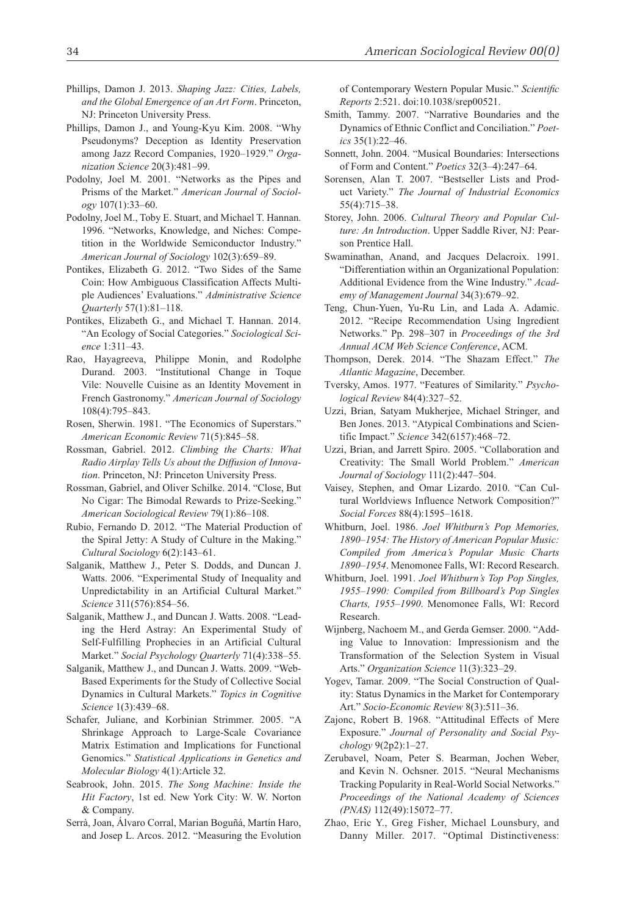Phillips, Damon J. 2013. *Shaping Jazz: Cities, Labels, and the Global Emergence of an Art Form*. Princeton, NJ: Princeton University Press.

Phillips, Damon J., and Young-Kyu Kim. 2008. "Why Pseudonyms? Deception as Identity Preservation among Jazz Record Companies, 1920–1929." *Organization Science* 20(3):481–99.

Podolny, Joel M. 2001. "Networks as the Pipes and Prisms of the Market." *American Journal of Sociology* 107(1):33–60.

Podolny, Joel M., Toby E. Stuart, and Michael T. Hannan. 1996. "Networks, Knowledge, and Niches: Competition in the Worldwide Semiconductor Industry." *American Journal of Sociology* 102(3):659–89.

Pontikes, Elizabeth G. 2012. "Two Sides of the Same Coin: How Ambiguous Classification Affects Multiple Audiences' Evaluations." *Administrative Science Quarterly* 57(1):81–118.

Pontikes, Elizabeth G., and Michael T. Hannan. 2014. "An Ecology of Social Categories." *Sociological Science* 1:311–43.

Rao, Hayagreeva, Philippe Monin, and Rodolphe Durand. 2003. "Institutional Change in Toque Vile: Nouvelle Cuisine as an Identity Movement in French Gastronomy." *American Journal of Sociology* 108(4):795–843.

Rosen, Sherwin. 1981. "The Economics of Superstars." *American Economic Review* 71(5):845–58.

Rossman, Gabriel. 2012. *Climbing the Charts: What Radio Airplay Tells Us about the Diffusion of Innovation*. Princeton, NJ: Princeton University Press.

Rossman, Gabriel, and Oliver Schilke. 2014. "Close, But No Cigar: The Bimodal Rewards to Prize-Seeking." *American Sociological Review* 79(1):86–108.

Rubio, Fernando D. 2012. "The Material Production of the Spiral Jetty: A Study of Culture in the Making." *Cultural Sociology* 6(2):143–61.

Salganik, Matthew J., Peter S. Dodds, and Duncan J. Watts. 2006. "Experimental Study of Inequality and Unpredictability in an Artificial Cultural Market." *Science* 311(576):854–56.

Salganik, Matthew J., and Duncan J. Watts. 2008. "Leading the Herd Astray: An Experimental Study of Self-Fulfilling Prophecies in an Artificial Cultural Market." *Social Psychology Quarterly* 71(4):338–55.

Salganik, Matthew J., and Duncan J. Watts. 2009. "Web-Based Experiments for the Study of Collective Social Dynamics in Cultural Markets." *Topics in Cognitive Science* 1(3):439–68.

Schafer, Juliane, and Korbinian Strimmer. 2005. "A Shrinkage Approach to Large-Scale Covariance Matrix Estimation and Implications for Functional Genomics." *Statistical Applications in Genetics and Molecular Biology* 4(1):Article 32.

Seabrook, John. 2015. *The Song Machine: Inside the Hit Factory*, 1st ed. New York City: W. W. Norton & Company.

Serrà, Joan, Álvaro Corral, Marian Boguñá, Martín Haro, and Josep L. Arcos. 2012. "Measuring the Evolution of Contemporary Western Popular Music." *Scientific Reports* 2:521. doi:10.1038/srep00521.

Smith, Tammy. 2007. "Narrative Boundaries and the Dynamics of Ethnic Conflict and Conciliation." *Poetics* 35(1):22–46.

Sonnett, John. 2004. "Musical Boundaries: Intersections of Form and Content." *Poetics* 32(3–4):247–64.

Sorensen, Alan T. 2007. "Bestseller Lists and Product Variety." *The Journal of Industrial Economics* 55(4):715–38.

Storey, John. 2006. *Cultural Theory and Popular Culture: An Introduction*. Upper Saddle River, NJ: Pearson Prentice Hall.

Swaminathan, Anand, and Jacques Delacroix. 1991. "Differentiation within an Organizational Population: Additional Evidence from the Wine Industry." *Academy of Management Journal* 34(3):679–92.

Teng, Chun-Yuen, Yu-Ru Lin, and Lada A. Adamic. 2012. "Recipe Recommendation Using Ingredient Networks." Pp. 298–307 in *Proceedings of the 3rd Annual ACM Web Science Conference*, ACM.

Thompson, Derek. 2014. "The Shazam Effect." *The Atlantic Magazine*, December.

Tversky, Amos. 1977. "Features of Similarity." *Psychological Review* 84(4):327–52.

Uzzi, Brian, Satyam Mukherjee, Michael Stringer, and Ben Jones. 2013. "Atypical Combinations and Scientific Impact." *Science* 342(6157):468–72.

Uzzi, Brian, and Jarrett Spiro. 2005. "Collaboration and Creativity: The Small World Problem." *American Journal of Sociology* 111(2):447–504.

Vaisey, Stephen, and Omar Lizardo. 2010. "Can Cultural Worldviews Influence Network Composition?" *Social Forces* 88(4):1595–1618.

Whitburn, Joel. 1986. *Joel Whitburn's Pop Memories, 1890–1954: The History of American Popular Music: Compiled from America's Popular Music Charts 1890–1954*. Menomonee Falls, WI: Record Research.

Whitburn, Joel. 1991. *Joel Whitburn's Top Pop Singles, 1955–1990: Compiled from Billboard's Pop Singles Charts, 1955–1990*. Menomonee Falls, WI: Record Research.

Wijnberg, Nachoem M., and Gerda Gemser. 2000. "Adding Value to Innovation: Impressionism and the Transformation of the Selection System in Visual Arts." *Organization Science* 11(3):323–29.

Yogev, Tamar. 2009. "The Social Construction of Quality: Status Dynamics in the Market for Contemporary Art." *Socio-Economic Review* 8(3):511–36.

Zajonc, Robert B. 1968. "Attitudinal Effects of Mere Exposure." *Journal of Personality and Social Psychology* 9(2p2):1–27.

Zerubavel, Noam, Peter S. Bearman, Jochen Weber, and Kevin N. Ochsner. 2015. "Neural Mechanisms Tracking Popularity in Real-World Social Networks." *Proceedings of the National Academy of Sciences (PNAS)* 112(49):15072–77.

Zhao, Eric Y., Greg Fisher, Michael Lounsbury, and Danny Miller. 2017. "Optimal Distinctiveness: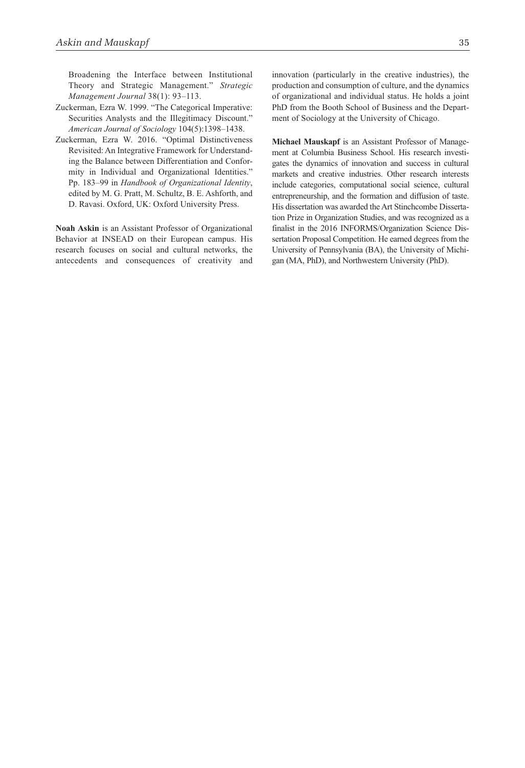Broadening the Interface between Institutional Theory and Strategic Management." *Strategic Management Journal* 38(1): 93–113.

Zuckerman, Ezra W. 1999. "The Categorical Imperative: Securities Analysts and the Illegitimacy Discount." *American Journal of Sociology* 104(5):1398–1438.

Zuckerman, Ezra W. 2016. "Optimal Distinctiveness Revisited: An Integrative Framework for Understanding the Balance between Differentiation and Conformity in Individual and Organizational Identities." Pp. 183–99 in *Handbook of Organizational Identity*, edited by M. G. Pratt, M. Schultz, B. E. Ashforth, and D. Ravasi. Oxford, UK: Oxford University Press.

**Noah Askin** is an Assistant Professor of Organizational Behavior at INSEAD on their European campus. His research focuses on social and cultural networks, the antecedents and consequences of creativity and innovation (particularly in the creative industries), the production and consumption of culture, and the dynamics of organizational and individual status. He holds a joint PhD from the Booth School of Business and the Department of Sociology at the University of Chicago.

**Michael Mauskapf** is an Assistant Professor of Management at Columbia Business School. His research investigates the dynamics of innovation and success in cultural markets and creative industries. Other research interests include categories, computational social science, cultural entrepreneurship, and the formation and diffusion of taste. His dissertation was awarded the Art Stinchcombe Dissertation Prize in Organization Studies, and was recognized as a finalist in the 2016 INFORMS/Organization Science Dissertation Proposal Competition. He earned degrees from the University of Pennsylvania (BA), the University of Michigan (MA, PhD), and Northwestern University (PhD).